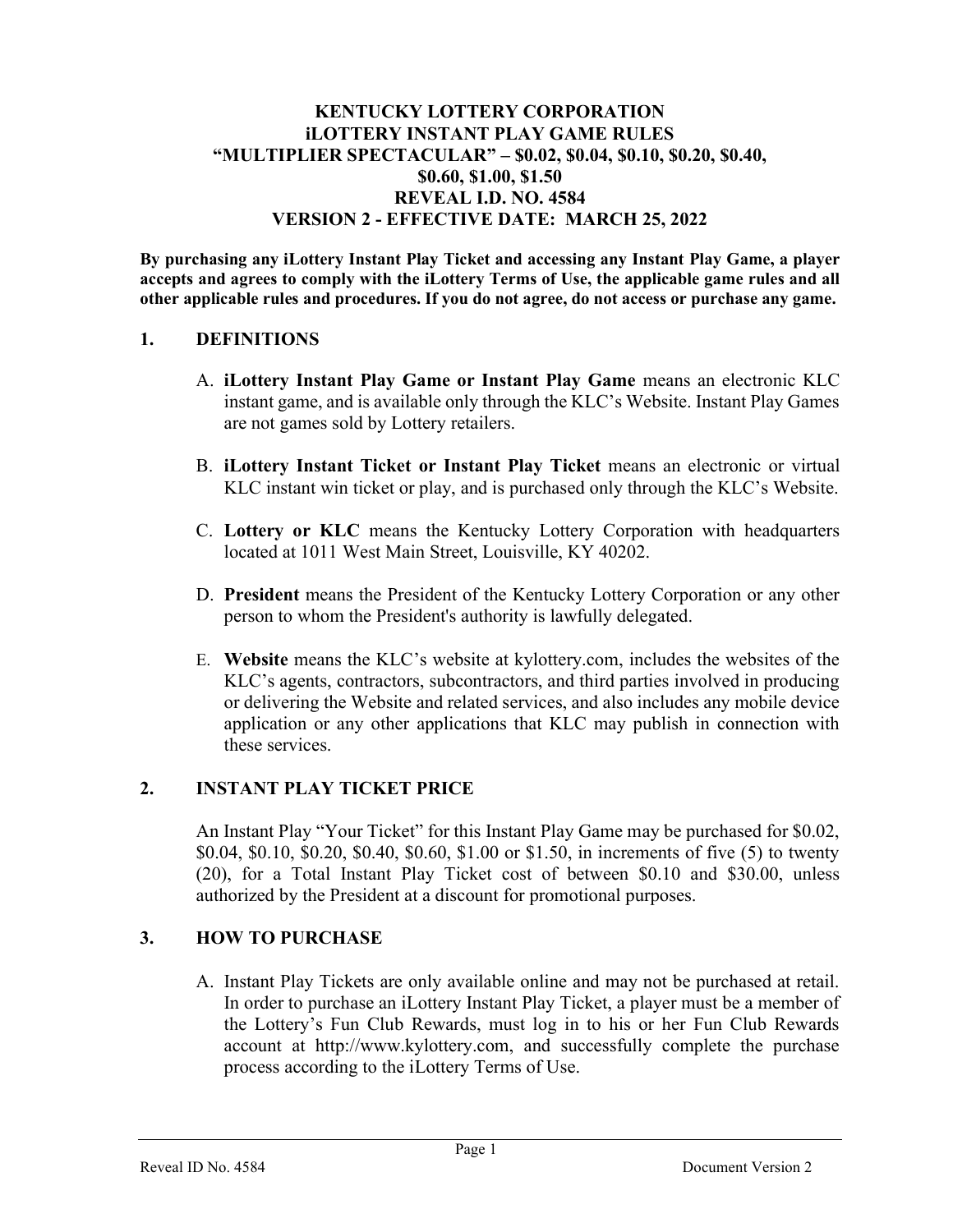# KENTUCKY LOTTERY CORPORATION
# iLOTTERY INSTANT PLAY GAME RULES
# "MULTIPLIER SPECTACULAR" – $0.02, $0.04, $0.10, $0.20, $0.40, $0.60, $1.00, $1.50
# REVEAL I.D. NO. 4584
# VERSION 2 - EFFECTIVE DATE: MARCH 25, 2022

**By purchasing any iLottery Instant Play Ticket and accessing any Instant Play Game, a player accepts and agrees to comply with the iLottery Terms of Use, the applicable game rules and all other applicable rules and procedures. If you do not agree, do not access or purchase any game.**

## 1. DEFINITIONS

A. **iLottery Instant Play Game or Instant Play Game** means an electronic KLC instant game, and is available only through the KLC's Website. Instant Play Games are not games sold by Lottery retailers.

B. **iLottery Instant Ticket or Instant Play Ticket** means an electronic or virtual KLC instant win ticket or play, and is purchased only through the KLC's Website.

C. **Lottery or KLC** means the Kentucky Lottery Corporation with headquarters located at 1011 West Main Street, Louisville, KY 40202.

D. **President** means the President of the Kentucky Lottery Corporation or any other person to whom the President's authority is lawfully delegated.

E. **Website** means the KLC's website at kylottery.com, includes the websites of the KLC's agents, contractors, subcontractors, and third parties involved in producing or delivering the Website and related services, and also includes any mobile device application or any other applications that KLC may publish in connection with these services.

## 2. INSTANT PLAY TICKET PRICE

An Instant Play "Your Ticket" for this Instant Play Game may be purchased for $0.02, $0.04, $0.10, $0.20, $0.40, $0.60, $1.00 or $1.50, in increments of five (5) to twenty (20), for a Total Instant Play Ticket cost of between $0.10 and $30.00, unless authorized by the President at a discount for promotional purposes.

## 3. HOW TO PURCHASE

A. Instant Play Tickets are only available online and may not be purchased at retail. In order to purchase an iLottery Instant Play Ticket, a player must be a member of the Lottery's Fun Club Rewards, must log in to his or her Fun Club Rewards account at http://www.kylottery.com, and successfully complete the purchase process according to the iLottery Terms of Use.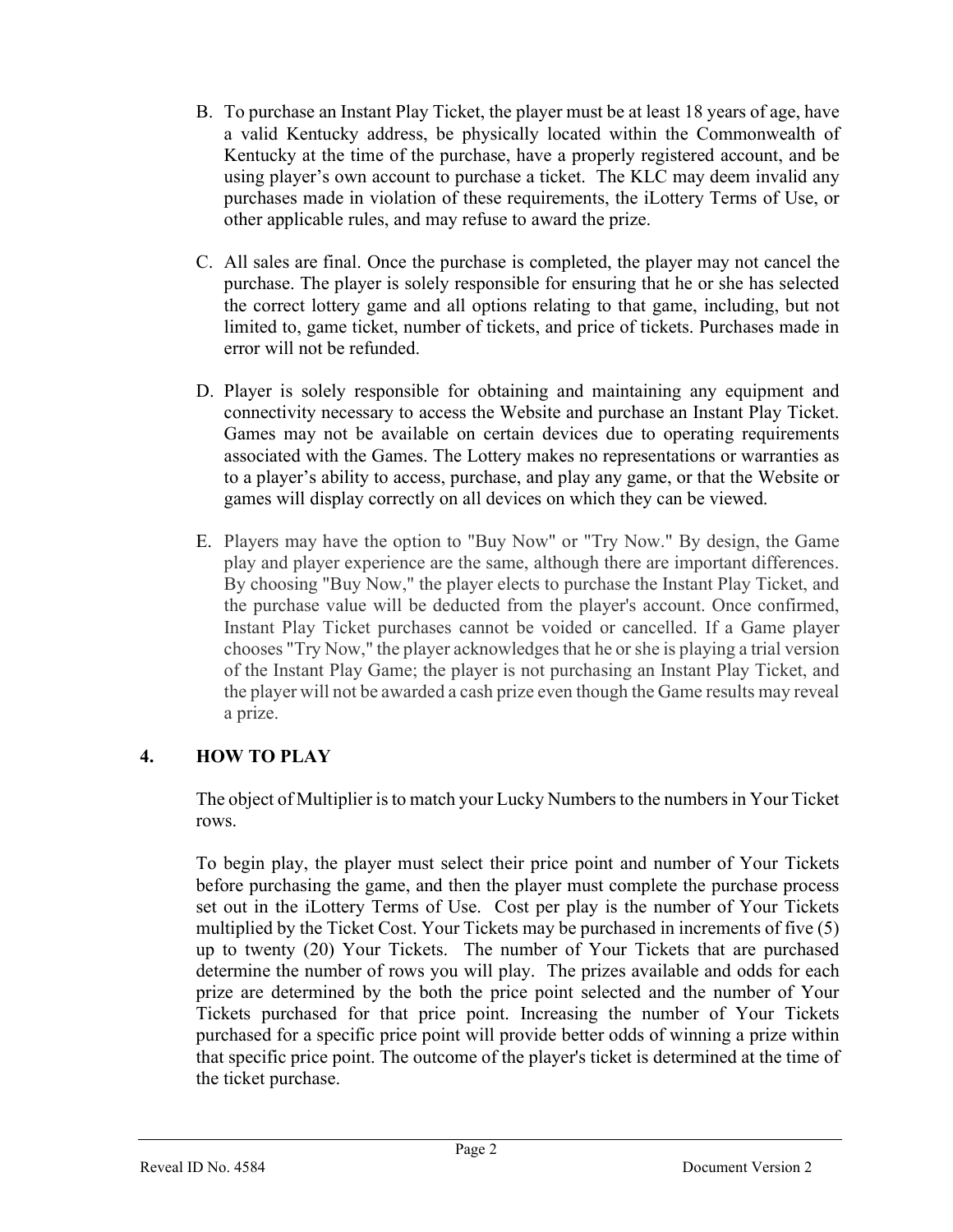B. To purchase an Instant Play Ticket, the player must be at least 18 years of age, have a valid Kentucky address, be physically located within the Commonwealth of Kentucky at the time of the purchase, have a properly registered account, and be using player's own account to purchase a ticket. The KLC may deem invalid any purchases made in violation of these requirements, the iLottery Terms of Use, or other applicable rules, and may refuse to award the prize.

C. All sales are final. Once the purchase is completed, the player may not cancel the purchase. The player is solely responsible for ensuring that he or she has selected the correct lottery game and all options relating to that game, including, but not limited to, game ticket, number of tickets, and price of tickets. Purchases made in error will not be refunded.

D. Player is solely responsible for obtaining and maintaining any equipment and connectivity necessary to access the Website and purchase an Instant Play Ticket. Games may not be available on certain devices due to operating requirements associated with the Games. The Lottery makes no representations or warranties as to a player's ability to access, purchase, and play any game, or that the Website or games will display correctly on all devices on which they can be viewed.

E. Players may have the option to "Buy Now" or "Try Now." By design, the Game play and player experience are the same, although there are important differences. By choosing "Buy Now," the player elects to purchase the Instant Play Ticket, and the purchase value will be deducted from the player's account. Once confirmed, Instant Play Ticket purchases cannot be voided or cancelled. If a Game player chooses "Try Now," the player acknowledges that he or she is playing a trial version of the Instant Play Game; the player is not purchasing an Instant Play Ticket, and the player will not be awarded a cash prize even though the Game results may reveal a prize.

## 4. HOW TO PLAY

The object of Multiplier is to match your Lucky Numbers to the numbers in Your Ticket rows.

To begin play, the player must select their price point and number of Your Tickets before purchasing the game, and then the player must complete the purchase process set out in the iLottery Terms of Use. Cost per play is the number of Your Tickets multiplied by the Ticket Cost. Your Tickets may be purchased in increments of five (5) up to twenty (20) Your Tickets. The number of Your Tickets that are purchased determine the number of rows you will play. The prizes available and odds for each prize are determined by the both the price point selected and the number of Your Tickets purchased for that price point. Increasing the number of Your Tickets purchased for a specific price point will provide better odds of winning a prize within that specific price point. The outcome of the player's ticket is determined at the time of the ticket purchase.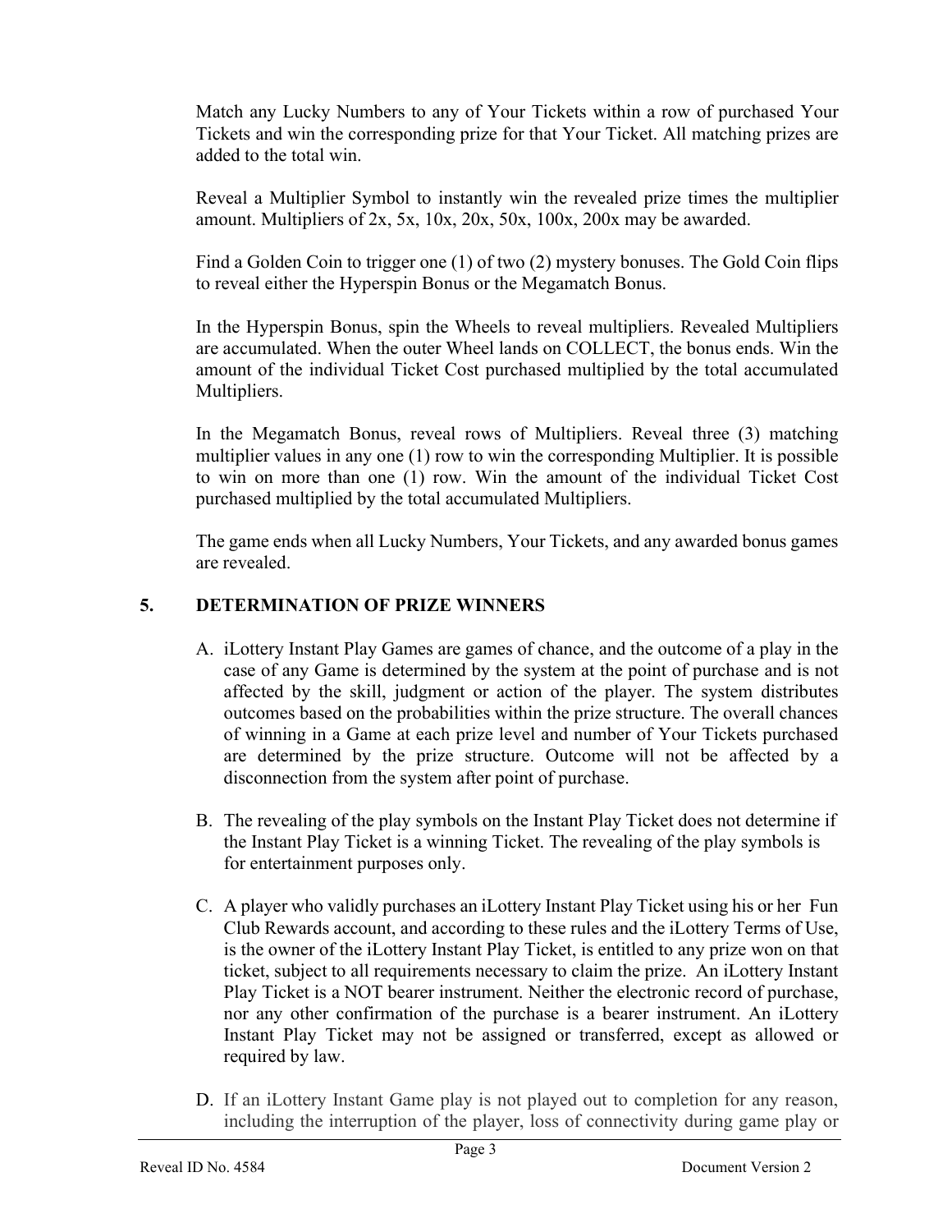Match any Lucky Numbers to any of Your Tickets within a row of purchased Your Tickets and win the corresponding prize for that Your Ticket. All matching prizes are added to the total win.

Reveal a Multiplier Symbol to instantly win the revealed prize times the multiplier amount. Multipliers of 2x, 5x, 10x, 20x, 50x, 100x, 200x may be awarded.

Find a Golden Coin to trigger one (1) of two (2) mystery bonuses. The Gold Coin flips to reveal either the Hyperspin Bonus or the Megamatch Bonus.

In the Hyperspin Bonus, spin the Wheels to reveal multipliers. Revealed Multipliers are accumulated. When the outer Wheel lands on COLLECT, the bonus ends. Win the amount of the individual Ticket Cost purchased multiplied by the total accumulated Multipliers.

In the Megamatch Bonus, reveal rows of Multipliers. Reveal three (3) matching multiplier values in any one (1) row to win the corresponding Multiplier. It is possible to win on more than one (1) row. Win the amount of the individual Ticket Cost purchased multiplied by the total accumulated Multipliers.

The game ends when all Lucky Numbers, Your Tickets, and any awarded bonus games are revealed.

## 5. DETERMINATION OF PRIZE WINNERS

A. iLottery Instant Play Games are games of chance, and the outcome of a play in the case of any Game is determined by the system at the point of purchase and is not affected by the skill, judgment or action of the player. The system distributes outcomes based on the probabilities within the prize structure. The overall chances of winning in a Game at each prize level and number of Your Tickets purchased are determined by the prize structure. Outcome will not be affected by a disconnection from the system after point of purchase.

B. The revealing of the play symbols on the Instant Play Ticket does not determine if the Instant Play Ticket is a winning Ticket. The revealing of the play symbols is for entertainment purposes only.

C. A player who validly purchases an iLottery Instant Play Ticket using his or her Fun Club Rewards account, and according to these rules and the iLottery Terms of Use, is the owner of the iLottery Instant Play Ticket, is entitled to any prize won on that ticket, subject to all requirements necessary to claim the prize. An iLottery Instant Play Ticket is a NOT bearer instrument. Neither the electronic record of purchase, nor any other confirmation of the purchase is a bearer instrument. An iLottery Instant Play Ticket may not be assigned or transferred, except as allowed or required by law.

D. If an iLottery Instant Game play is not played out to completion for any reason, including the interruption of the player, loss of connectivity during game play or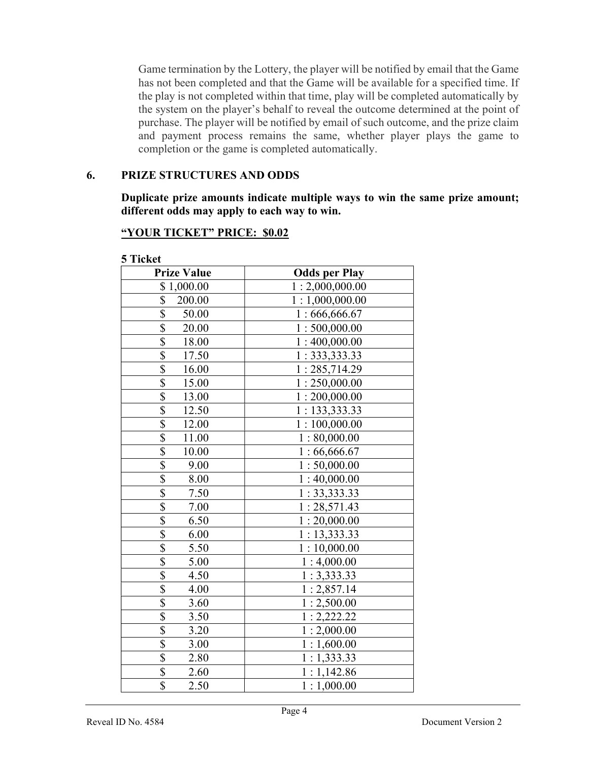Game termination by the Lottery, the player will be notified by email that the Game has not been completed and that the Game will be available for a specified time. If the play is not completed within that time, play will be completed automatically by the system on the player's behalf to reveal the outcome determined at the point of purchase. The player will be notified by email of such outcome, and the prize claim and payment process remains the same, whether player plays the game to completion or the game is completed automatically.

## 6. PRIZE STRUCTURES AND ODDS

**Duplicate prize amounts indicate multiple ways to win the same prize amount; different odds may apply to each way to win.**

**"YOUR TICKET" PRICE: $0.02**

**5 Ticket**

| Prize Value | Odds per Play |
|---|---|
| $ 1,000.00 | 1 : 2,000,000.00 |
| $ 200.00 | 1 : 1,000,000.00 |
| $ 50.00 | 1 : 666,666.67 |
| $ 20.00 | 1 : 500,000.00 |
| $ 18.00 | 1 : 400,000.00 |
| $ 17.50 | 1 : 333,333.33 |
| $ 16.00 | 1 : 285,714.29 |
| $ 15.00 | 1 : 250,000.00 |
| $ 13.00 | 1 : 200,000.00 |
| $ 12.50 | 1 : 133,333.33 |
| $ 12.00 | 1 : 100,000.00 |
| $ 11.00 | 1 : 80,000.00 |
| $ 10.00 | 1 : 66,666.67 |
| $ 9.00 | 1 : 50,000.00 |
| $ 8.00 | 1 : 40,000.00 |
| $ 7.50 | 1 : 33,333.33 |
| $ 7.00 | 1 : 28,571.43 |
| $ 6.50 | 1 : 20,000.00 |
| $ 6.00 | 1 : 13,333.33 |
| $ 5.50 | 1 : 10,000.00 |
| $ 5.00 | 1 : 4,000.00 |
| $ 4.50 | 1 : 3,333.33 |
| $ 4.00 | 1 : 2,857.14 |
| $ 3.60 | 1 : 2,500.00 |
| $ 3.50 | 1 : 2,222.22 |
| $ 3.20 | 1 : 2,000.00 |
| $ 3.00 | 1 : 1,600.00 |
| $ 2.80 | 1 : 1,333.33 |
| $ 2.60 | 1 : 1,142.86 |
| $ 2.50 | 1 : 1,000.00 |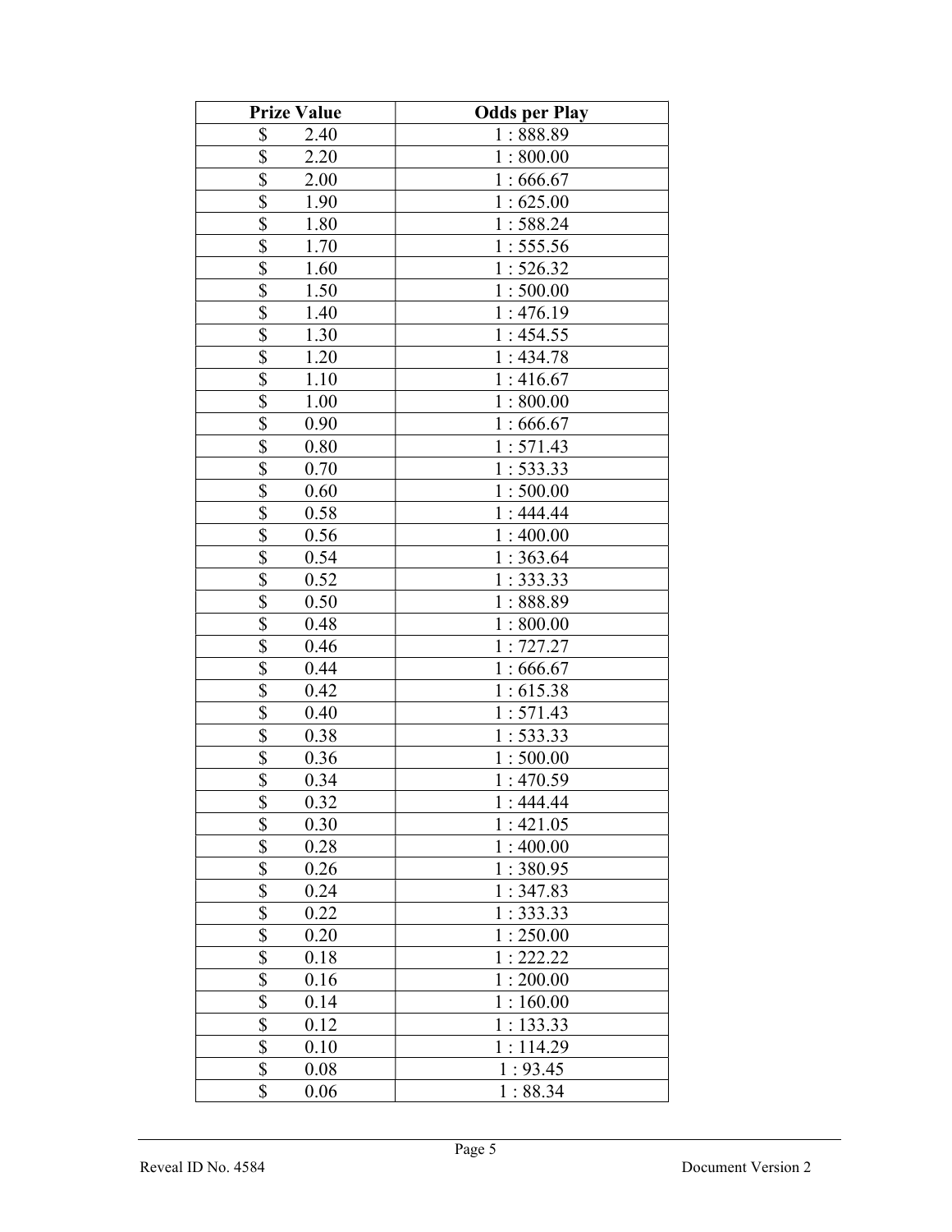| Prize Value | Odds per Play |
|---|---|
| $ 2.40 | 1 : 888.89 |
| $ 2.20 | 1 : 800.00 |
| $ 2.00 | 1 : 666.67 |
| $ 1.90 | 1 : 625.00 |
| $ 1.80 | 1 : 588.24 |
| $ 1.70 | 1 : 555.56 |
| $ 1.60 | 1 : 526.32 |
| $ 1.50 | 1 : 500.00 |
| $ 1.40 | 1 : 476.19 |
| $ 1.30 | 1 : 454.55 |
| $ 1.20 | 1 : 434.78 |
| $ 1.10 | 1 : 416.67 |
| $ 1.00 | 1 : 800.00 |
| $ 0.90 | 1 : 666.67 |
| $ 0.80 | 1 : 571.43 |
| $ 0.70 | 1 : 533.33 |
| $ 0.60 | 1 : 500.00 |
| $ 0.58 | 1 : 444.44 |
| $ 0.56 | 1 : 400.00 |
| $ 0.54 | 1 : 363.64 |
| $ 0.52 | 1 : 333.33 |
| $ 0.50 | 1 : 888.89 |
| $ 0.48 | 1 : 800.00 |
| $ 0.46 | 1 : 727.27 |
| $ 0.44 | 1 : 666.67 |
| $ 0.42 | 1 : 615.38 |
| $ 0.40 | 1 : 571.43 |
| $ 0.38 | 1 : 533.33 |
| $ 0.36 | 1 : 500.00 |
| $ 0.34 | 1 : 470.59 |
| $ 0.32 | 1 : 444.44 |
| $ 0.30 | 1 : 421.05 |
| $ 0.28 | 1 : 400.00 |
| $ 0.26 | 1 : 380.95 |
| $ 0.24 | 1 : 347.83 |
| $ 0.22 | 1 : 333.33 |
| $ 0.20 | 1 : 250.00 |
| $ 0.18 | 1 : 222.22 |
| $ 0.16 | 1 : 200.00 |
| $ 0.14 | 1 : 160.00 |
| $ 0.12 | 1 : 133.33 |
| $ 0.10 | 1 : 114.29 |
| $ 0.08 | 1 : 93.45 |
| $ 0.06 | 1 : 88.34 |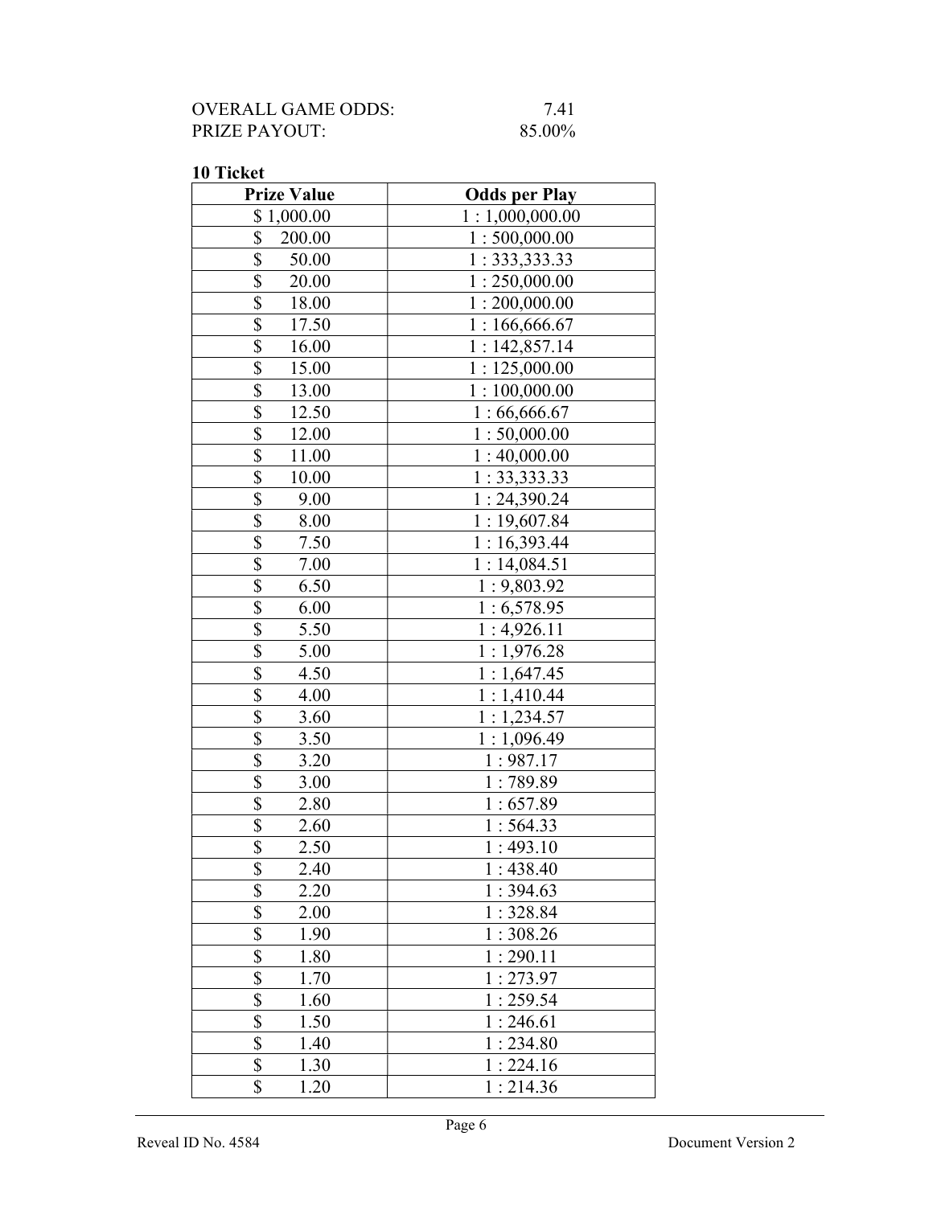OVERALL GAME ODDS: 7.41
PRIZE PAYOUT: 85.00%

**10 Ticket**

| Prize Value | Odds per Play |
|---|---|
| $ 1,000.00 | 1 : 1,000,000.00 |
| $ 200.00 | 1 : 500,000.00 |
| $ 50.00 | 1 : 333,333.33 |
| $ 20.00 | 1 : 250,000.00 |
| $ 18.00 | 1 : 200,000.00 |
| $ 17.50 | 1 : 166,666.67 |
| $ 16.00 | 1 : 142,857.14 |
| $ 15.00 | 1 : 125,000.00 |
| $ 13.00 | 1 : 100,000.00 |
| $ 12.50 | 1 : 66,666.67 |
| $ 12.00 | 1 : 50,000.00 |
| $ 11.00 | 1 : 40,000.00 |
| $ 10.00 | 1 : 33,333.33 |
| $ 9.00 | 1 : 24,390.24 |
| $ 8.00 | 1 : 19,607.84 |
| $ 7.50 | 1 : 16,393.44 |
| $ 7.00 | 1 : 14,084.51 |
| $ 6.50 | 1 : 9,803.92 |
| $ 6.00 | 1 : 6,578.95 |
| $ 5.50 | 1 : 4,926.11 |
| $ 5.00 | 1 : 1,976.28 |
| $ 4.50 | 1 : 1,647.45 |
| $ 4.00 | 1 : 1,410.44 |
| $ 3.60 | 1 : 1,234.57 |
| $ 3.50 | 1 : 1,096.49 |
| $ 3.20 | 1 : 987.17 |
| $ 3.00 | 1 : 789.89 |
| $ 2.80 | 1 : 657.89 |
| $ 2.60 | 1 : 564.33 |
| $ 2.50 | 1 : 493.10 |
| $ 2.40 | 1 : 438.40 |
| $ 2.20 | 1 : 394.63 |
| $ 2.00 | 1 : 328.84 |
| $ 1.90 | 1 : 308.26 |
| $ 1.80 | 1 : 290.11 |
| $ 1.70 | 1 : 273.97 |
| $ 1.60 | 1 : 259.54 |
| $ 1.50 | 1 : 246.61 |
| $ 1.40 | 1 : 234.80 |
| $ 1.30 | 1 : 224.16 |
| $ 1.20 | 1 : 214.36 |

Reveal ID No. 4584 Document Version 2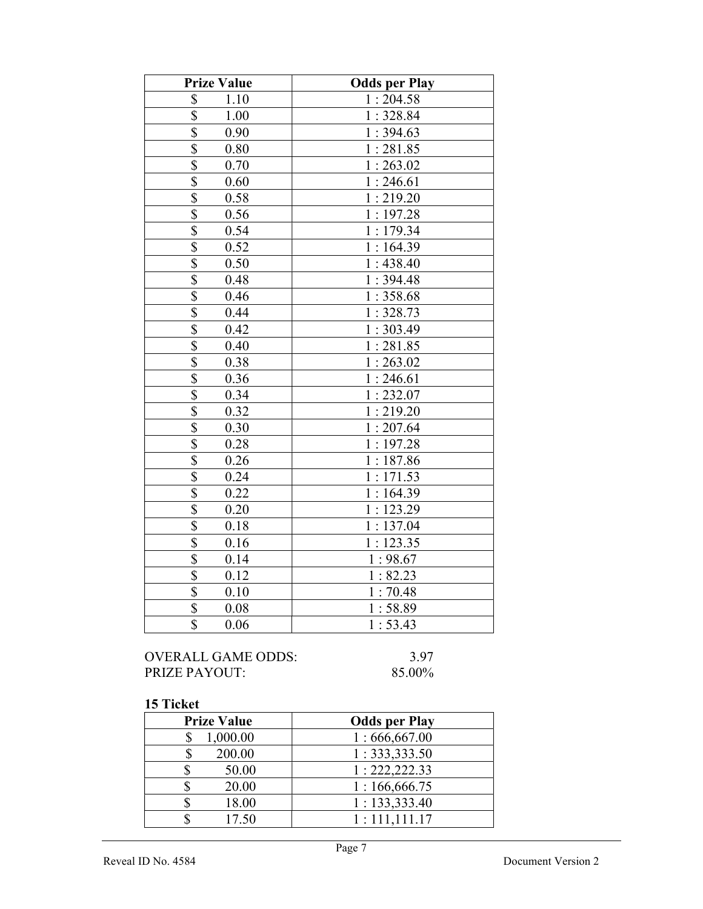| Prize Value | Odds per Play |
|---|---|
| $ 1.10 | 1 : 204.58 |
| $ 1.00 | 1 : 328.84 |
| $ 0.90 | 1 : 394.63 |
| $ 0.80 | 1 : 281.85 |
| $ 0.70 | 1 : 263.02 |
| $ 0.60 | 1 : 246.61 |
| $ 0.58 | 1 : 219.20 |
| $ 0.56 | 1 : 197.28 |
| $ 0.54 | 1 : 179.34 |
| $ 0.52 | 1 : 164.39 |
| $ 0.50 | 1 : 438.40 |
| $ 0.48 | 1 : 394.48 |
| $ 0.46 | 1 : 358.68 |
| $ 0.44 | 1 : 328.73 |
| $ 0.42 | 1 : 303.49 |
| $ 0.40 | 1 : 281.85 |
| $ 0.38 | 1 : 263.02 |
| $ 0.36 | 1 : 246.61 |
| $ 0.34 | 1 : 232.07 |
| $ 0.32 | 1 : 219.20 |
| $ 0.30 | 1 : 207.64 |
| $ 0.28 | 1 : 197.28 |
| $ 0.26 | 1 : 187.86 |
| $ 0.24 | 1 : 171.53 |
| $ 0.22 | 1 : 164.39 |
| $ 0.20 | 1 : 123.29 |
| $ 0.18 | 1 : 137.04 |
| $ 0.16 | 1 : 123.35 |
| $ 0.14 | 1 : 98.67 |
| $ 0.12 | 1 : 82.23 |
| $ 0.10 | 1 : 70.48 |
| $ 0.08 | 1 : 58.89 |
| $ 0.06 | 1 : 53.43 |

OVERALL GAME ODDS: 3.97
PRIZE PAYOUT: 85.00%

**15 Ticket**

| Prize Value | Odds per Play |
|---|---|
| $ 1,000.00 | 1 : 666,667.00 |
| $ 200.00 | 1 : 333,333.50 |
| $ 50.00 | 1 : 222,222.33 |
| $ 20.00 | 1 : 166,666.75 |
| $ 18.00 | 1 : 133,333.40 |
| $ 17.50 | 1 : 111,111.17 |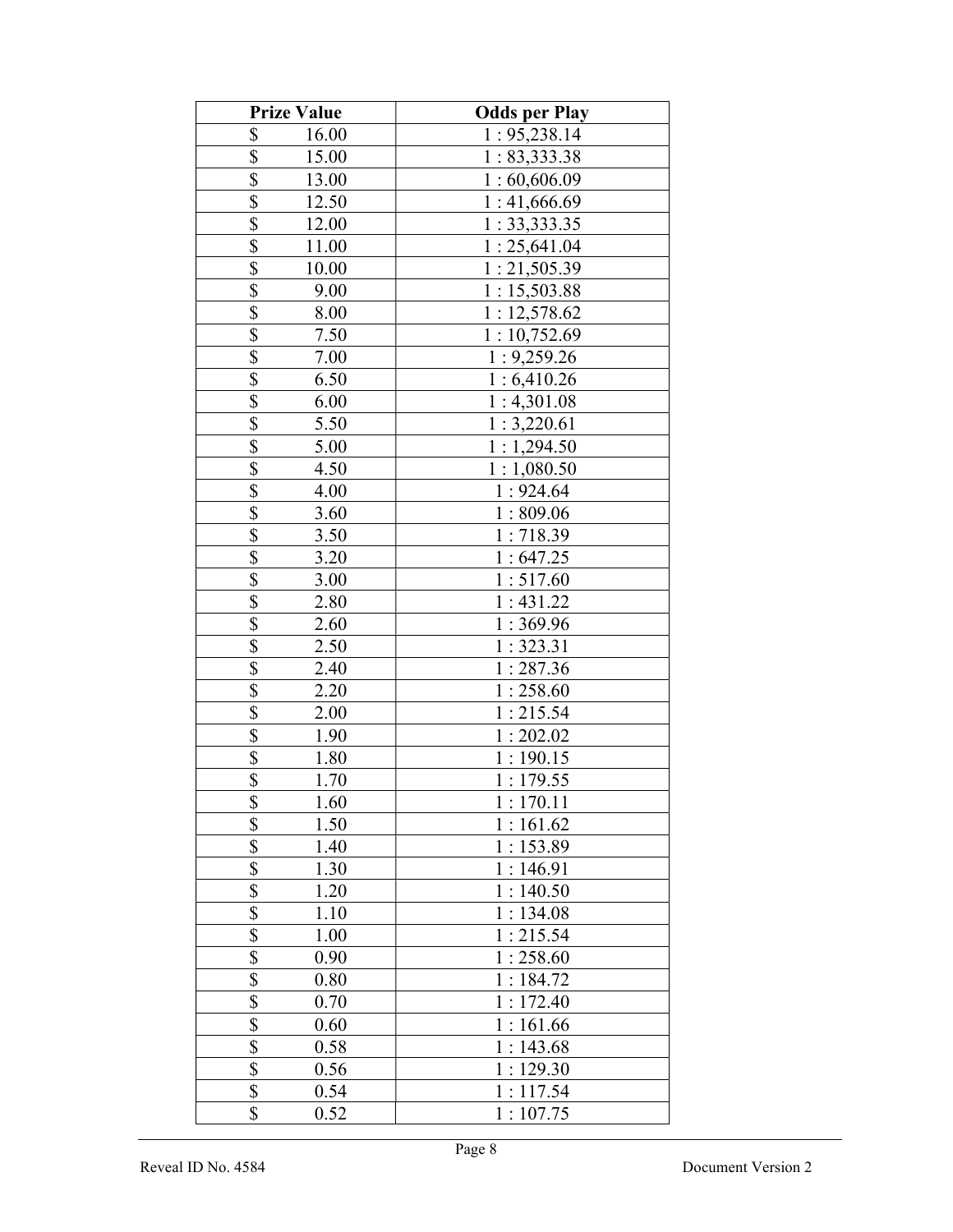| Prize Value | Odds per Play |
|---|---|
| $ 16.00 | 1 : 95,238.14 |
| $ 15.00 | 1 : 83,333.38 |
| $ 13.00 | 1 : 60,606.09 |
| $ 12.50 | 1 : 41,666.69 |
| $ 12.00 | 1 : 33,333.35 |
| $ 11.00 | 1 : 25,641.04 |
| $ 10.00 | 1 : 21,505.39 |
| $ 9.00 | 1 : 15,503.88 |
| $ 8.00 | 1 : 12,578.62 |
| $ 7.50 | 1 : 10,752.69 |
| $ 7.00 | 1 : 9,259.26 |
| $ 6.50 | 1 : 6,410.26 |
| $ 6.00 | 1 : 4,301.08 |
| $ 5.50 | 1 : 3,220.61 |
| $ 5.00 | 1 : 1,294.50 |
| $ 4.50 | 1 : 1,080.50 |
| $ 4.00 | 1 : 924.64 |
| $ 3.60 | 1 : 809.06 |
| $ 3.50 | 1 : 718.39 |
| $ 3.20 | 1 : 647.25 |
| $ 3.00 | 1 : 517.60 |
| $ 2.80 | 1 : 431.22 |
| $ 2.60 | 1 : 369.96 |
| $ 2.50 | 1 : 323.31 |
| $ 2.40 | 1 : 287.36 |
| $ 2.20 | 1 : 258.60 |
| $ 2.00 | 1 : 215.54 |
| $ 1.90 | 1 : 202.02 |
| $ 1.80 | 1 : 190.15 |
| $ 1.70 | 1 : 179.55 |
| $ 1.60 | 1 : 170.11 |
| $ 1.50 | 1 : 161.62 |
| $ 1.40 | 1 : 153.89 |
| $ 1.30 | 1 : 146.91 |
| $ 1.20 | 1 : 140.50 |
| $ 1.10 | 1 : 134.08 |
| $ 1.00 | 1 : 215.54 |
| $ 0.90 | 1 : 258.60 |
| $ 0.80 | 1 : 184.72 |
| $ 0.70 | 1 : 172.40 |
| $ 0.60 | 1 : 161.66 |
| $ 0.58 | 1 : 143.68 |
| $ 0.56 | 1 : 129.30 |
| $ 0.54 | 1 : 117.54 |
| $ 0.52 | 1 : 107.75 |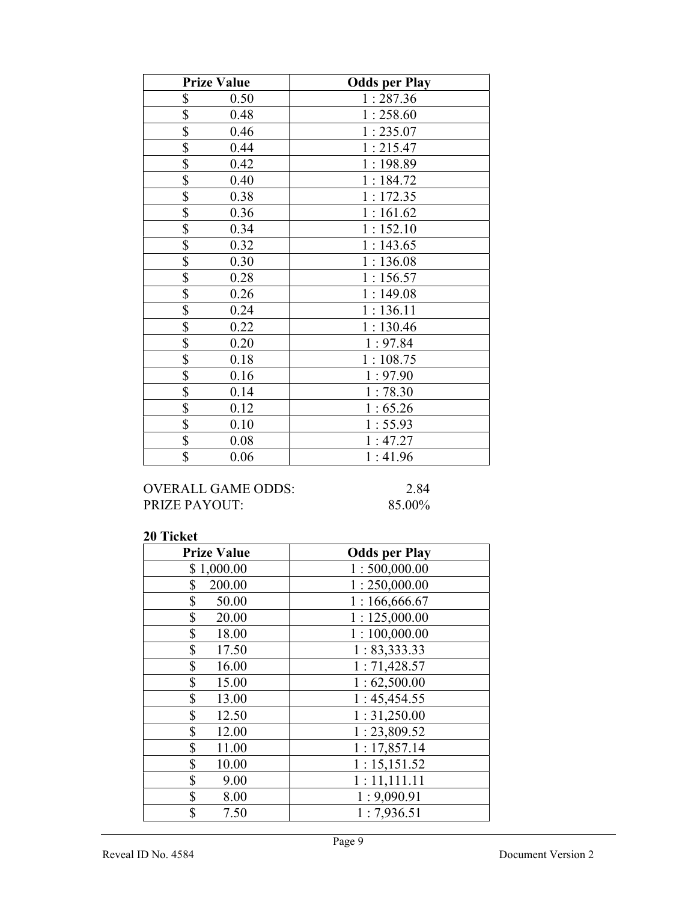| Prize Value | Odds per Play |
|---|---|
| $ 0.50 | 1 : 287.36 |
| $ 0.48 | 1 : 258.60 |
| $ 0.46 | 1 : 235.07 |
| $ 0.44 | 1 : 215.47 |
| $ 0.42 | 1 : 198.89 |
| $ 0.40 | 1 : 184.72 |
| $ 0.38 | 1 : 172.35 |
| $ 0.36 | 1 : 161.62 |
| $ 0.34 | 1 : 152.10 |
| $ 0.32 | 1 : 143.65 |
| $ 0.30 | 1 : 136.08 |
| $ 0.28 | 1 : 156.57 |
| $ 0.26 | 1 : 149.08 |
| $ 0.24 | 1 : 136.11 |
| $ 0.22 | 1 : 130.46 |
| $ 0.20 | 1 : 97.84 |
| $ 0.18 | 1 : 108.75 |
| $ 0.16 | 1 : 97.90 |
| $ 0.14 | 1 : 78.30 |
| $ 0.12 | 1 : 65.26 |
| $ 0.10 | 1 : 55.93 |
| $ 0.08 | 1 : 47.27 |
| $ 0.06 | 1 : 41.96 |

OVERALL GAME ODDS: 2.84
PRIZE PAYOUT: 85.00%

**20 Ticket**

| Prize Value | Odds per Play |
|---|---|
| $ 1,000.00 | 1 : 500,000.00 |
| $ 200.00 | 1 : 250,000.00 |
| $ 50.00 | 1 : 166,666.67 |
| $ 20.00 | 1 : 125,000.00 |
| $ 18.00 | 1 : 100,000.00 |
| $ 17.50 | 1 : 83,333.33 |
| $ 16.00 | 1 : 71,428.57 |
| $ 15.00 | 1 : 62,500.00 |
| $ 13.00 | 1 : 45,454.55 |
| $ 12.50 | 1 : 31,250.00 |
| $ 12.00 | 1 : 23,809.52 |
| $ 11.00 | 1 : 17,857.14 |
| $ 10.00 | 1 : 15,151.52 |
| $ 9.00 | 1 : 11,111.11 |
| $ 8.00 | 1 : 9,090.91 |
| $ 7.50 | 1 : 7,936.51 |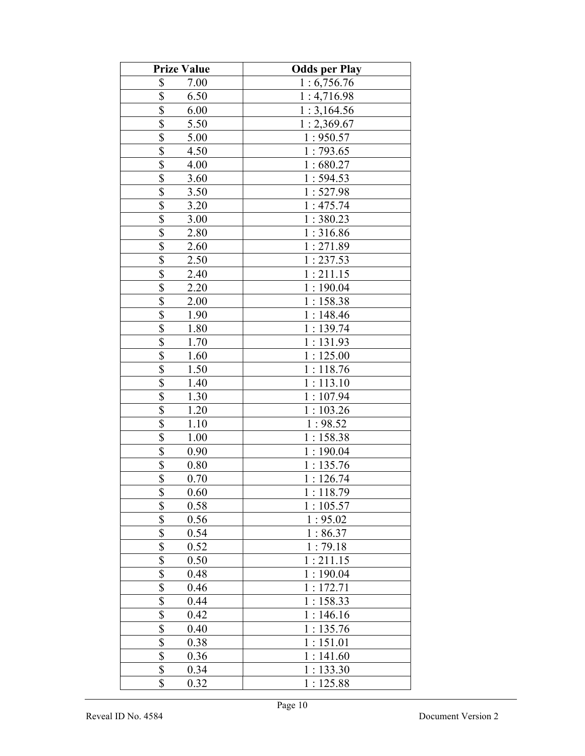| Prize Value | Odds per Play |
|---|---|
| $ 7.00 | 1 : 6,756.76 |
| $ 6.50 | 1 : 4,716.98 |
| $ 6.00 | 1 : 3,164.56 |
| $ 5.50 | 1 : 2,369.67 |
| $ 5.00 | 1 : 950.57 |
| $ 4.50 | 1 : 793.65 |
| $ 4.00 | 1 : 680.27 |
| $ 3.60 | 1 : 594.53 |
| $ 3.50 | 1 : 527.98 |
| $ 3.20 | 1 : 475.74 |
| $ 3.00 | 1 : 380.23 |
| $ 2.80 | 1 : 316.86 |
| $ 2.60 | 1 : 271.89 |
| $ 2.50 | 1 : 237.53 |
| $ 2.40 | 1 : 211.15 |
| $ 2.20 | 1 : 190.04 |
| $ 2.00 | 1 : 158.38 |
| $ 1.90 | 1 : 148.46 |
| $ 1.80 | 1 : 139.74 |
| $ 1.70 | 1 : 131.93 |
| $ 1.60 | 1 : 125.00 |
| $ 1.50 | 1 : 118.76 |
| $ 1.40 | 1 : 113.10 |
| $ 1.30 | 1 : 107.94 |
| $ 1.20 | 1 : 103.26 |
| $ 1.10 | 1 : 98.52 |
| $ 1.00 | 1 : 158.38 |
| $ 0.90 | 1 : 190.04 |
| $ 0.80 | 1 : 135.76 |
| $ 0.70 | 1 : 126.74 |
| $ 0.60 | 1 : 118.79 |
| $ 0.58 | 1 : 105.57 |
| $ 0.56 | 1 : 95.02 |
| $ 0.54 | 1 : 86.37 |
| $ 0.52 | 1 : 79.18 |
| $ 0.50 | 1 : 211.15 |
| $ 0.48 | 1 : 190.04 |
| $ 0.46 | 1 : 172.71 |
| $ 0.44 | 1 : 158.33 |
| $ 0.42 | 1 : 146.16 |
| $ 0.40 | 1 : 135.76 |
| $ 0.38 | 1 : 151.01 |
| $ 0.36 | 1 : 141.60 |
| $ 0.34 | 1 : 133.30 |
| $ 0.32 | 1 : 125.88 |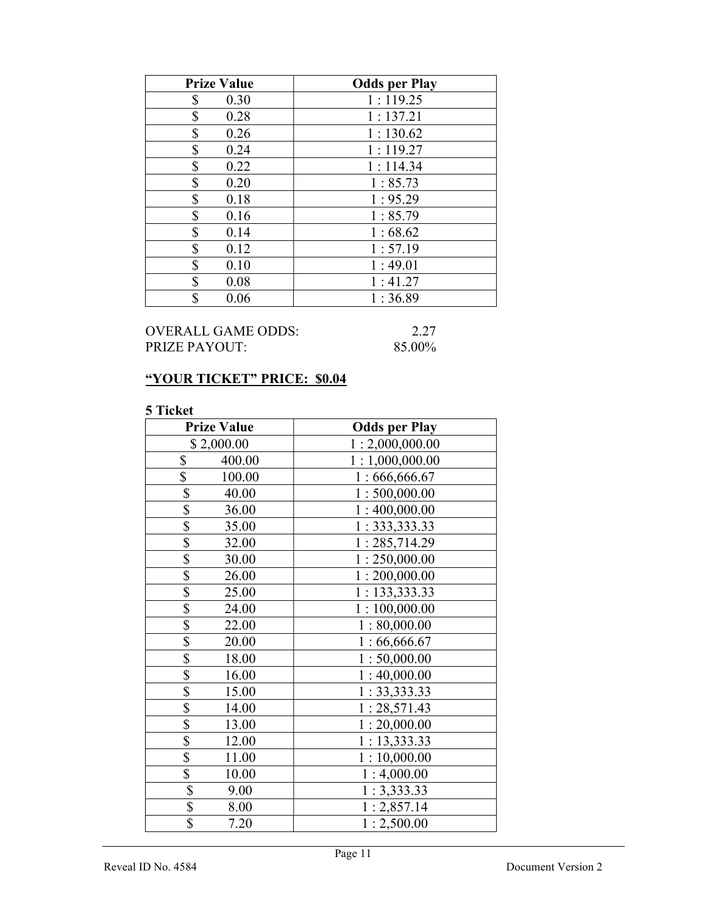| Prize Value | Odds per Play |
| --- | --- |
| $ 0.30 | 1 : 119.25 |
| $ 0.28 | 1 : 137.21 |
| $ 0.26 | 1 : 130.62 |
| $ 0.24 | 1 : 119.27 |
| $ 0.22 | 1 : 114.34 |
| $ 0.20 | 1 : 85.73 |
| $ 0.18 | 1 : 95.29 |
| $ 0.16 | 1 : 85.79 |
| $ 0.14 | 1 : 68.62 |
| $ 0.12 | 1 : 57.19 |
| $ 0.10 | 1 : 49.01 |
| $ 0.08 | 1 : 41.27 |
| $ 0.06 | 1 : 36.89 |

OVERALL GAME ODDS: 2.27
PRIZE PAYOUT: 85.00%

**"YOUR TICKET" PRICE: $0.04**

**5 Ticket**

| Prize Value | Odds per Play |
| --- | --- |
| $ 2,000.00 | 1 : 2,000,000.00 |
| $ 400.00 | 1 : 1,000,000.00 |
| $ 100.00 | 1 : 666,666.67 |
| $ 40.00 | 1 : 500,000.00 |
| $ 36.00 | 1 : 400,000.00 |
| $ 35.00 | 1 : 333,333.33 |
| $ 32.00 | 1 : 285,714.29 |
| $ 30.00 | 1 : 250,000.00 |
| $ 26.00 | 1 : 200,000.00 |
| $ 25.00 | 1 : 133,333.33 |
| $ 24.00 | 1 : 100,000.00 |
| $ 22.00 | 1 : 80,000.00 |
| $ 20.00 | 1 : 66,666.67 |
| $ 18.00 | 1 : 50,000.00 |
| $ 16.00 | 1 : 40,000.00 |
| $ 15.00 | 1 : 33,333.33 |
| $ 14.00 | 1 : 28,571.43 |
| $ 13.00 | 1 : 20,000.00 |
| $ 12.00 | 1 : 13,333.33 |
| $ 11.00 | 1 : 10,000.00 |
| $ 10.00 | 1 : 4,000.00 |
| $ 9.00 | 1 : 3,333.33 |
| $ 8.00 | 1 : 2,857.14 |
| $ 7.20 | 1 : 2,500.00 |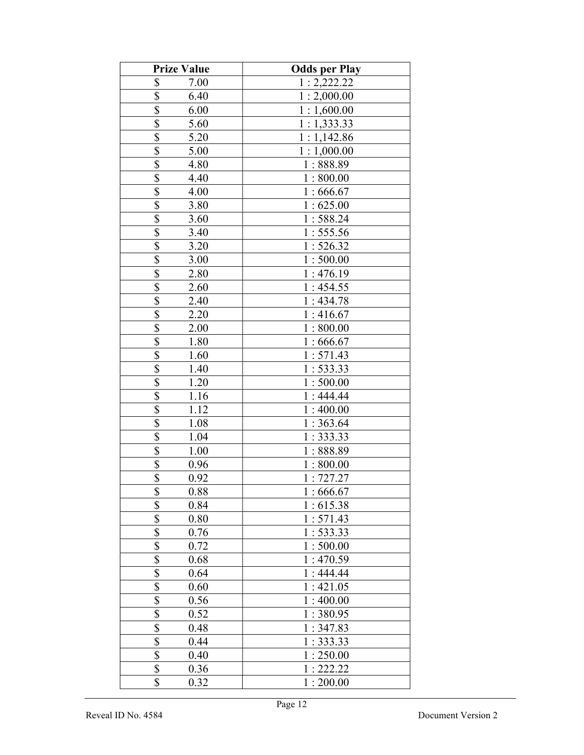| Prize Value | Odds per Play |
|---|---|
| $ 7.00 | 1 : 2,222.22 |
| $ 6.40 | 1 : 2,000.00 |
| $ 6.00 | 1 : 1,600.00 |
| $ 5.60 | 1 : 1,333.33 |
| $ 5.20 | 1 : 1,142.86 |
| $ 5.00 | 1 : 1,000.00 |
| $ 4.80 | 1 : 888.89 |
| $ 4.40 | 1 : 800.00 |
| $ 4.00 | 1 : 666.67 |
| $ 3.80 | 1 : 625.00 |
| $ 3.60 | 1 : 588.24 |
| $ 3.40 | 1 : 555.56 |
| $ 3.20 | 1 : 526.32 |
| $ 3.00 | 1 : 500.00 |
| $ 2.80 | 1 : 476.19 |
| $ 2.60 | 1 : 454.55 |
| $ 2.40 | 1 : 434.78 |
| $ 2.20 | 1 : 416.67 |
| $ 2.00 | 1 : 800.00 |
| $ 1.80 | 1 : 666.67 |
| $ 1.60 | 1 : 571.43 |
| $ 1.40 | 1 : 533.33 |
| $ 1.20 | 1 : 500.00 |
| $ 1.16 | 1 : 444.44 |
| $ 1.12 | 1 : 400.00 |
| $ 1.08 | 1 : 363.64 |
| $ 1.04 | 1 : 333.33 |
| $ 1.00 | 1 : 888.89 |
| $ 0.96 | 1 : 800.00 |
| $ 0.92 | 1 : 727.27 |
| $ 0.88 | 1 : 666.67 |
| $ 0.84 | 1 : 615.38 |
| $ 0.80 | 1 : 571.43 |
| $ 0.76 | 1 : 533.33 |
| $ 0.72 | 1 : 500.00 |
| $ 0.68 | 1 : 470.59 |
| $ 0.64 | 1 : 444.44 |
| $ 0.60 | 1 : 421.05 |
| $ 0.56 | 1 : 400.00 |
| $ 0.52 | 1 : 380.95 |
| $ 0.48 | 1 : 347.83 |
| $ 0.44 | 1 : 333.33 |
| $ 0.40 | 1 : 250.00 |
| $ 0.36 | 1 : 222.22 |
| $ 0.32 | 1 : 200.00 |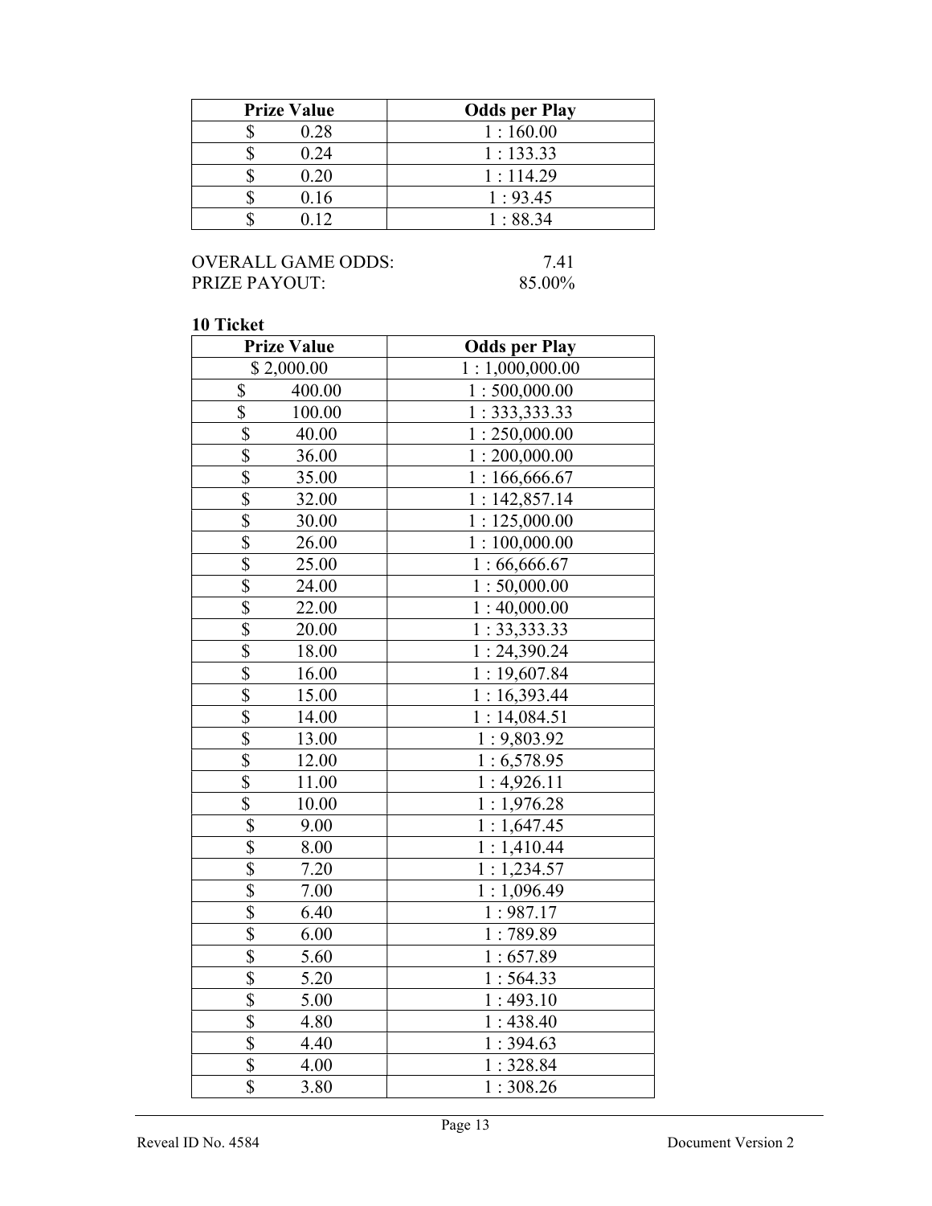| Prize Value | Odds per Play |
|---|---|
| $ 0.28 | 1 : 160.00 |
| $ 0.24 | 1 : 133.33 |
| $ 0.20 | 1 : 114.29 |
| $ 0.16 | 1 : 93.45 |
| $ 0.12 | 1 : 88.34 |

OVERALL GAME ODDS: 7.41
PRIZE PAYOUT: 85.00%

**10 Ticket**

| Prize Value | Odds per Play |
|---|---|
| $ 2,000.00 | 1 : 1,000,000.00 |
| $ 400.00 | 1 : 500,000.00 |
| $ 100.00 | 1 : 333,333.33 |
| $ 40.00 | 1 : 250,000.00 |
| $ 36.00 | 1 : 200,000.00 |
| $ 35.00 | 1 : 166,666.67 |
| $ 32.00 | 1 : 142,857.14 |
| $ 30.00 | 1 : 125,000.00 |
| $ 26.00 | 1 : 100,000.00 |
| $ 25.00 | 1 : 66,666.67 |
| $ 24.00 | 1 : 50,000.00 |
| $ 22.00 | 1 : 40,000.00 |
| $ 20.00 | 1 : 33,333.33 |
| $ 18.00 | 1 : 24,390.24 |
| $ 16.00 | 1 : 19,607.84 |
| $ 15.00 | 1 : 16,393.44 |
| $ 14.00 | 1 : 14,084.51 |
| $ 13.00 | 1 : 9,803.92 |
| $ 12.00 | 1 : 6,578.95 |
| $ 11.00 | 1 : 4,926.11 |
| $ 10.00 | 1 : 1,976.28 |
| $ 9.00 | 1 : 1,647.45 |
| $ 8.00 | 1 : 1,410.44 |
| $ 7.20 | 1 : 1,234.57 |
| $ 7.00 | 1 : 1,096.49 |
| $ 6.40 | 1 : 987.17 |
| $ 6.00 | 1 : 789.89 |
| $ 5.60 | 1 : 657.89 |
| $ 5.20 | 1 : 564.33 |
| $ 5.00 | 1 : 493.10 |
| $ 4.80 | 1 : 438.40 |
| $ 4.40 | 1 : 394.63 |
| $ 4.00 | 1 : 328.84 |
| $ 3.80 | 1 : 308.26 |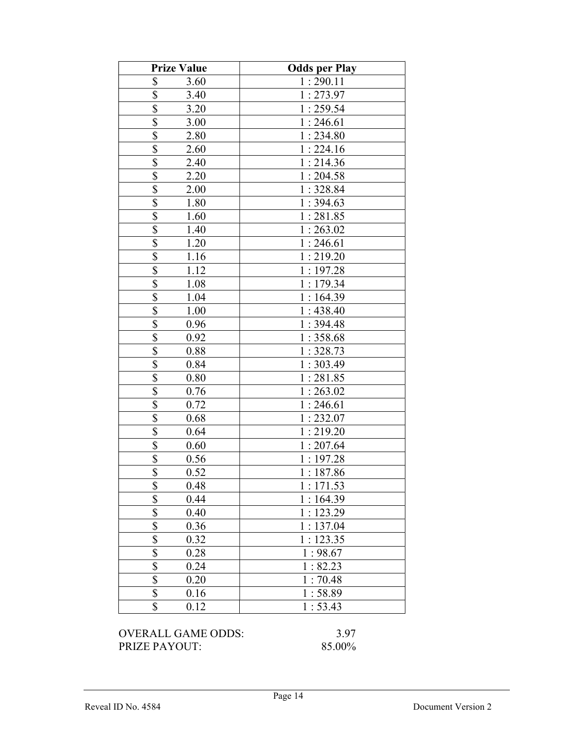| Prize Value | Odds per Play |
|---|---|
| $ 3.60 | 1 : 290.11 |
| $ 3.40 | 1 : 273.97 |
| $ 3.20 | 1 : 259.54 |
| $ 3.00 | 1 : 246.61 |
| $ 2.80 | 1 : 234.80 |
| $ 2.60 | 1 : 224.16 |
| $ 2.40 | 1 : 214.36 |
| $ 2.20 | 1 : 204.58 |
| $ 2.00 | 1 : 328.84 |
| $ 1.80 | 1 : 394.63 |
| $ 1.60 | 1 : 281.85 |
| $ 1.40 | 1 : 263.02 |
| $ 1.20 | 1 : 246.61 |
| $ 1.16 | 1 : 219.20 |
| $ 1.12 | 1 : 197.28 |
| $ 1.08 | 1 : 179.34 |
| $ 1.04 | 1 : 164.39 |
| $ 1.00 | 1 : 438.40 |
| $ 0.96 | 1 : 394.48 |
| $ 0.92 | 1 : 358.68 |
| $ 0.88 | 1 : 328.73 |
| $ 0.84 | 1 : 303.49 |
| $ 0.80 | 1 : 281.85 |
| $ 0.76 | 1 : 263.02 |
| $ 0.72 | 1 : 246.61 |
| $ 0.68 | 1 : 232.07 |
| $ 0.64 | 1 : 219.20 |
| $ 0.60 | 1 : 207.64 |
| $ 0.56 | 1 : 197.28 |
| $ 0.52 | 1 : 187.86 |
| $ 0.48 | 1 : 171.53 |
| $ 0.44 | 1 : 164.39 |
| $ 0.40 | 1 : 123.29 |
| $ 0.36 | 1 : 137.04 |
| $ 0.32 | 1 : 123.35 |
| $ 0.28 | 1 : 98.67 |
| $ 0.24 | 1 : 82.23 |
| $ 0.20 | 1 : 70.48 |
| $ 0.16 | 1 : 58.89 |
| $ 0.12 | 1 : 53.43 |

OVERALL GAME ODDS: 3.97
PRIZE PAYOUT: 85.00%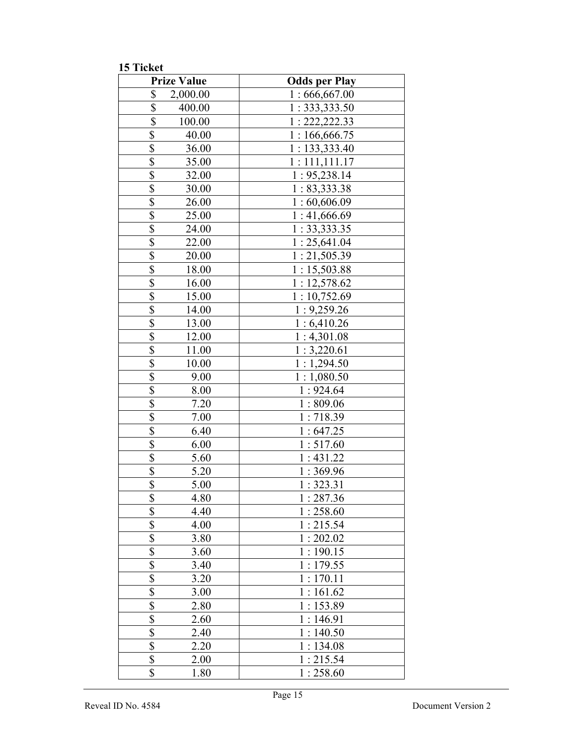**15 Ticket**

| Prize Value | Odds per Play |
|---|---|
| $ 2,000.00 | 1 : 666,667.00 |
| $ 400.00 | 1 : 333,333.50 |
| $ 100.00 | 1 : 222,222.33 |
| $ 40.00 | 1 : 166,666.75 |
| $ 36.00 | 1 : 133,333.40 |
| $ 35.00 | 1 : 111,111.17 |
| $ 32.00 | 1 : 95,238.14 |
| $ 30.00 | 1 : 83,333.38 |
| $ 26.00 | 1 : 60,606.09 |
| $ 25.00 | 1 : 41,666.69 |
| $ 24.00 | 1 : 33,333.35 |
| $ 22.00 | 1 : 25,641.04 |
| $ 20.00 | 1 : 21,505.39 |
| $ 18.00 | 1 : 15,503.88 |
| $ 16.00 | 1 : 12,578.62 |
| $ 15.00 | 1 : 10,752.69 |
| $ 14.00 | 1 : 9,259.26 |
| $ 13.00 | 1 : 6,410.26 |
| $ 12.00 | 1 : 4,301.08 |
| $ 11.00 | 1 : 3,220.61 |
| $ 10.00 | 1 : 1,294.50 |
| $ 9.00 | 1 : 1,080.50 |
| $ 8.00 | 1 : 924.64 |
| $ 7.20 | 1 : 809.06 |
| $ 7.00 | 1 : 718.39 |
| $ 6.40 | 1 : 647.25 |
| $ 6.00 | 1 : 517.60 |
| $ 5.60 | 1 : 431.22 |
| $ 5.20 | 1 : 369.96 |
| $ 5.00 | 1 : 323.31 |
| $ 4.80 | 1 : 287.36 |
| $ 4.40 | 1 : 258.60 |
| $ 4.00 | 1 : 215.54 |
| $ 3.80 | 1 : 202.02 |
| $ 3.60 | 1 : 190.15 |
| $ 3.40 | 1 : 179.55 |
| $ 3.20 | 1 : 170.11 |
| $ 3.00 | 1 : 161.62 |
| $ 2.80 | 1 : 153.89 |
| $ 2.60 | 1 : 146.91 |
| $ 2.40 | 1 : 140.50 |
| $ 2.20 | 1 : 134.08 |
| $ 2.00 | 1 : 215.54 |
| $ 1.80 | 1 : 258.60 |

Reveal ID No. 4584

Document Version 2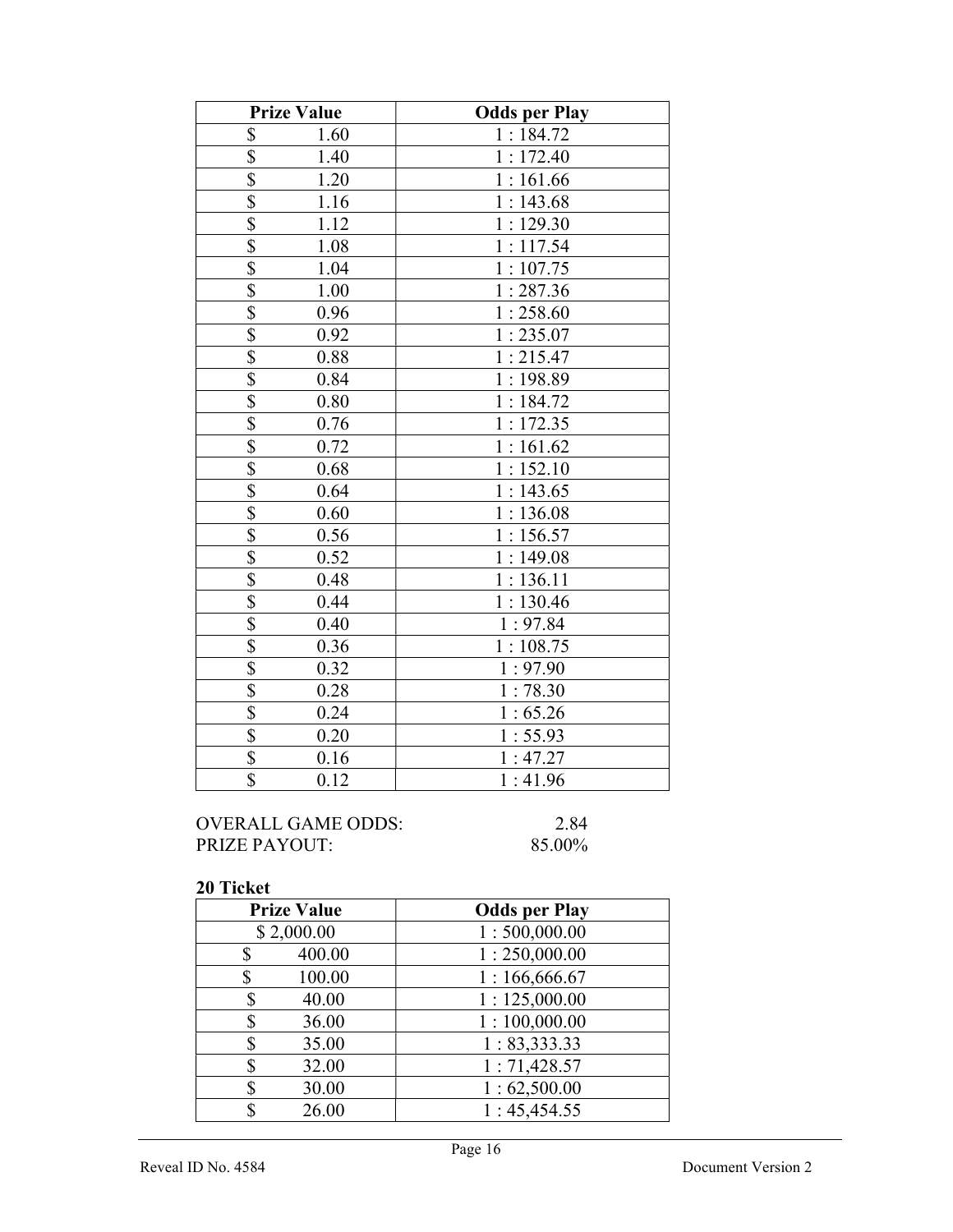| Prize Value | Odds per Play |
| --- | --- |
| $ 1.60 | 1 : 184.72 |
| $ 1.40 | 1 : 172.40 |
| $ 1.20 | 1 : 161.66 |
| $ 1.16 | 1 : 143.68 |
| $ 1.12 | 1 : 129.30 |
| $ 1.08 | 1 : 117.54 |
| $ 1.04 | 1 : 107.75 |
| $ 1.00 | 1 : 287.36 |
| $ 0.96 | 1 : 258.60 |
| $ 0.92 | 1 : 235.07 |
| $ 0.88 | 1 : 215.47 |
| $ 0.84 | 1 : 198.89 |
| $ 0.80 | 1 : 184.72 |
| $ 0.76 | 1 : 172.35 |
| $ 0.72 | 1 : 161.62 |
| $ 0.68 | 1 : 152.10 |
| $ 0.64 | 1 : 143.65 |
| $ 0.60 | 1 : 136.08 |
| $ 0.56 | 1 : 156.57 |
| $ 0.52 | 1 : 149.08 |
| $ 0.48 | 1 : 136.11 |
| $ 0.44 | 1 : 130.46 |
| $ 0.40 | 1 : 97.84 |
| $ 0.36 | 1 : 108.75 |
| $ 0.32 | 1 : 97.90 |
| $ 0.28 | 1 : 78.30 |
| $ 0.24 | 1 : 65.26 |
| $ 0.20 | 1 : 55.93 |
| $ 0.16 | 1 : 47.27 |
| $ 0.12 | 1 : 41.96 |

OVERALL GAME ODDS: 2.84
PRIZE PAYOUT: 85.00%

**20 Ticket**

| Prize Value | Odds per Play |
| --- | --- |
| $ 2,000.00 | 1 : 500,000.00 |
| $ 400.00 | 1 : 250,000.00 |
| $ 100.00 | 1 : 166,666.67 |
| $ 40.00 | 1 : 125,000.00 |
| $ 36.00 | 1 : 100,000.00 |
| $ 35.00 | 1 : 83,333.33 |
| $ 32.00 | 1 : 71,428.57 |
| $ 30.00 | 1 : 62,500.00 |
| $ 26.00 | 1 : 45,454.55 |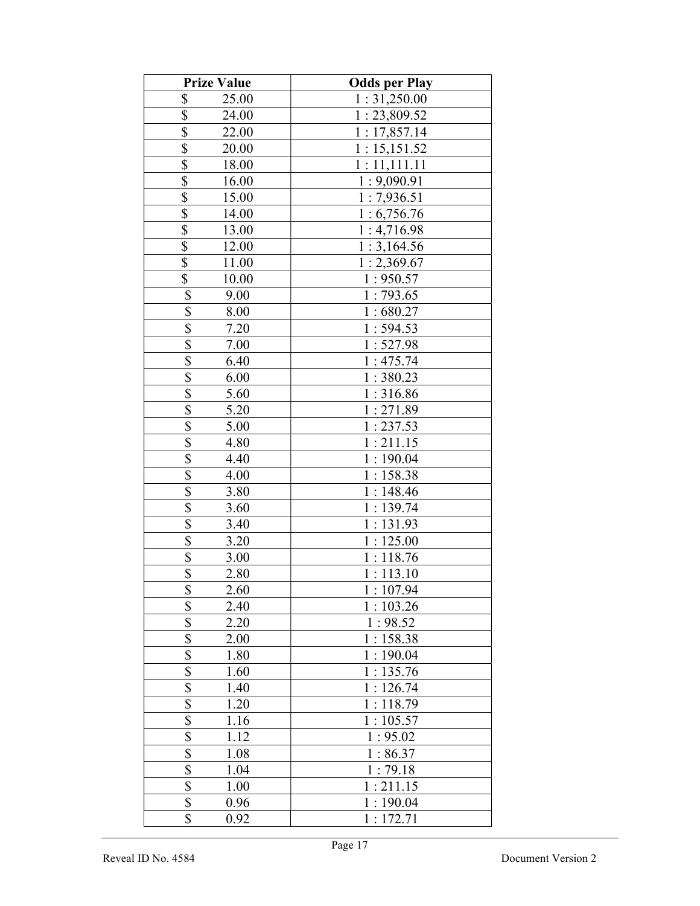| Prize Value | Odds per Play |
|---|---|
| $ 25.00 | 1 : 31,250.00 |
| $ 24.00 | 1 : 23,809.52 |
| $ 22.00 | 1 : 17,857.14 |
| $ 20.00 | 1 : 15,151.52 |
| $ 18.00 | 1 : 11,111.11 |
| $ 16.00 | 1 : 9,090.91 |
| $ 15.00 | 1 : 7,936.51 |
| $ 14.00 | 1 : 6,756.76 |
| $ 13.00 | 1 : 4,716.98 |
| $ 12.00 | 1 : 3,164.56 |
| $ 11.00 | 1 : 2,369.67 |
| $ 10.00 | 1 : 950.57 |
| $ 9.00 | 1 : 793.65 |
| $ 8.00 | 1 : 680.27 |
| $ 7.20 | 1 : 594.53 |
| $ 7.00 | 1 : 527.98 |
| $ 6.40 | 1 : 475.74 |
| $ 6.00 | 1 : 380.23 |
| $ 5.60 | 1 : 316.86 |
| $ 5.20 | 1 : 271.89 |
| $ 5.00 | 1 : 237.53 |
| $ 4.80 | 1 : 211.15 |
| $ 4.40 | 1 : 190.04 |
| $ 4.00 | 1 : 158.38 |
| $ 3.80 | 1 : 148.46 |
| $ 3.60 | 1 : 139.74 |
| $ 3.40 | 1 : 131.93 |
| $ 3.20 | 1 : 125.00 |
| $ 3.00 | 1 : 118.76 |
| $ 2.80 | 1 : 113.10 |
| $ 2.60 | 1 : 107.94 |
| $ 2.40 | 1 : 103.26 |
| $ 2.20 | 1 : 98.52 |
| $ 2.00 | 1 : 158.38 |
| $ 1.80 | 1 : 190.04 |
| $ 1.60 | 1 : 135.76 |
| $ 1.40 | 1 : 126.74 |
| $ 1.20 | 1 : 118.79 |
| $ 1.16 | 1 : 105.57 |
| $ 1.12 | 1 : 95.02 |
| $ 1.08 | 1 : 86.37 |
| $ 1.04 | 1 : 79.18 |
| $ 1.00 | 1 : 211.15 |
| $ 0.96 | 1 : 190.04 |
| $ 0.92 | 1 : 172.71 |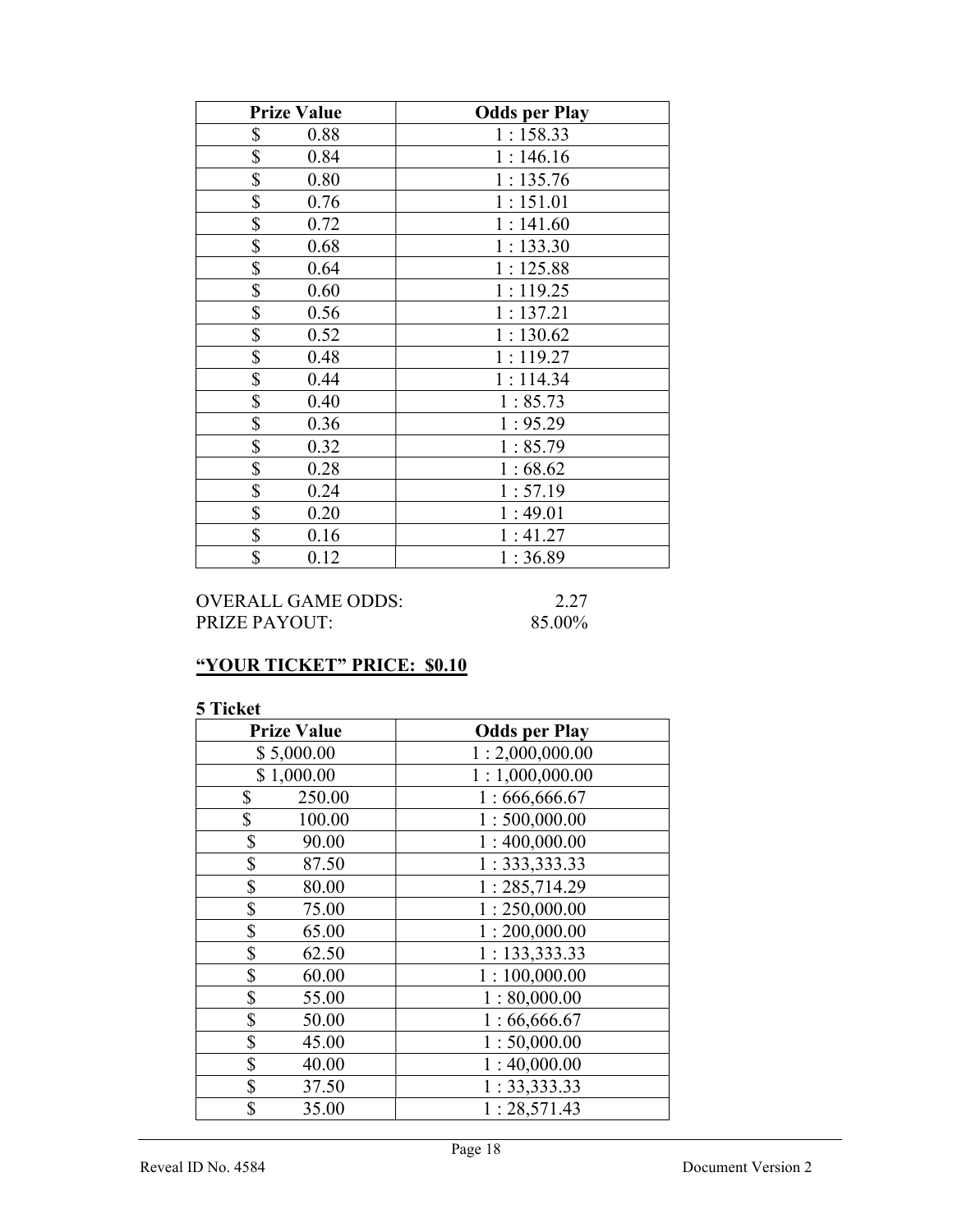| Prize Value | Odds per Play |
|---|---|
| $ 0.88 | 1 : 158.33 |
| $ 0.84 | 1 : 146.16 |
| $ 0.80 | 1 : 135.76 |
| $ 0.76 | 1 : 151.01 |
| $ 0.72 | 1 : 141.60 |
| $ 0.68 | 1 : 133.30 |
| $ 0.64 | 1 : 125.88 |
| $ 0.60 | 1 : 119.25 |
| $ 0.56 | 1 : 137.21 |
| $ 0.52 | 1 : 130.62 |
| $ 0.48 | 1 : 119.27 |
| $ 0.44 | 1 : 114.34 |
| $ 0.40 | 1 : 85.73 |
| $ 0.36 | 1 : 95.29 |
| $ 0.32 | 1 : 85.79 |
| $ 0.28 | 1 : 68.62 |
| $ 0.24 | 1 : 57.19 |
| $ 0.20 | 1 : 49.01 |
| $ 0.16 | 1 : 41.27 |
| $ 0.12 | 1 : 36.89 |

OVERALL GAME ODDS: 2.27
PRIZE PAYOUT: 85.00%

**“YOUR TICKET” PRICE: $0.10**

**5 Ticket**

| Prize Value | Odds per Play |
|---|---|
| $ 5,000.00 | 1 : 2,000,000.00 |
| $ 1,000.00 | 1 : 1,000,000.00 |
| $ 250.00 | 1 : 666,666.67 |
| $ 100.00 | 1 : 500,000.00 |
| $ 90.00 | 1 : 400,000.00 |
| $ 87.50 | 1 : 333,333.33 |
| $ 80.00 | 1 : 285,714.29 |
| $ 75.00 | 1 : 250,000.00 |
| $ 65.00 | 1 : 200,000.00 |
| $ 62.50 | 1 : 133,333.33 |
| $ 60.00 | 1 : 100,000.00 |
| $ 55.00 | 1 : 80,000.00 |
| $ 50.00 | 1 : 66,666.67 |
| $ 45.00 | 1 : 50,000.00 |
| $ 40.00 | 1 : 40,000.00 |
| $ 37.50 | 1 : 33,333.33 |
| $ 35.00 | 1 : 28,571.43 |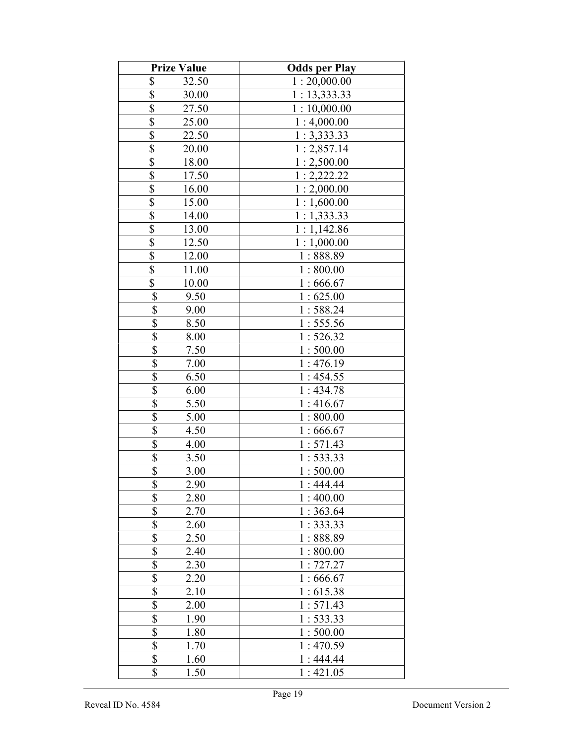| Prize Value | Odds per Play |
|---|---|
| $ 32.50 | 1 : 20,000.00 |
| $ 30.00 | 1 : 13,333.33 |
| $ 27.50 | 1 : 10,000.00 |
| $ 25.00 | 1 : 4,000.00 |
| $ 22.50 | 1 : 3,333.33 |
| $ 20.00 | 1 : 2,857.14 |
| $ 18.00 | 1 : 2,500.00 |
| $ 17.50 | 1 : 2,222.22 |
| $ 16.00 | 1 : 2,000.00 |
| $ 15.00 | 1 : 1,600.00 |
| $ 14.00 | 1 : 1,333.33 |
| $ 13.00 | 1 : 1,142.86 |
| $ 12.50 | 1 : 1,000.00 |
| $ 12.00 | 1 : 888.89 |
| $ 11.00 | 1 : 800.00 |
| $ 10.00 | 1 : 666.67 |
| $ 9.50 | 1 : 625.00 |
| $ 9.00 | 1 : 588.24 |
| $ 8.50 | 1 : 555.56 |
| $ 8.00 | 1 : 526.32 |
| $ 7.50 | 1 : 500.00 |
| $ 7.00 | 1 : 476.19 |
| $ 6.50 | 1 : 454.55 |
| $ 6.00 | 1 : 434.78 |
| $ 5.50 | 1 : 416.67 |
| $ 5.00 | 1 : 800.00 |
| $ 4.50 | 1 : 666.67 |
| $ 4.00 | 1 : 571.43 |
| $ 3.50 | 1 : 533.33 |
| $ 3.00 | 1 : 500.00 |
| $ 2.90 | 1 : 444.44 |
| $ 2.80 | 1 : 400.00 |
| $ 2.70 | 1 : 363.64 |
| $ 2.60 | 1 : 333.33 |
| $ 2.50 | 1 : 888.89 |
| $ 2.40 | 1 : 800.00 |
| $ 2.30 | 1 : 727.27 |
| $ 2.20 | 1 : 666.67 |
| $ 2.10 | 1 : 615.38 |
| $ 2.00 | 1 : 571.43 |
| $ 1.90 | 1 : 533.33 |
| $ 1.80 | 1 : 500.00 |
| $ 1.70 | 1 : 470.59 |
| $ 1.60 | 1 : 444.44 |
| $ 1.50 | 1 : 421.05 |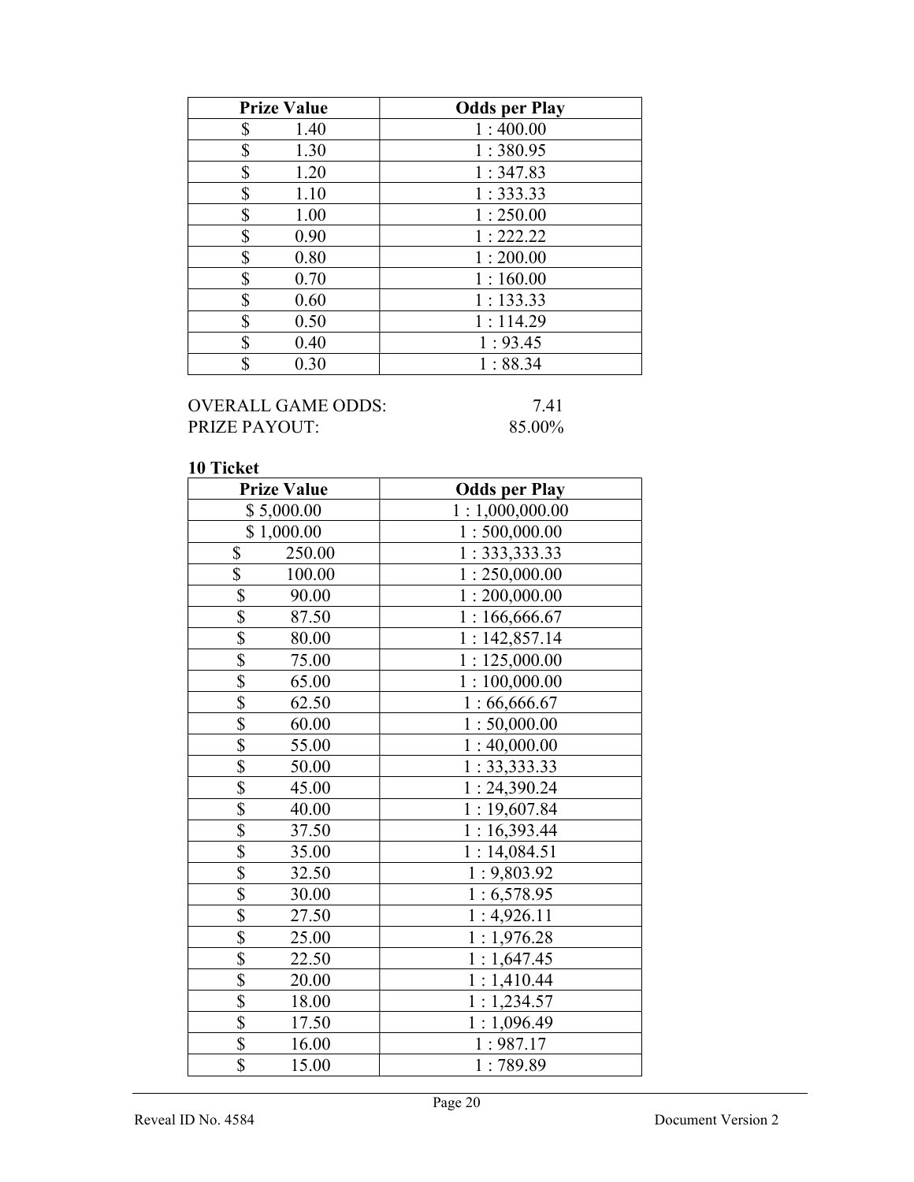| Prize Value | Odds per Play |
|---|---|
| $ 1.40 | 1 : 400.00 |
| $ 1.30 | 1 : 380.95 |
| $ 1.20 | 1 : 347.83 |
| $ 1.10 | 1 : 333.33 |
| $ 1.00 | 1 : 250.00 |
| $ 0.90 | 1 : 222.22 |
| $ 0.80 | 1 : 200.00 |
| $ 0.70 | 1 : 160.00 |
| $ 0.60 | 1 : 133.33 |
| $ 0.50 | 1 : 114.29 |
| $ 0.40 | 1 : 93.45 |
| $ 0.30 | 1 : 88.34 |

OVERALL GAME ODDS: 7.41
PRIZE PAYOUT: 85.00%

**10 Ticket**

| Prize Value | Odds per Play |
|---|---|
| $ 5,000.00 | 1 : 1,000,000.00 |
| $ 1,000.00 | 1 : 500,000.00 |
| $ 250.00 | 1 : 333,333.33 |
| $ 100.00 | 1 : 250,000.00 |
| $ 90.00 | 1 : 200,000.00 |
| $ 87.50 | 1 : 166,666.67 |
| $ 80.00 | 1 : 142,857.14 |
| $ 75.00 | 1 : 125,000.00 |
| $ 65.00 | 1 : 100,000.00 |
| $ 62.50 | 1 : 66,666.67 |
| $ 60.00 | 1 : 50,000.00 |
| $ 55.00 | 1 : 40,000.00 |
| $ 50.00 | 1 : 33,333.33 |
| $ 45.00 | 1 : 24,390.24 |
| $ 40.00 | 1 : 19,607.84 |
| $ 37.50 | 1 : 16,393.44 |
| $ 35.00 | 1 : 14,084.51 |
| $ 32.50 | 1 : 9,803.92 |
| $ 30.00 | 1 : 6,578.95 |
| $ 27.50 | 1 : 4,926.11 |
| $ 25.00 | 1 : 1,976.28 |
| $ 22.50 | 1 : 1,647.45 |
| $ 20.00 | 1 : 1,410.44 |
| $ 18.00 | 1 : 1,234.57 |
| $ 17.50 | 1 : 1,096.49 |
| $ 16.00 | 1 : 987.17 |
| $ 15.00 | 1 : 789.89 |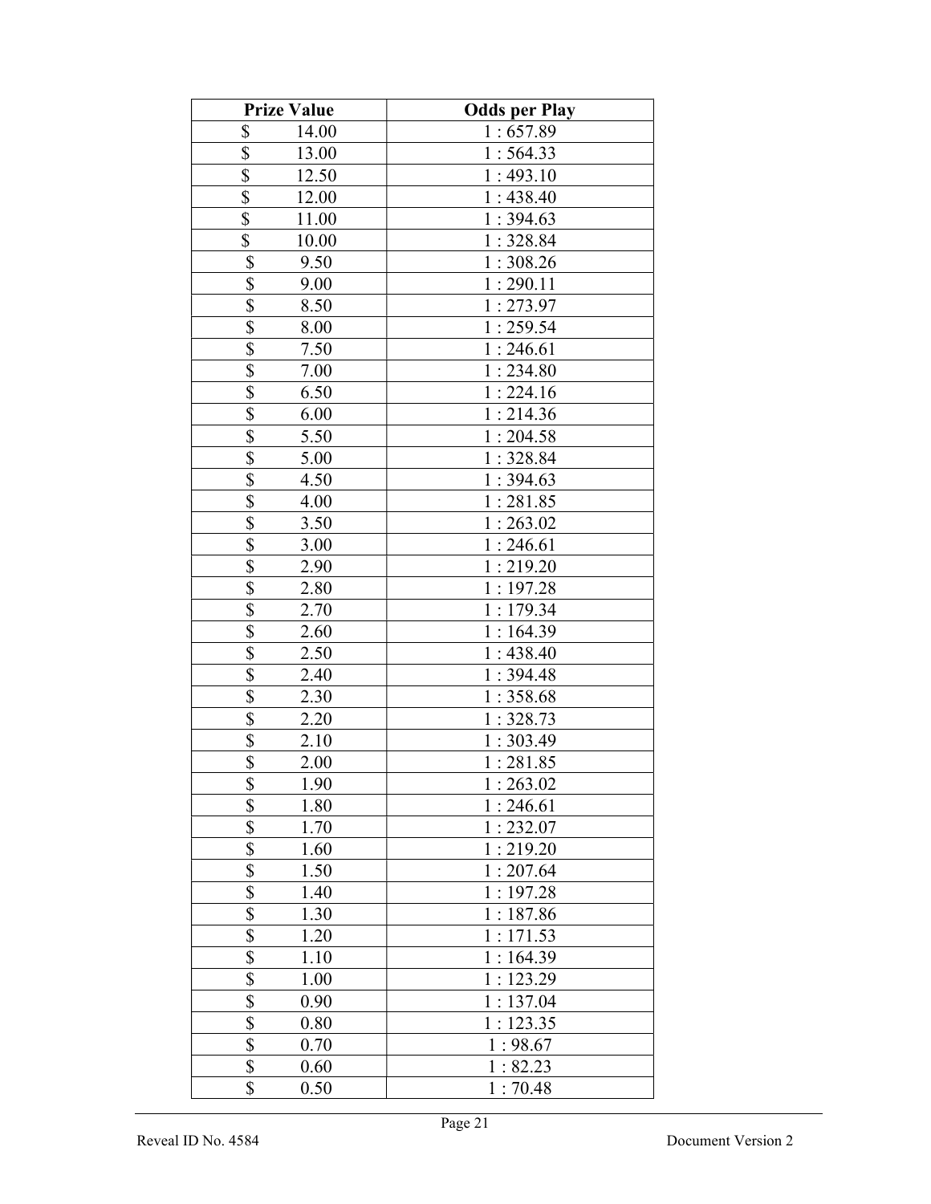| Prize Value | Odds per Play |
|---|---|
| $ 14.00 | 1 : 657.89 |
| $ 13.00 | 1 : 564.33 |
| $ 12.50 | 1 : 493.10 |
| $ 12.00 | 1 : 438.40 |
| $ 11.00 | 1 : 394.63 |
| $ 10.00 | 1 : 328.84 |
| $ 9.50 | 1 : 308.26 |
| $ 9.00 | 1 : 290.11 |
| $ 8.50 | 1 : 273.97 |
| $ 8.00 | 1 : 259.54 |
| $ 7.50 | 1 : 246.61 |
| $ 7.00 | 1 : 234.80 |
| $ 6.50 | 1 : 224.16 |
| $ 6.00 | 1 : 214.36 |
| $ 5.50 | 1 : 204.58 |
| $ 5.00 | 1 : 328.84 |
| $ 4.50 | 1 : 394.63 |
| $ 4.00 | 1 : 281.85 |
| $ 3.50 | 1 : 263.02 |
| $ 3.00 | 1 : 246.61 |
| $ 2.90 | 1 : 219.20 |
| $ 2.80 | 1 : 197.28 |
| $ 2.70 | 1 : 179.34 |
| $ 2.60 | 1 : 164.39 |
| $ 2.50 | 1 : 438.40 |
| $ 2.40 | 1 : 394.48 |
| $ 2.30 | 1 : 358.68 |
| $ 2.20 | 1 : 328.73 |
| $ 2.10 | 1 : 303.49 |
| $ 2.00 | 1 : 281.85 |
| $ 1.90 | 1 : 263.02 |
| $ 1.80 | 1 : 246.61 |
| $ 1.70 | 1 : 232.07 |
| $ 1.60 | 1 : 219.20 |
| $ 1.50 | 1 : 207.64 |
| $ 1.40 | 1 : 197.28 |
| $ 1.30 | 1 : 187.86 |
| $ 1.20 | 1 : 171.53 |
| $ 1.10 | 1 : 164.39 |
| $ 1.00 | 1 : 123.29 |
| $ 0.90 | 1 : 137.04 |
| $ 0.80 | 1 : 123.35 |
| $ 0.70 | 1 : 98.67 |
| $ 0.60 | 1 : 82.23 |
| $ 0.50 | 1 : 70.48 |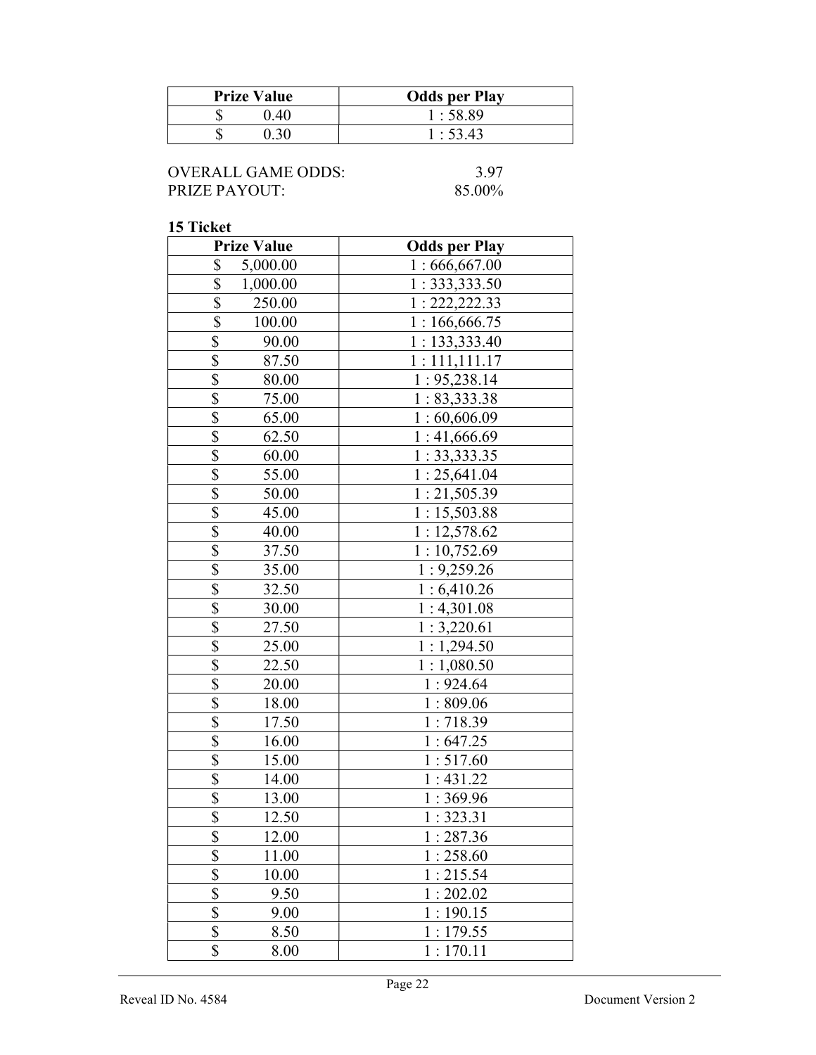| Prize Value | Odds per Play |
|---|---|
| $ 0.40 | 1 : 58.89 |
| $ 0.30 | 1 : 53.43 |

OVERALL GAME ODDS: 3.97
PRIZE PAYOUT: 85.00%

**15 Ticket**

| Prize Value | Odds per Play |
|---|---|
| $ 5,000.00 | 1 : 666,667.00 |
| $ 1,000.00 | 1 : 333,333.50 |
| $ 250.00 | 1 : 222,222.33 |
| $ 100.00 | 1 : 166,666.75 |
| $ 90.00 | 1 : 133,333.40 |
| $ 87.50 | 1 : 111,111.17 |
| $ 80.00 | 1 : 95,238.14 |
| $ 75.00 | 1 : 83,333.38 |
| $ 65.00 | 1 : 60,606.09 |
| $ 62.50 | 1 : 41,666.69 |
| $ 60.00 | 1 : 33,333.35 |
| $ 55.00 | 1 : 25,641.04 |
| $ 50.00 | 1 : 21,505.39 |
| $ 45.00 | 1 : 15,503.88 |
| $ 40.00 | 1 : 12,578.62 |
| $ 37.50 | 1 : 10,752.69 |
| $ 35.00 | 1 : 9,259.26 |
| $ 32.50 | 1 : 6,410.26 |
| $ 30.00 | 1 : 4,301.08 |
| $ 27.50 | 1 : 3,220.61 |
| $ 25.00 | 1 : 1,294.50 |
| $ 22.50 | 1 : 1,080.50 |
| $ 20.00 | 1 : 924.64 |
| $ 18.00 | 1 : 809.06 |
| $ 17.50 | 1 : 718.39 |
| $ 16.00 | 1 : 647.25 |
| $ 15.00 | 1 : 517.60 |
| $ 14.00 | 1 : 431.22 |
| $ 13.00 | 1 : 369.96 |
| $ 12.50 | 1 : 323.31 |
| $ 12.00 | 1 : 287.36 |
| $ 11.00 | 1 : 258.60 |
| $ 10.00 | 1 : 215.54 |
| $ 9.50 | 1 : 202.02 |
| $ 9.00 | 1 : 190.15 |
| $ 8.50 | 1 : 179.55 |
| $ 8.00 | 1 : 170.11 |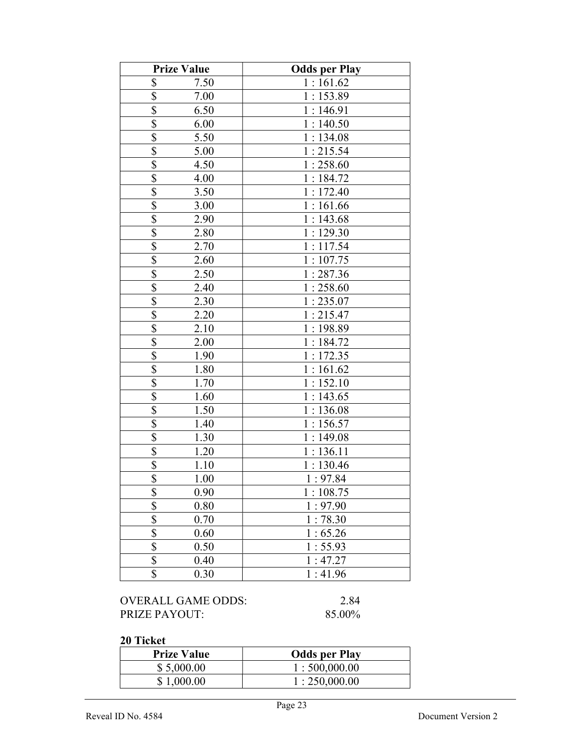| Prize Value | Odds per Play |
|---|---|
| $ 7.50 | 1 : 161.62 |
| $ 7.00 | 1 : 153.89 |
| $ 6.50 | 1 : 146.91 |
| $ 6.00 | 1 : 140.50 |
| $ 5.50 | 1 : 134.08 |
| $ 5.00 | 1 : 215.54 |
| $ 4.50 | 1 : 258.60 |
| $ 4.00 | 1 : 184.72 |
| $ 3.50 | 1 : 172.40 |
| $ 3.00 | 1 : 161.66 |
| $ 2.90 | 1 : 143.68 |
| $ 2.80 | 1 : 129.30 |
| $ 2.70 | 1 : 117.54 |
| $ 2.60 | 1 : 107.75 |
| $ 2.50 | 1 : 287.36 |
| $ 2.40 | 1 : 258.60 |
| $ 2.30 | 1 : 235.07 |
| $ 2.20 | 1 : 215.47 |
| $ 2.10 | 1 : 198.89 |
| $ 2.00 | 1 : 184.72 |
| $ 1.90 | 1 : 172.35 |
| $ 1.80 | 1 : 161.62 |
| $ 1.70 | 1 : 152.10 |
| $ 1.60 | 1 : 143.65 |
| $ 1.50 | 1 : 136.08 |
| $ 1.40 | 1 : 156.57 |
| $ 1.30 | 1 : 149.08 |
| $ 1.20 | 1 : 136.11 |
| $ 1.10 | 1 : 130.46 |
| $ 1.00 | 1 : 97.84 |
| $ 0.90 | 1 : 108.75 |
| $ 0.80 | 1 : 97.90 |
| $ 0.70 | 1 : 78.30 |
| $ 0.60 | 1 : 65.26 |
| $ 0.50 | 1 : 55.93 |
| $ 0.40 | 1 : 47.27 |
| $ 0.30 | 1 : 41.96 |

OVERALL GAME ODDS: 2.84
PRIZE PAYOUT: 85.00%

**20 Ticket**

| Prize Value | Odds per Play |
|---|---|
| $ 5,000.00 | 1 : 500,000.00 |
| $ 1,000.00 | 1 : 250,000.00 |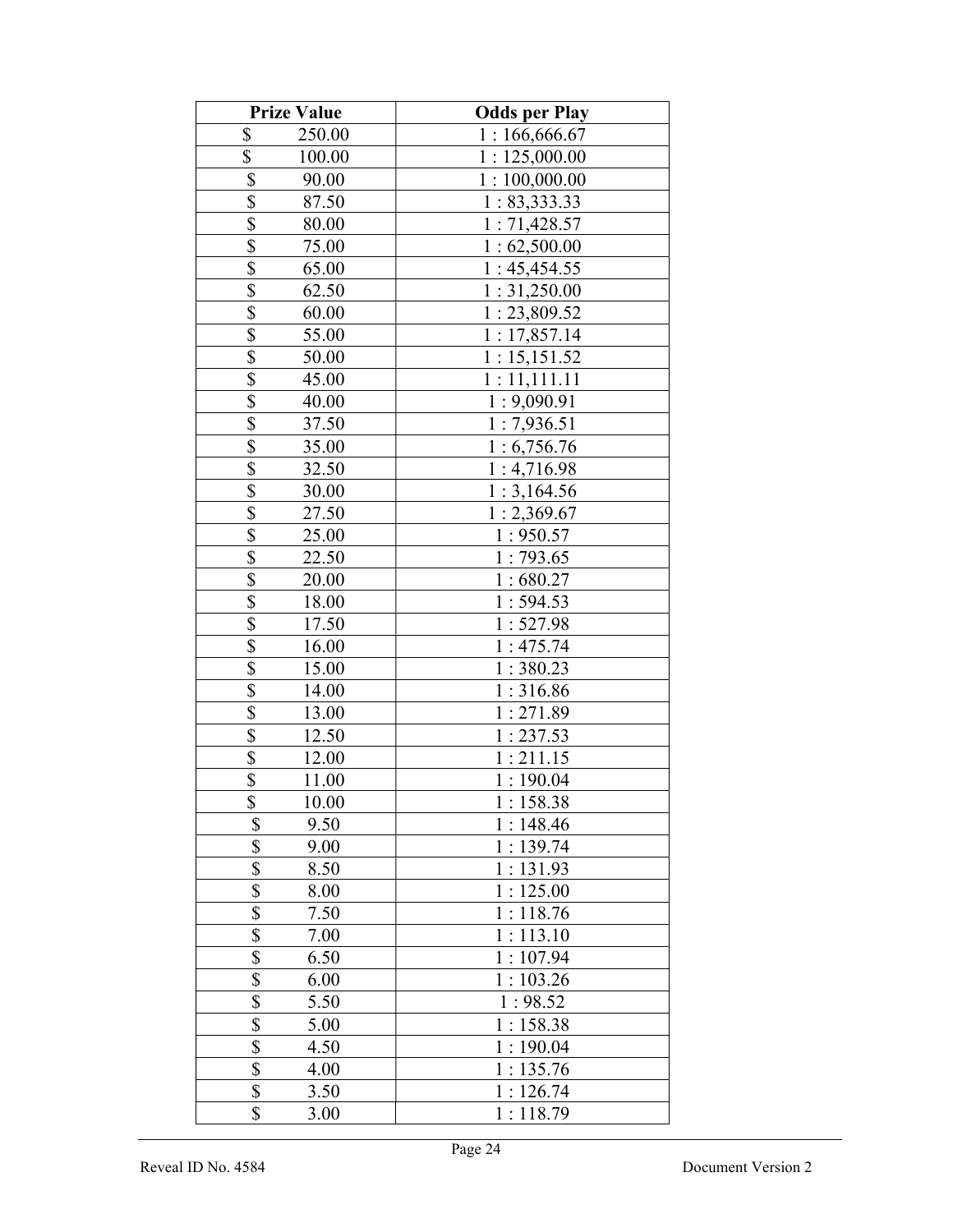| Prize Value | Odds per Play |
|---|---|
| $ 250.00 | 1 : 166,666.67 |
| $ 100.00 | 1 : 125,000.00 |
| $ 90.00 | 1 : 100,000.00 |
| $ 87.50 | 1 : 83,333.33 |
| $ 80.00 | 1 : 71,428.57 |
| $ 75.00 | 1 : 62,500.00 |
| $ 65.00 | 1 : 45,454.55 |
| $ 62.50 | 1 : 31,250.00 |
| $ 60.00 | 1 : 23,809.52 |
| $ 55.00 | 1 : 17,857.14 |
| $ 50.00 | 1 : 15,151.52 |
| $ 45.00 | 1 : 11,111.11 |
| $ 40.00 | 1 : 9,090.91 |
| $ 37.50 | 1 : 7,936.51 |
| $ 35.00 | 1 : 6,756.76 |
| $ 32.50 | 1 : 4,716.98 |
| $ 30.00 | 1 : 3,164.56 |
| $ 27.50 | 1 : 2,369.67 |
| $ 25.00 | 1 : 950.57 |
| $ 22.50 | 1 : 793.65 |
| $ 20.00 | 1 : 680.27 |
| $ 18.00 | 1 : 594.53 |
| $ 17.50 | 1 : 527.98 |
| $ 16.00 | 1 : 475.74 |
| $ 15.00 | 1 : 380.23 |
| $ 14.00 | 1 : 316.86 |
| $ 13.00 | 1 : 271.89 |
| $ 12.50 | 1 : 237.53 |
| $ 12.00 | 1 : 211.15 |
| $ 11.00 | 1 : 190.04 |
| $ 10.00 | 1 : 158.38 |
| $ 9.50 | 1 : 148.46 |
| $ 9.00 | 1 : 139.74 |
| $ 8.50 | 1 : 131.93 |
| $ 8.00 | 1 : 125.00 |
| $ 7.50 | 1 : 118.76 |
| $ 7.00 | 1 : 113.10 |
| $ 6.50 | 1 : 107.94 |
| $ 6.00 | 1 : 103.26 |
| $ 5.50 | 1 : 98.52 |
| $ 5.00 | 1 : 158.38 |
| $ 4.50 | 1 : 190.04 |
| $ 4.00 | 1 : 135.76 |
| $ 3.50 | 1 : 126.74 |
| $ 3.00 | 1 : 118.79 |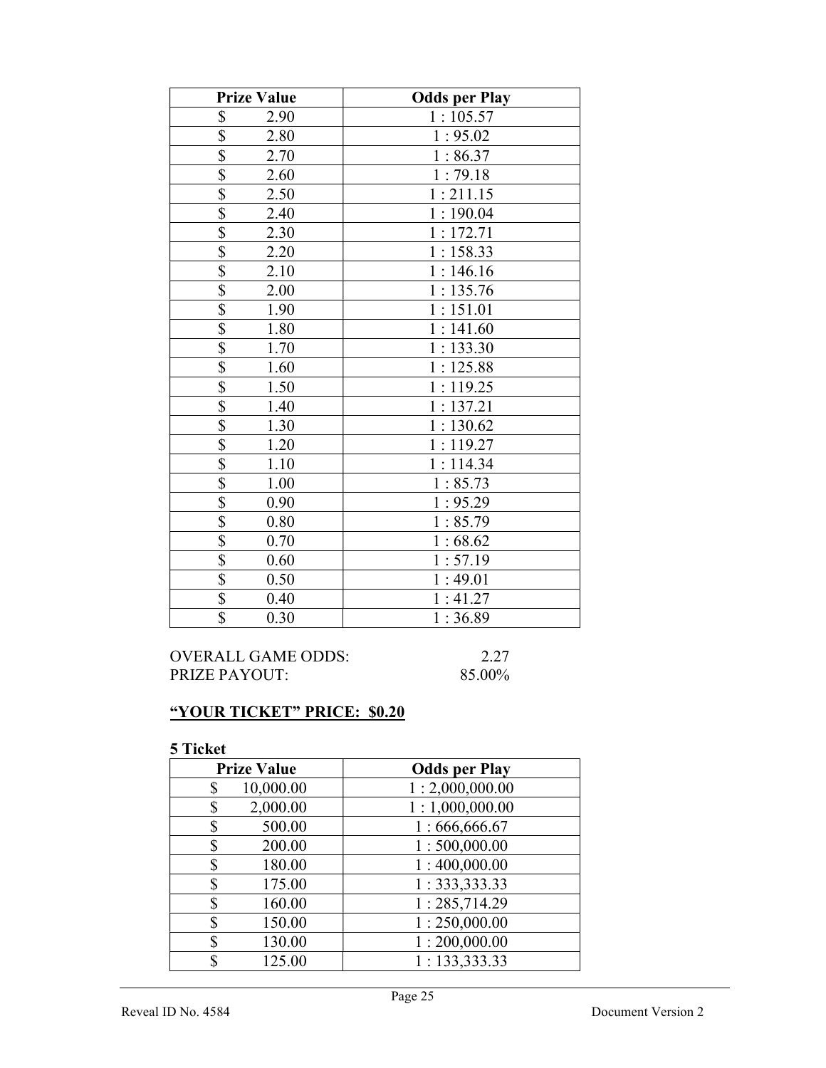| Prize Value | Odds per Play |
|---|---|
| $ 2.90 | 1 : 105.57 |
| $ 2.80 | 1 : 95.02 |
| $ 2.70 | 1 : 86.37 |
| $ 2.60 | 1 : 79.18 |
| $ 2.50 | 1 : 211.15 |
| $ 2.40 | 1 : 190.04 |
| $ 2.30 | 1 : 172.71 |
| $ 2.20 | 1 : 158.33 |
| $ 2.10 | 1 : 146.16 |
| $ 2.00 | 1 : 135.76 |
| $ 1.90 | 1 : 151.01 |
| $ 1.80 | 1 : 141.60 |
| $ 1.70 | 1 : 133.30 |
| $ 1.60 | 1 : 125.88 |
| $ 1.50 | 1 : 119.25 |
| $ 1.40 | 1 : 137.21 |
| $ 1.30 | 1 : 130.62 |
| $ 1.20 | 1 : 119.27 |
| $ 1.10 | 1 : 114.34 |
| $ 1.00 | 1 : 85.73 |
| $ 0.90 | 1 : 95.29 |
| $ 0.80 | 1 : 85.79 |
| $ 0.70 | 1 : 68.62 |
| $ 0.60 | 1 : 57.19 |
| $ 0.50 | 1 : 49.01 |
| $ 0.40 | 1 : 41.27 |
| $ 0.30 | 1 : 36.89 |

OVERALL GAME ODDS: 2.27
PRIZE PAYOUT: 85.00%

**"YOUR TICKET" PRICE: $0.20**

**5 Ticket**

| Prize Value | Odds per Play |
|---|---|
| $ 10,000.00 | 1 : 2,000,000.00 |
| $ 2,000.00 | 1 : 1,000,000.00 |
| $ 500.00 | 1 : 666,666.67 |
| $ 200.00 | 1 : 500,000.00 |
| $ 180.00 | 1 : 400,000.00 |
| $ 175.00 | 1 : 333,333.33 |
| $ 160.00 | 1 : 285,714.29 |
| $ 150.00 | 1 : 250,000.00 |
| $ 130.00 | 1 : 200,000.00 |
| $ 125.00 | 1 : 133,333.33 |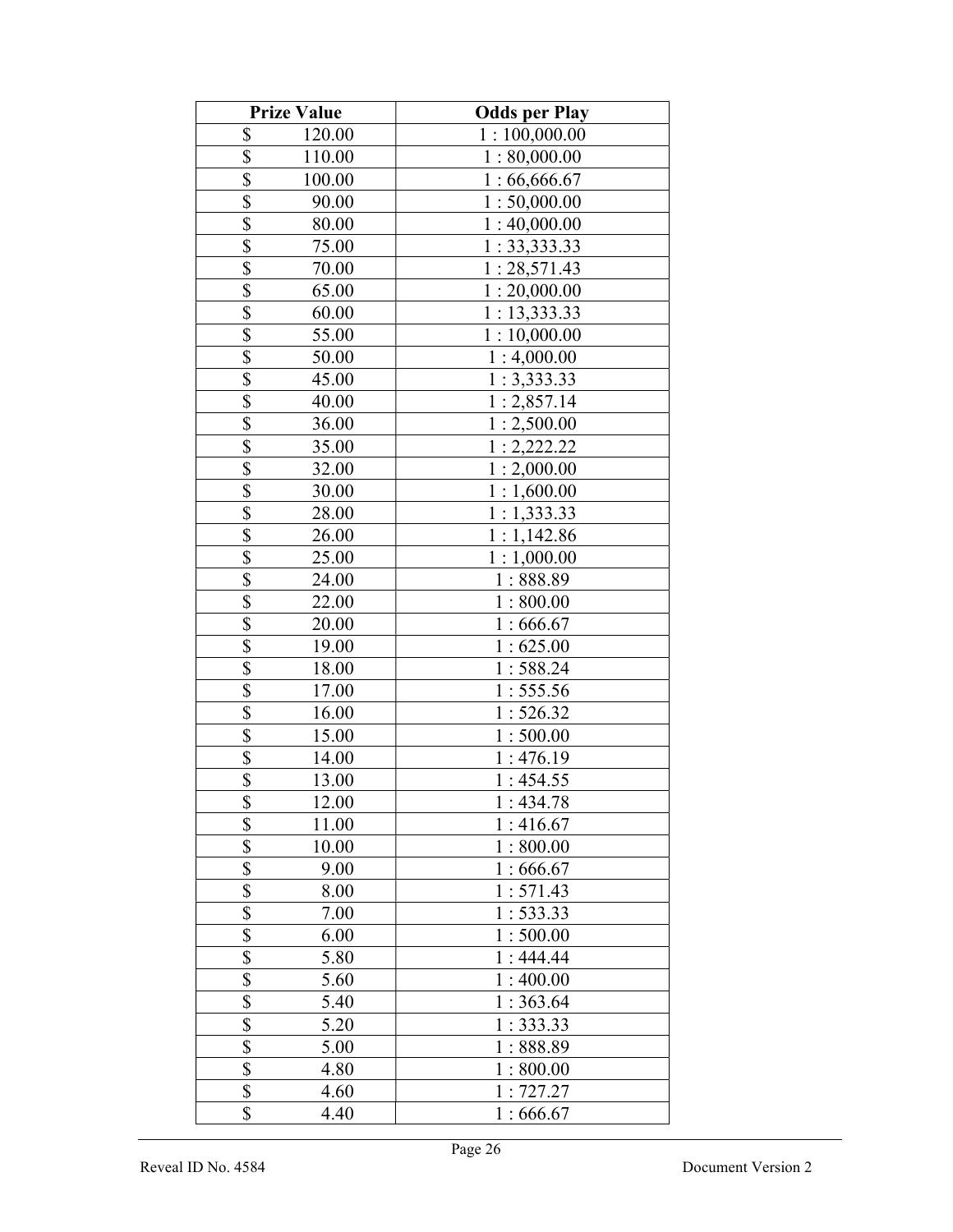| Prize Value | Odds per Play |
|---|---|
| $ 120.00 | 1 : 100,000.00 |
| $ 110.00 | 1 : 80,000.00 |
| $ 100.00 | 1 : 66,666.67 |
| $ 90.00 | 1 : 50,000.00 |
| $ 80.00 | 1 : 40,000.00 |
| $ 75.00 | 1 : 33,333.33 |
| $ 70.00 | 1 : 28,571.43 |
| $ 65.00 | 1 : 20,000.00 |
| $ 60.00 | 1 : 13,333.33 |
| $ 55.00 | 1 : 10,000.00 |
| $ 50.00 | 1 : 4,000.00 |
| $ 45.00 | 1 : 3,333.33 |
| $ 40.00 | 1 : 2,857.14 |
| $ 36.00 | 1 : 2,500.00 |
| $ 35.00 | 1 : 2,222.22 |
| $ 32.00 | 1 : 2,000.00 |
| $ 30.00 | 1 : 1,600.00 |
| $ 28.00 | 1 : 1,333.33 |
| $ 26.00 | 1 : 1,142.86 |
| $ 25.00 | 1 : 1,000.00 |
| $ 24.00 | 1 : 888.89 |
| $ 22.00 | 1 : 800.00 |
| $ 20.00 | 1 : 666.67 |
| $ 19.00 | 1 : 625.00 |
| $ 18.00 | 1 : 588.24 |
| $ 17.00 | 1 : 555.56 |
| $ 16.00 | 1 : 526.32 |
| $ 15.00 | 1 : 500.00 |
| $ 14.00 | 1 : 476.19 |
| $ 13.00 | 1 : 454.55 |
| $ 12.00 | 1 : 434.78 |
| $ 11.00 | 1 : 416.67 |
| $ 10.00 | 1 : 800.00 |
| $ 9.00 | 1 : 666.67 |
| $ 8.00 | 1 : 571.43 |
| $ 7.00 | 1 : 533.33 |
| $ 6.00 | 1 : 500.00 |
| $ 5.80 | 1 : 444.44 |
| $ 5.60 | 1 : 400.00 |
| $ 5.40 | 1 : 363.64 |
| $ 5.20 | 1 : 333.33 |
| $ 5.00 | 1 : 888.89 |
| $ 4.80 | 1 : 800.00 |
| $ 4.60 | 1 : 727.27 |
| $ 4.40 | 1 : 666.67 |

Reveal ID No. 4584 Document Version 2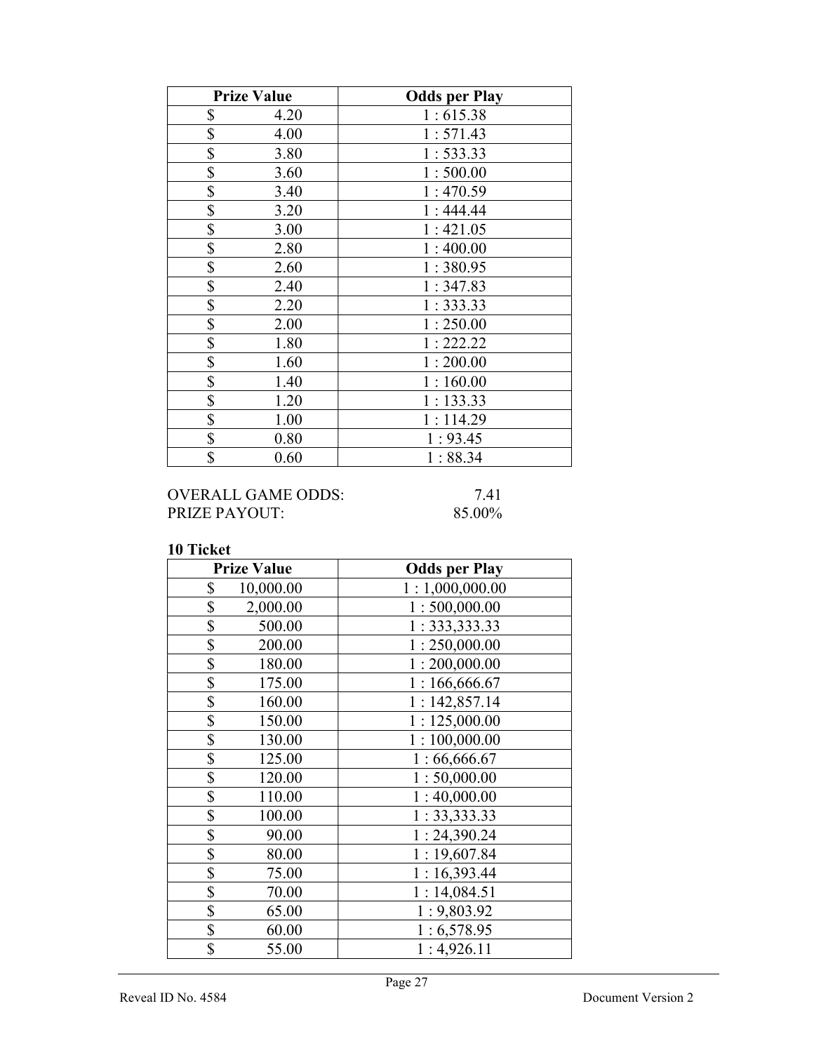| Prize Value | Odds per Play |
|---|---|
| $ 4.20 | 1 : 615.38 |
| $ 4.00 | 1 : 571.43 |
| $ 3.80 | 1 : 533.33 |
| $ 3.60 | 1 : 500.00 |
| $ 3.40 | 1 : 470.59 |
| $ 3.20 | 1 : 444.44 |
| $ 3.00 | 1 : 421.05 |
| $ 2.80 | 1 : 400.00 |
| $ 2.60 | 1 : 380.95 |
| $ 2.40 | 1 : 347.83 |
| $ 2.20 | 1 : 333.33 |
| $ 2.00 | 1 : 250.00 |
| $ 1.80 | 1 : 222.22 |
| $ 1.60 | 1 : 200.00 |
| $ 1.40 | 1 : 160.00 |
| $ 1.20 | 1 : 133.33 |
| $ 1.00 | 1 : 114.29 |
| $ 0.80 | 1 : 93.45 |
| $ 0.60 | 1 : 88.34 |

OVERALL GAME ODDS: 7.41
PRIZE PAYOUT: 85.00%

**10 Ticket**

| Prize Value | Odds per Play |
|---|---|
| $ 10,000.00 | 1 : 1,000,000.00 |
| $ 2,000.00 | 1 : 500,000.00 |
| $ 500.00 | 1 : 333,333.33 |
| $ 200.00 | 1 : 250,000.00 |
| $ 180.00 | 1 : 200,000.00 |
| $ 175.00 | 1 : 166,666.67 |
| $ 160.00 | 1 : 142,857.14 |
| $ 150.00 | 1 : 125,000.00 |
| $ 130.00 | 1 : 100,000.00 |
| $ 125.00 | 1 : 66,666.67 |
| $ 120.00 | 1 : 50,000.00 |
| $ 110.00 | 1 : 40,000.00 |
| $ 100.00 | 1 : 33,333.33 |
| $ 90.00 | 1 : 24,390.24 |
| $ 80.00 | 1 : 19,607.84 |
| $ 75.00 | 1 : 16,393.44 |
| $ 70.00 | 1 : 14,084.51 |
| $ 65.00 | 1 : 9,803.92 |
| $ 60.00 | 1 : 6,578.95 |
| $ 55.00 | 1 : 4,926.11 |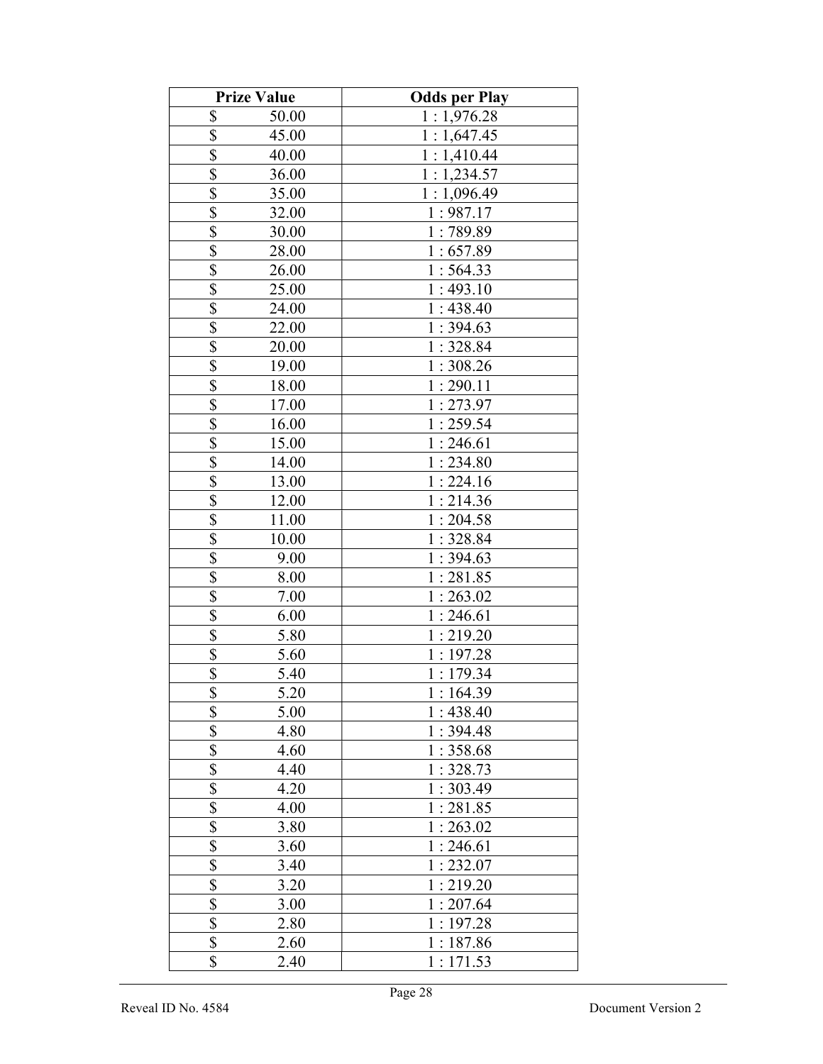| Prize Value | Odds per Play |
|---|---|
| $ 50.00 | 1 : 1,976.28 |
| $ 45.00 | 1 : 1,647.45 |
| $ 40.00 | 1 : 1,410.44 |
| $ 36.00 | 1 : 1,234.57 |
| $ 35.00 | 1 : 1,096.49 |
| $ 32.00 | 1 : 987.17 |
| $ 30.00 | 1 : 789.89 |
| $ 28.00 | 1 : 657.89 |
| $ 26.00 | 1 : 564.33 |
| $ 25.00 | 1 : 493.10 |
| $ 24.00 | 1 : 438.40 |
| $ 22.00 | 1 : 394.63 |
| $ 20.00 | 1 : 328.84 |
| $ 19.00 | 1 : 308.26 |
| $ 18.00 | 1 : 290.11 |
| $ 17.00 | 1 : 273.97 |
| $ 16.00 | 1 : 259.54 |
| $ 15.00 | 1 : 246.61 |
| $ 14.00 | 1 : 234.80 |
| $ 13.00 | 1 : 224.16 |
| $ 12.00 | 1 : 214.36 |
| $ 11.00 | 1 : 204.58 |
| $ 10.00 | 1 : 328.84 |
| $ 9.00 | 1 : 394.63 |
| $ 8.00 | 1 : 281.85 |
| $ 7.00 | 1 : 263.02 |
| $ 6.00 | 1 : 246.61 |
| $ 5.80 | 1 : 219.20 |
| $ 5.60 | 1 : 197.28 |
| $ 5.40 | 1 : 179.34 |
| $ 5.20 | 1 : 164.39 |
| $ 5.00 | 1 : 438.40 |
| $ 4.80 | 1 : 394.48 |
| $ 4.60 | 1 : 358.68 |
| $ 4.40 | 1 : 328.73 |
| $ 4.20 | 1 : 303.49 |
| $ 4.00 | 1 : 281.85 |
| $ 3.80 | 1 : 263.02 |
| $ 3.60 | 1 : 246.61 |
| $ 3.40 | 1 : 232.07 |
| $ 3.20 | 1 : 219.20 |
| $ 3.00 | 1 : 207.64 |
| $ 2.80 | 1 : 197.28 |
| $ 2.60 | 1 : 187.86 |
| $ 2.40 | 1 : 171.53 |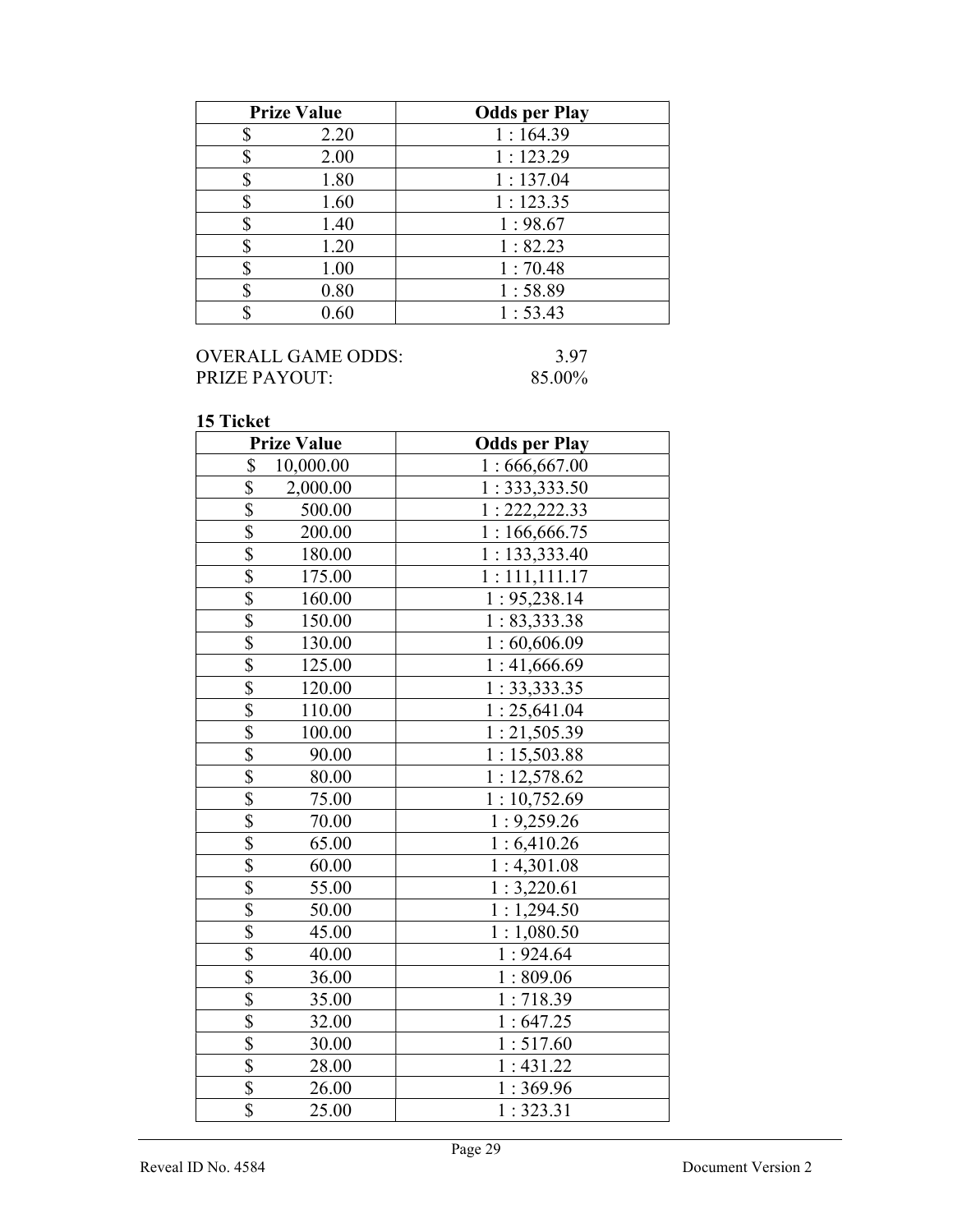| Prize Value | Odds per Play |
|---|---|
| $ 2.20 | 1 : 164.39 |
| $ 2.00 | 1 : 123.29 |
| $ 1.80 | 1 : 137.04 |
| $ 1.60 | 1 : 123.35 |
| $ 1.40 | 1 : 98.67 |
| $ 1.20 | 1 : 82.23 |
| $ 1.00 | 1 : 70.48 |
| $ 0.80 | 1 : 58.89 |
| $ 0.60 | 1 : 53.43 |

OVERALL GAME ODDS: 3.97
PRIZE PAYOUT: 85.00%

**15 Ticket**

| Prize Value | Odds per Play |
|---|---|
| $ 10,000.00 | 1 : 666,667.00 |
| $ 2,000.00 | 1 : 333,333.50 |
| $ 500.00 | 1 : 222,222.33 |
| $ 200.00 | 1 : 166,666.75 |
| $ 180.00 | 1 : 133,333.40 |
| $ 175.00 | 1 : 111,111.17 |
| $ 160.00 | 1 : 95,238.14 |
| $ 150.00 | 1 : 83,333.38 |
| $ 130.00 | 1 : 60,606.09 |
| $ 125.00 | 1 : 41,666.69 |
| $ 120.00 | 1 : 33,333.35 |
| $ 110.00 | 1 : 25,641.04 |
| $ 100.00 | 1 : 21,505.39 |
| $ 90.00 | 1 : 15,503.88 |
| $ 80.00 | 1 : 12,578.62 |
| $ 75.00 | 1 : 10,752.69 |
| $ 70.00 | 1 : 9,259.26 |
| $ 65.00 | 1 : 6,410.26 |
| $ 60.00 | 1 : 4,301.08 |
| $ 55.00 | 1 : 3,220.61 |
| $ 50.00 | 1 : 1,294.50 |
| $ 45.00 | 1 : 1,080.50 |
| $ 40.00 | 1 : 924.64 |
| $ 36.00 | 1 : 809.06 |
| $ 35.00 | 1 : 718.39 |
| $ 32.00 | 1 : 647.25 |
| $ 30.00 | 1 : 517.60 |
| $ 28.00 | 1 : 431.22 |
| $ 26.00 | 1 : 369.96 |
| $ 25.00 | 1 : 323.31 |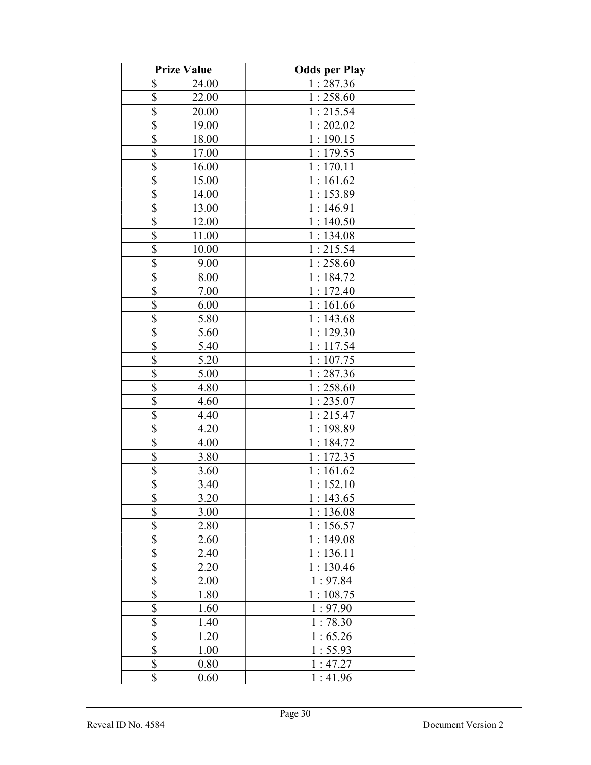| Prize Value | Odds per Play |
|---|---|
| $ 24.00 | 1 : 287.36 |
| $ 22.00 | 1 : 258.60 |
| $ 20.00 | 1 : 215.54 |
| $ 19.00 | 1 : 202.02 |
| $ 18.00 | 1 : 190.15 |
| $ 17.00 | 1 : 179.55 |
| $ 16.00 | 1 : 170.11 |
| $ 15.00 | 1 : 161.62 |
| $ 14.00 | 1 : 153.89 |
| $ 13.00 | 1 : 146.91 |
| $ 12.00 | 1 : 140.50 |
| $ 11.00 | 1 : 134.08 |
| $ 10.00 | 1 : 215.54 |
| $ 9.00 | 1 : 258.60 |
| $ 8.00 | 1 : 184.72 |
| $ 7.00 | 1 : 172.40 |
| $ 6.00 | 1 : 161.66 |
| $ 5.80 | 1 : 143.68 |
| $ 5.60 | 1 : 129.30 |
| $ 5.40 | 1 : 117.54 |
| $ 5.20 | 1 : 107.75 |
| $ 5.00 | 1 : 287.36 |
| $ 4.80 | 1 : 258.60 |
| $ 4.60 | 1 : 235.07 |
| $ 4.40 | 1 : 215.47 |
| $ 4.20 | 1 : 198.89 |
| $ 4.00 | 1 : 184.72 |
| $ 3.80 | 1 : 172.35 |
| $ 3.60 | 1 : 161.62 |
| $ 3.40 | 1 : 152.10 |
| $ 3.20 | 1 : 143.65 |
| $ 3.00 | 1 : 136.08 |
| $ 2.80 | 1 : 156.57 |
| $ 2.60 | 1 : 149.08 |
| $ 2.40 | 1 : 136.11 |
| $ 2.20 | 1 : 130.46 |
| $ 2.00 | 1 : 97.84 |
| $ 1.80 | 1 : 108.75 |
| $ 1.60 | 1 : 97.90 |
| $ 1.40 | 1 : 78.30 |
| $ 1.20 | 1 : 65.26 |
| $ 1.00 | 1 : 55.93 |
| $ 0.80 | 1 : 47.27 |
| $ 0.60 | 1 : 41.96 |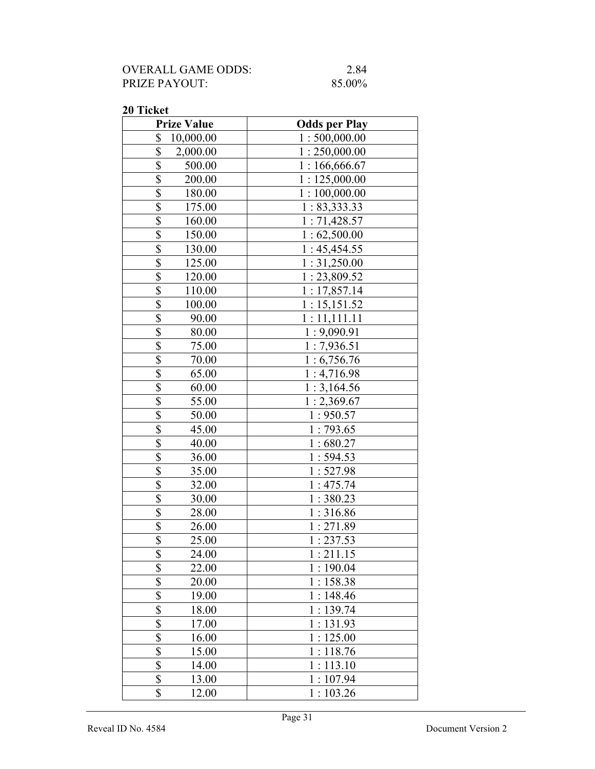| OVERALL GAME ODDS: | 2.84 |
|---|---|
| PRIZE PAYOUT: | 85.00% |

**20 Ticket**

| Prize Value | Odds per Play |
|---|---|
| $ 10,000.00 | 1 : 500,000.00 |
| $ 2,000.00 | 1 : 250,000.00 |
| $ 500.00 | 1 : 166,666.67 |
| $ 200.00 | 1 : 125,000.00 |
| $ 180.00 | 1 : 100,000.00 |
| $ 175.00 | 1 : 83,333.33 |
| $ 160.00 | 1 : 71,428.57 |
| $ 150.00 | 1 : 62,500.00 |
| $ 130.00 | 1 : 45,454.55 |
| $ 125.00 | 1 : 31,250.00 |
| $ 120.00 | 1 : 23,809.52 |
| $ 110.00 | 1 : 17,857.14 |
| $ 100.00 | 1 : 15,151.52 |
| $ 90.00 | 1 : 11,111.11 |
| $ 80.00 | 1 : 9,090.91 |
| $ 75.00 | 1 : 7,936.51 |
| $ 70.00 | 1 : 6,756.76 |
| $ 65.00 | 1 : 4,716.98 |
| $ 60.00 | 1 : 3,164.56 |
| $ 55.00 | 1 : 2,369.67 |
| $ 50.00 | 1 : 950.57 |
| $ 45.00 | 1 : 793.65 |
| $ 40.00 | 1 : 680.27 |
| $ 36.00 | 1 : 594.53 |
| $ 35.00 | 1 : 527.98 |
| $ 32.00 | 1 : 475.74 |
| $ 30.00 | 1 : 380.23 |
| $ 28.00 | 1 : 316.86 |
| $ 26.00 | 1 : 271.89 |
| $ 25.00 | 1 : 237.53 |
| $ 24.00 | 1 : 211.15 |
| $ 22.00 | 1 : 190.04 |
| $ 20.00 | 1 : 158.38 |
| $ 19.00 | 1 : 148.46 |
| $ 18.00 | 1 : 139.74 |
| $ 17.00 | 1 : 131.93 |
| $ 16.00 | 1 : 125.00 |
| $ 15.00 | 1 : 118.76 |
| $ 14.00 | 1 : 113.10 |
| $ 13.00 | 1 : 107.94 |
| $ 12.00 | 1 : 103.26 |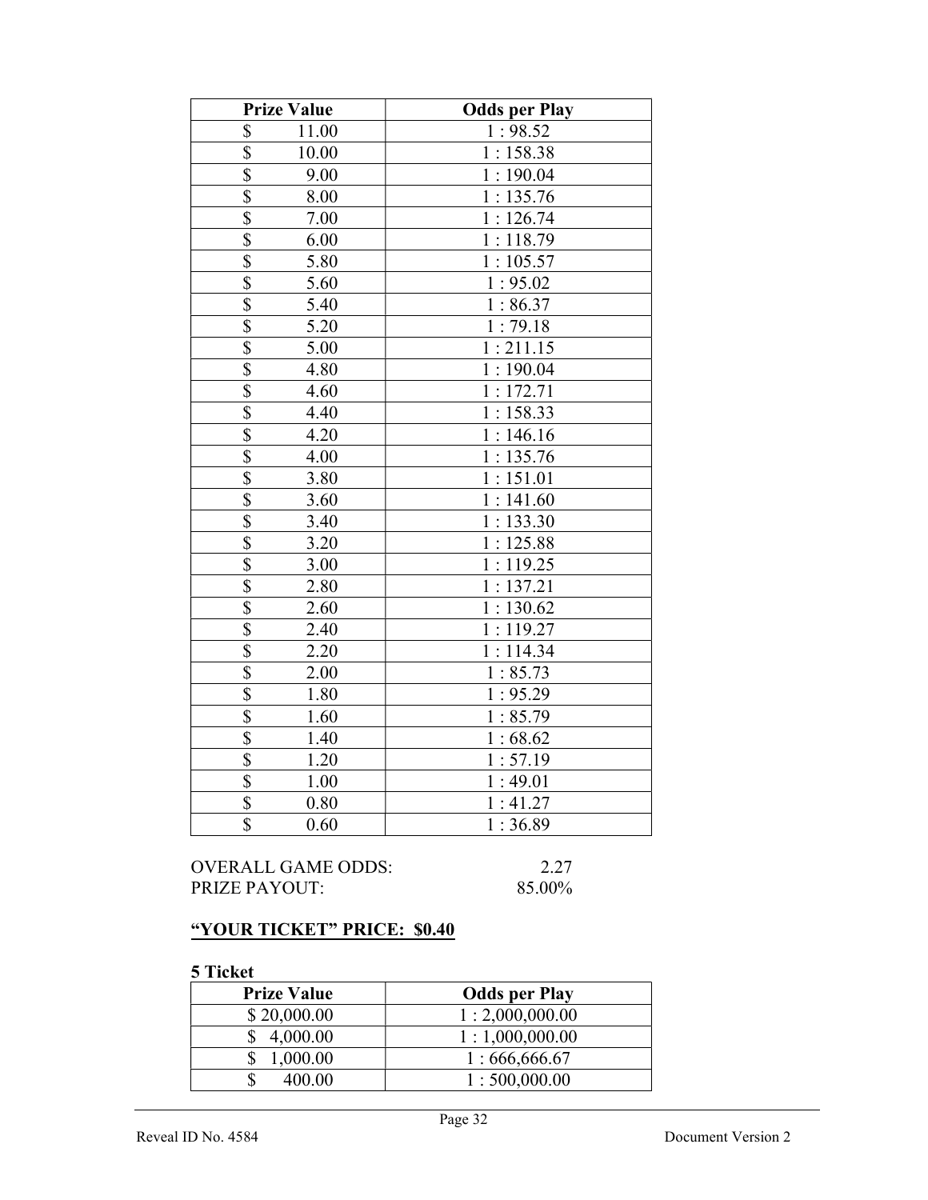| Prize Value | Odds per Play |
|---|---|
| $ 11.00 | 1 : 98.52 |
| $ 10.00 | 1 : 158.38 |
| $ 9.00 | 1 : 190.04 |
| $ 8.00 | 1 : 135.76 |
| $ 7.00 | 1 : 126.74 |
| $ 6.00 | 1 : 118.79 |
| $ 5.80 | 1 : 105.57 |
| $ 5.60 | 1 : 95.02 |
| $ 5.40 | 1 : 86.37 |
| $ 5.20 | 1 : 79.18 |
| $ 5.00 | 1 : 211.15 |
| $ 4.80 | 1 : 190.04 |
| $ 4.60 | 1 : 172.71 |
| $ 4.40 | 1 : 158.33 |
| $ 4.20 | 1 : 146.16 |
| $ 4.00 | 1 : 135.76 |
| $ 3.80 | 1 : 151.01 |
| $ 3.60 | 1 : 141.60 |
| $ 3.40 | 1 : 133.30 |
| $ 3.20 | 1 : 125.88 |
| $ 3.00 | 1 : 119.25 |
| $ 2.80 | 1 : 137.21 |
| $ 2.60 | 1 : 130.62 |
| $ 2.40 | 1 : 119.27 |
| $ 2.20 | 1 : 114.34 |
| $ 2.00 | 1 : 85.73 |
| $ 1.80 | 1 : 95.29 |
| $ 1.60 | 1 : 85.79 |
| $ 1.40 | 1 : 68.62 |
| $ 1.20 | 1 : 57.19 |
| $ 1.00 | 1 : 49.01 |
| $ 0.80 | 1 : 41.27 |
| $ 0.60 | 1 : 36.89 |

OVERALL GAME ODDS: 2.27
PRIZE PAYOUT: 85.00%

## "YOUR TICKET" PRICE: $0.40

**5 Ticket**

| Prize Value | Odds per Play |
|---|---|
| $ 20,000.00 | 1 : 2,000,000.00 |
| $ 4,000.00 | 1 : 1,000,000.00 |
| $ 1,000.00 | 1 : 666,666.67 |
| $ 400.00 | 1 : 500,000.00 |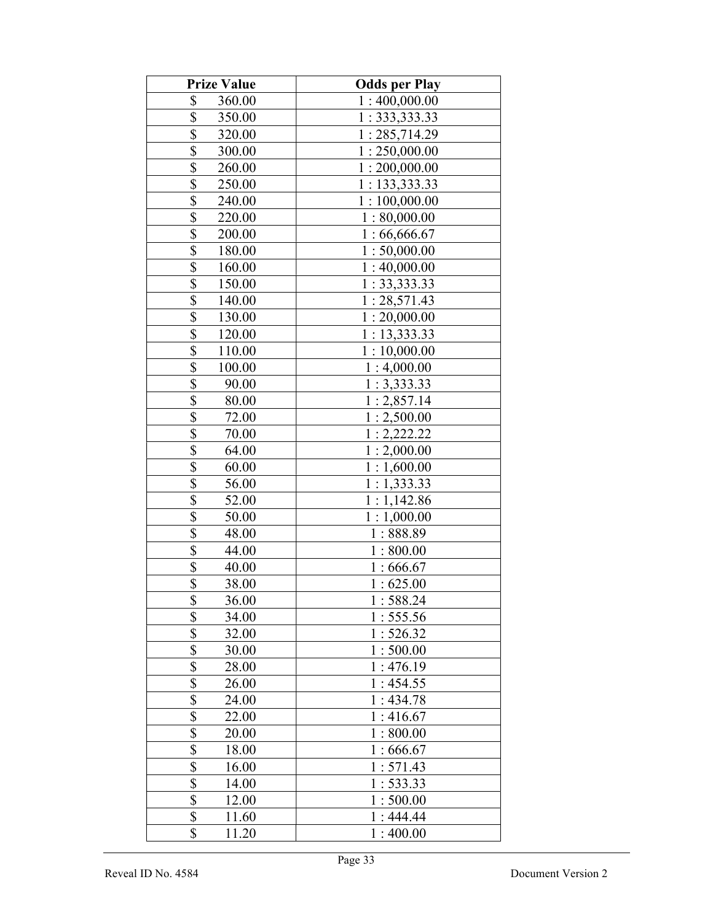| Prize Value | Odds per Play |
|---|---|
| $ 360.00 | 1 : 400,000.00 |
| $ 350.00 | 1 : 333,333.33 |
| $ 320.00 | 1 : 285,714.29 |
| $ 300.00 | 1 : 250,000.00 |
| $ 260.00 | 1 : 200,000.00 |
| $ 250.00 | 1 : 133,333.33 |
| $ 240.00 | 1 : 100,000.00 |
| $ 220.00 | 1 : 80,000.00 |
| $ 200.00 | 1 : 66,666.67 |
| $ 180.00 | 1 : 50,000.00 |
| $ 160.00 | 1 : 40,000.00 |
| $ 150.00 | 1 : 33,333.33 |
| $ 140.00 | 1 : 28,571.43 |
| $ 130.00 | 1 : 20,000.00 |
| $ 120.00 | 1 : 13,333.33 |
| $ 110.00 | 1 : 10,000.00 |
| $ 100.00 | 1 : 4,000.00 |
| $ 90.00 | 1 : 3,333.33 |
| $ 80.00 | 1 : 2,857.14 |
| $ 72.00 | 1 : 2,500.00 |
| $ 70.00 | 1 : 2,222.22 |
| $ 64.00 | 1 : 2,000.00 |
| $ 60.00 | 1 : 1,600.00 |
| $ 56.00 | 1 : 1,333.33 |
| $ 52.00 | 1 : 1,142.86 |
| $ 50.00 | 1 : 1,000.00 |
| $ 48.00 | 1 : 888.89 |
| $ 44.00 | 1 : 800.00 |
| $ 40.00 | 1 : 666.67 |
| $ 38.00 | 1 : 625.00 |
| $ 36.00 | 1 : 588.24 |
| $ 34.00 | 1 : 555.56 |
| $ 32.00 | 1 : 526.32 |
| $ 30.00 | 1 : 500.00 |
| $ 28.00 | 1 : 476.19 |
| $ 26.00 | 1 : 454.55 |
| $ 24.00 | 1 : 434.78 |
| $ 22.00 | 1 : 416.67 |
| $ 20.00 | 1 : 800.00 |
| $ 18.00 | 1 : 666.67 |
| $ 16.00 | 1 : 571.43 |
| $ 14.00 | 1 : 533.33 |
| $ 12.00 | 1 : 500.00 |
| $ 11.60 | 1 : 444.44 |
| $ 11.20 | 1 : 400.00 |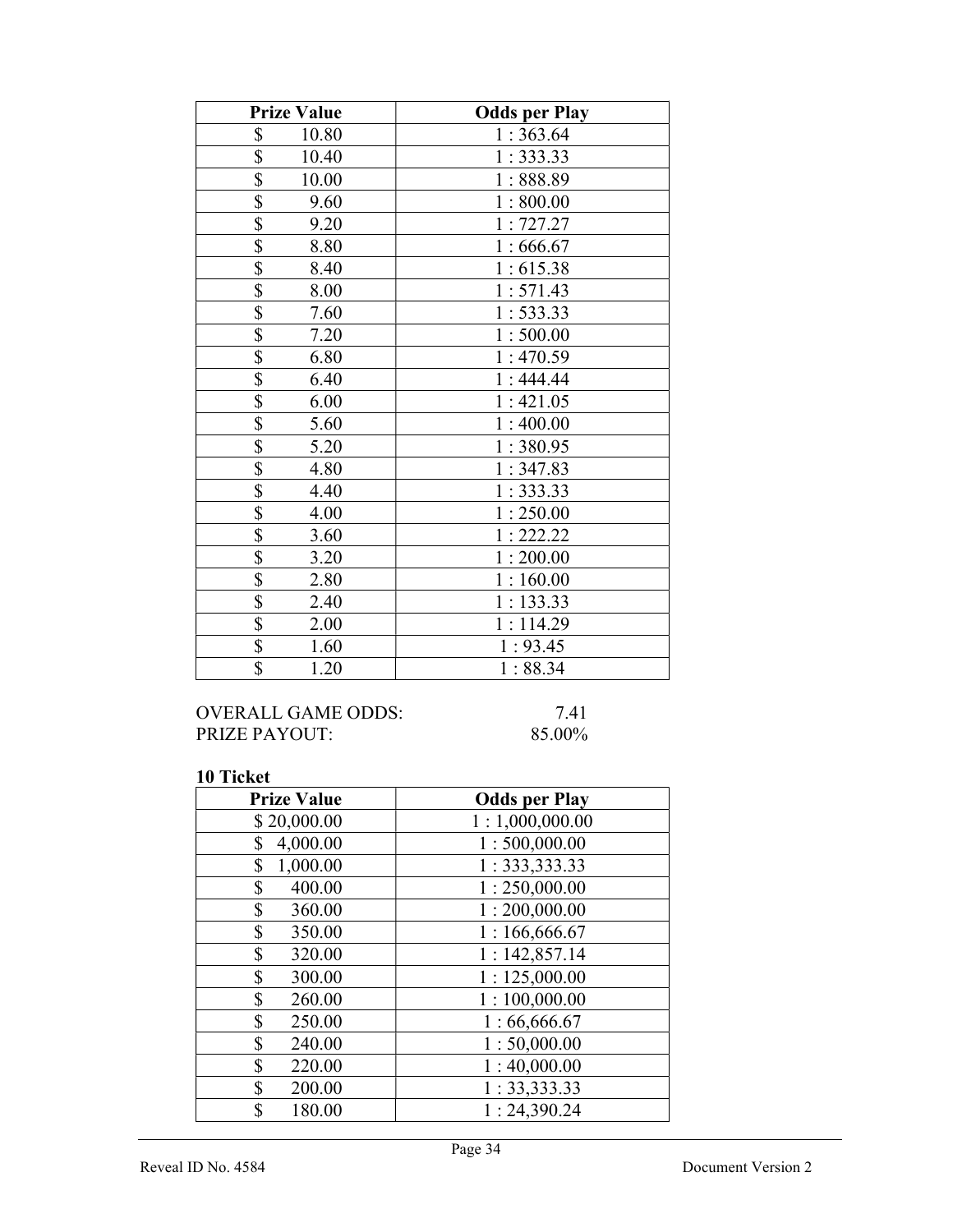| Prize Value | Odds per Play |
|---|---|
| $ 10.80 | 1 : 363.64 |
| $ 10.40 | 1 : 333.33 |
| $ 10.00 | 1 : 888.89 |
| $ 9.60 | 1 : 800.00 |
| $ 9.20 | 1 : 727.27 |
| $ 8.80 | 1 : 666.67 |
| $ 8.40 | 1 : 615.38 |
| $ 8.00 | 1 : 571.43 |
| $ 7.60 | 1 : 533.33 |
| $ 7.20 | 1 : 500.00 |
| $ 6.80 | 1 : 470.59 |
| $ 6.40 | 1 : 444.44 |
| $ 6.00 | 1 : 421.05 |
| $ 5.60 | 1 : 400.00 |
| $ 5.20 | 1 : 380.95 |
| $ 4.80 | 1 : 347.83 |
| $ 4.40 | 1 : 333.33 |
| $ 4.00 | 1 : 250.00 |
| $ 3.60 | 1 : 222.22 |
| $ 3.20 | 1 : 200.00 |
| $ 2.80 | 1 : 160.00 |
| $ 2.40 | 1 : 133.33 |
| $ 2.00 | 1 : 114.29 |
| $ 1.60 | 1 : 93.45 |
| $ 1.20 | 1 : 88.34 |

OVERALL GAME ODDS: 7.41
PRIZE PAYOUT: 85.00%

**10 Ticket**

| Prize Value | Odds per Play |
|---|---|
| $ 20,000.00 | 1 : 1,000,000.00 |
| $ 4,000.00 | 1 : 500,000.00 |
| $ 1,000.00 | 1 : 333,333.33 |
| $ 400.00 | 1 : 250,000.00 |
| $ 360.00 | 1 : 200,000.00 |
| $ 350.00 | 1 : 166,666.67 |
| $ 320.00 | 1 : 142,857.14 |
| $ 300.00 | 1 : 125,000.00 |
| $ 260.00 | 1 : 100,000.00 |
| $ 250.00 | 1 : 66,666.67 |
| $ 240.00 | 1 : 50,000.00 |
| $ 220.00 | 1 : 40,000.00 |
| $ 200.00 | 1 : 33,333.33 |
| $ 180.00 | 1 : 24,390.24 |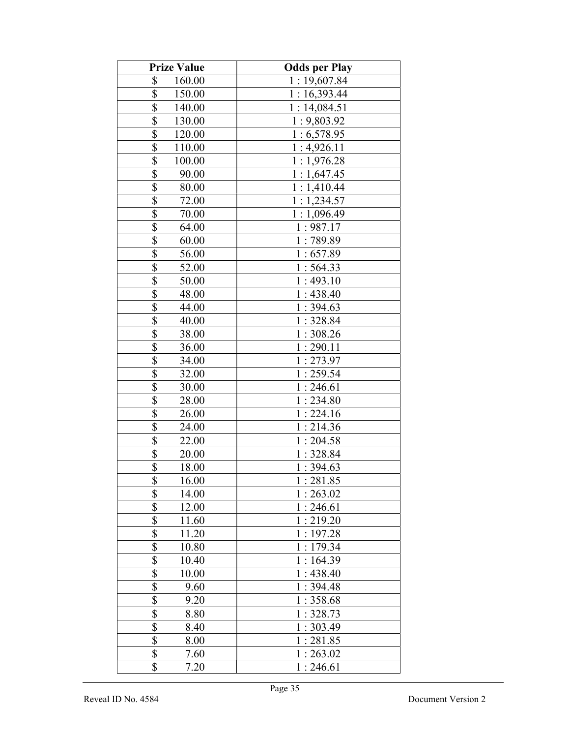| Prize Value | Odds per Play |
|---|---|
| $ 160.00 | 1 : 19,607.84 |
| $ 150.00 | 1 : 16,393.44 |
| $ 140.00 | 1 : 14,084.51 |
| $ 130.00 | 1 : 9,803.92 |
| $ 120.00 | 1 : 6,578.95 |
| $ 110.00 | 1 : 4,926.11 |
| $ 100.00 | 1 : 1,976.28 |
| $ 90.00 | 1 : 1,647.45 |
| $ 80.00 | 1 : 1,410.44 |
| $ 72.00 | 1 : 1,234.57 |
| $ 70.00 | 1 : 1,096.49 |
| $ 64.00 | 1 : 987.17 |
| $ 60.00 | 1 : 789.89 |
| $ 56.00 | 1 : 657.89 |
| $ 52.00 | 1 : 564.33 |
| $ 50.00 | 1 : 493.10 |
| $ 48.00 | 1 : 438.40 |
| $ 44.00 | 1 : 394.63 |
| $ 40.00 | 1 : 328.84 |
| $ 38.00 | 1 : 308.26 |
| $ 36.00 | 1 : 290.11 |
| $ 34.00 | 1 : 273.97 |
| $ 32.00 | 1 : 259.54 |
| $ 30.00 | 1 : 246.61 |
| $ 28.00 | 1 : 234.80 |
| $ 26.00 | 1 : 224.16 |
| $ 24.00 | 1 : 214.36 |
| $ 22.00 | 1 : 204.58 |
| $ 20.00 | 1 : 328.84 |
| $ 18.00 | 1 : 394.63 |
| $ 16.00 | 1 : 281.85 |
| $ 14.00 | 1 : 263.02 |
| $ 12.00 | 1 : 246.61 |
| $ 11.60 | 1 : 219.20 |
| $ 11.20 | 1 : 197.28 |
| $ 10.80 | 1 : 179.34 |
| $ 10.40 | 1 : 164.39 |
| $ 10.00 | 1 : 438.40 |
| $ 9.60 | 1 : 394.48 |
| $ 9.20 | 1 : 358.68 |
| $ 8.80 | 1 : 328.73 |
| $ 8.40 | 1 : 303.49 |
| $ 8.00 | 1 : 281.85 |
| $ 7.60 | 1 : 263.02 |
| $ 7.20 | 1 : 246.61 |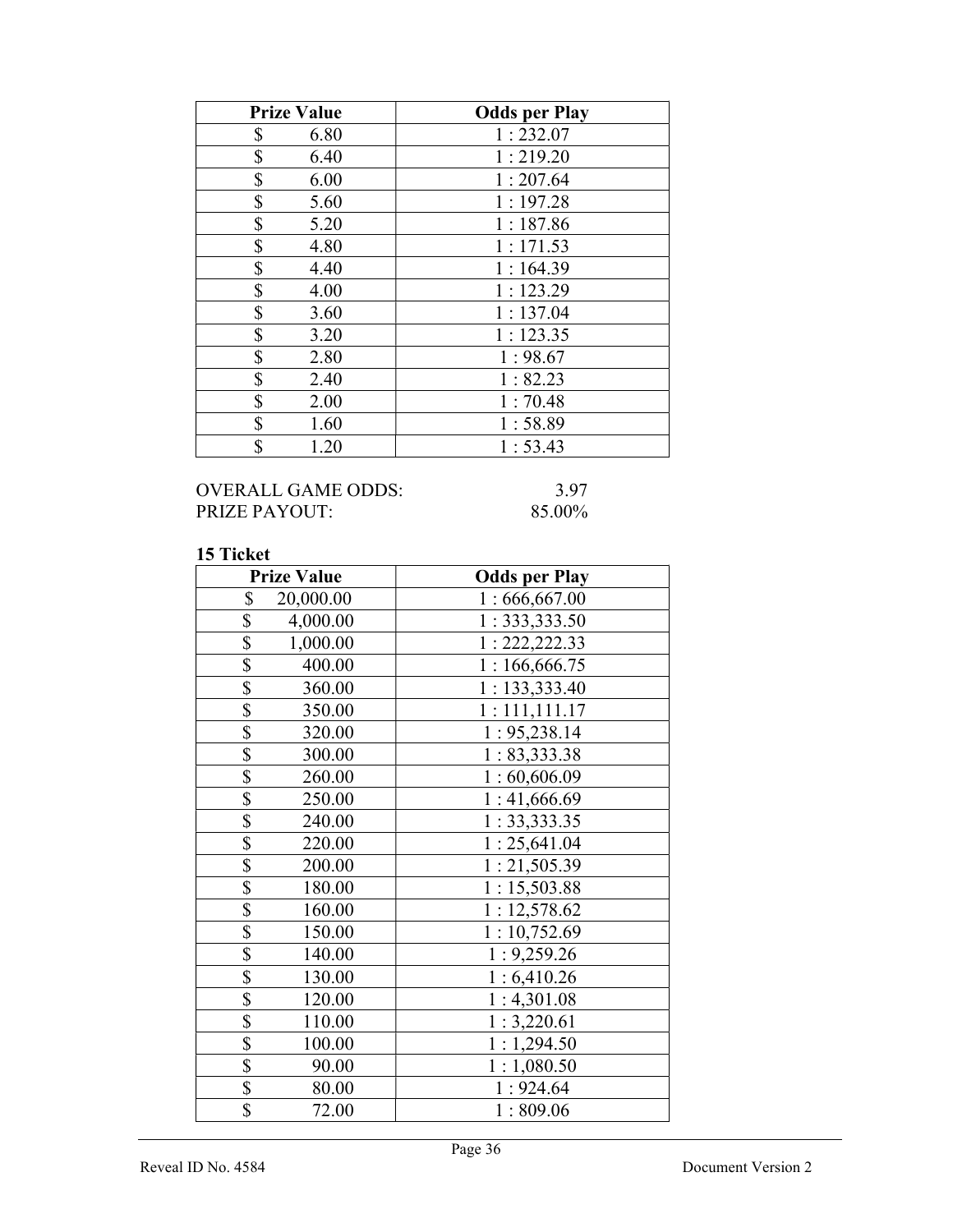| Prize Value | Odds per Play |
|---|---|
| $ 6.80 | 1 : 232.07 |
| $ 6.40 | 1 : 219.20 |
| $ 6.00 | 1 : 207.64 |
| $ 5.60 | 1 : 197.28 |
| $ 5.20 | 1 : 187.86 |
| $ 4.80 | 1 : 171.53 |
| $ 4.40 | 1 : 164.39 |
| $ 4.00 | 1 : 123.29 |
| $ 3.60 | 1 : 137.04 |
| $ 3.20 | 1 : 123.35 |
| $ 2.80 | 1 : 98.67 |
| $ 2.40 | 1 : 82.23 |
| $ 2.00 | 1 : 70.48 |
| $ 1.60 | 1 : 58.89 |
| $ 1.20 | 1 : 53.43 |

OVERALL GAME ODDS: 3.97
PRIZE PAYOUT: 85.00%

**15 Ticket**

| Prize Value | Odds per Play |
|---|---|
| $ 20,000.00 | 1 : 666,667.00 |
| $ 4,000.00 | 1 : 333,333.50 |
| $ 1,000.00 | 1 : 222,222.33 |
| $ 400.00 | 1 : 166,666.75 |
| $ 360.00 | 1 : 133,333.40 |
| $ 350.00 | 1 : 111,111.17 |
| $ 320.00 | 1 : 95,238.14 |
| $ 300.00 | 1 : 83,333.38 |
| $ 260.00 | 1 : 60,606.09 |
| $ 250.00 | 1 : 41,666.69 |
| $ 240.00 | 1 : 33,333.35 |
| $ 220.00 | 1 : 25,641.04 |
| $ 200.00 | 1 : 21,505.39 |
| $ 180.00 | 1 : 15,503.88 |
| $ 160.00 | 1 : 12,578.62 |
| $ 150.00 | 1 : 10,752.69 |
| $ 140.00 | 1 : 9,259.26 |
| $ 130.00 | 1 : 6,410.26 |
| $ 120.00 | 1 : 4,301.08 |
| $ 110.00 | 1 : 3,220.61 |
| $ 100.00 | 1 : 1,294.50 |
| $ 90.00 | 1 : 1,080.50 |
| $ 80.00 | 1 : 924.64 |
| $ 72.00 | 1 : 809.06 |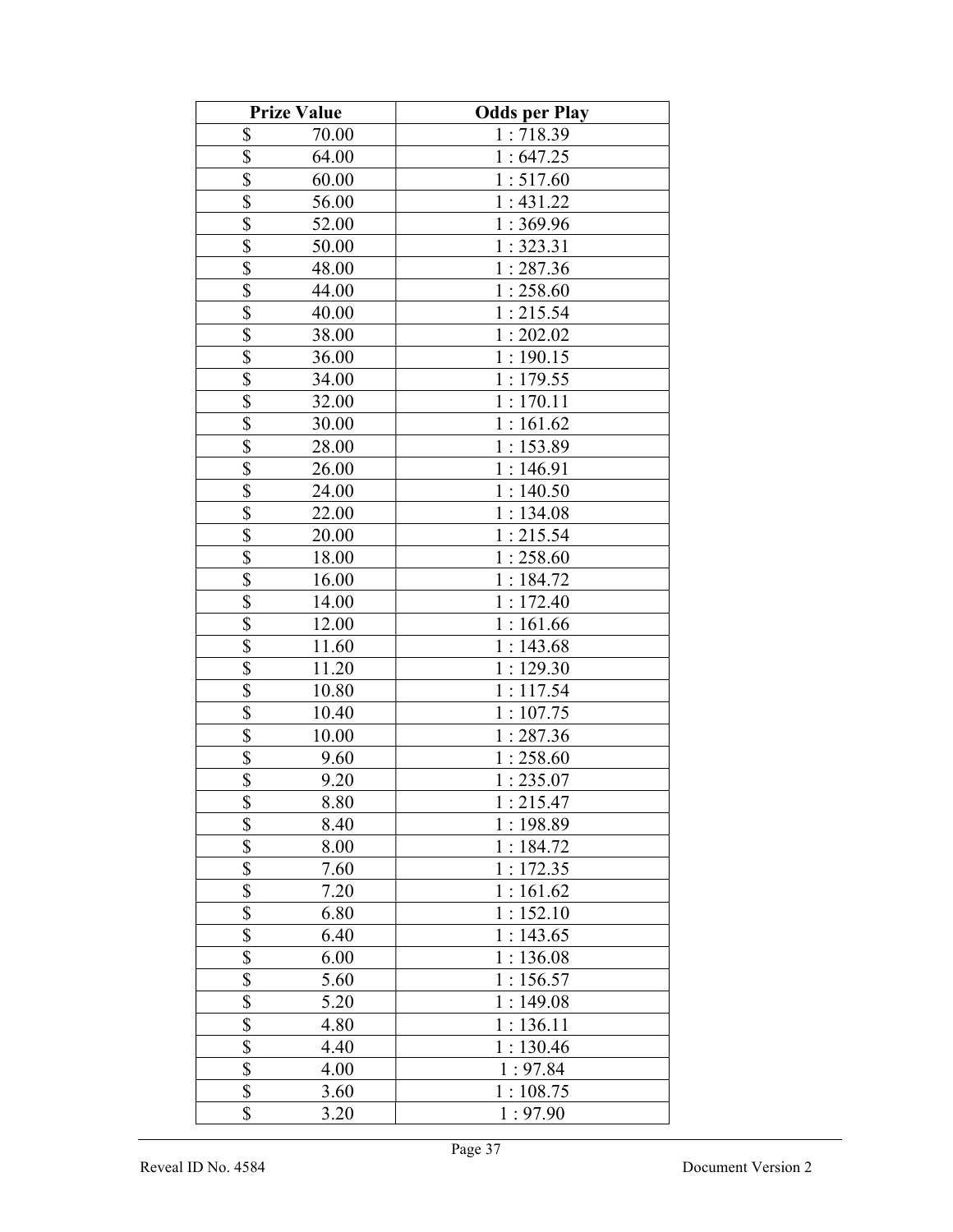| Prize Value | Odds per Play |
| --- | --- |
| $ 70.00 | 1 : 718.39 |
| $ 64.00 | 1 : 647.25 |
| $ 60.00 | 1 : 517.60 |
| $ 56.00 | 1 : 431.22 |
| $ 52.00 | 1 : 369.96 |
| $ 50.00 | 1 : 323.31 |
| $ 48.00 | 1 : 287.36 |
| $ 44.00 | 1 : 258.60 |
| $ 40.00 | 1 : 215.54 |
| $ 38.00 | 1 : 202.02 |
| $ 36.00 | 1 : 190.15 |
| $ 34.00 | 1 : 179.55 |
| $ 32.00 | 1 : 170.11 |
| $ 30.00 | 1 : 161.62 |
| $ 28.00 | 1 : 153.89 |
| $ 26.00 | 1 : 146.91 |
| $ 24.00 | 1 : 140.50 |
| $ 22.00 | 1 : 134.08 |
| $ 20.00 | 1 : 215.54 |
| $ 18.00 | 1 : 258.60 |
| $ 16.00 | 1 : 184.72 |
| $ 14.00 | 1 : 172.40 |
| $ 12.00 | 1 : 161.66 |
| $ 11.60 | 1 : 143.68 |
| $ 11.20 | 1 : 129.30 |
| $ 10.80 | 1 : 117.54 |
| $ 10.40 | 1 : 107.75 |
| $ 10.00 | 1 : 287.36 |
| $ 9.60 | 1 : 258.60 |
| $ 9.20 | 1 : 235.07 |
| $ 8.80 | 1 : 215.47 |
| $ 8.40 | 1 : 198.89 |
| $ 8.00 | 1 : 184.72 |
| $ 7.60 | 1 : 172.35 |
| $ 7.20 | 1 : 161.62 |
| $ 6.80 | 1 : 152.10 |
| $ 6.40 | 1 : 143.65 |
| $ 6.00 | 1 : 136.08 |
| $ 5.60 | 1 : 156.57 |
| $ 5.20 | 1 : 149.08 |
| $ 4.80 | 1 : 136.11 |
| $ 4.40 | 1 : 130.46 |
| $ 4.00 | 1 : 97.84 |
| $ 3.60 | 1 : 108.75 |
| $ 3.20 | 1 : 97.90 |

Reveal ID No. 4584

Document Version 2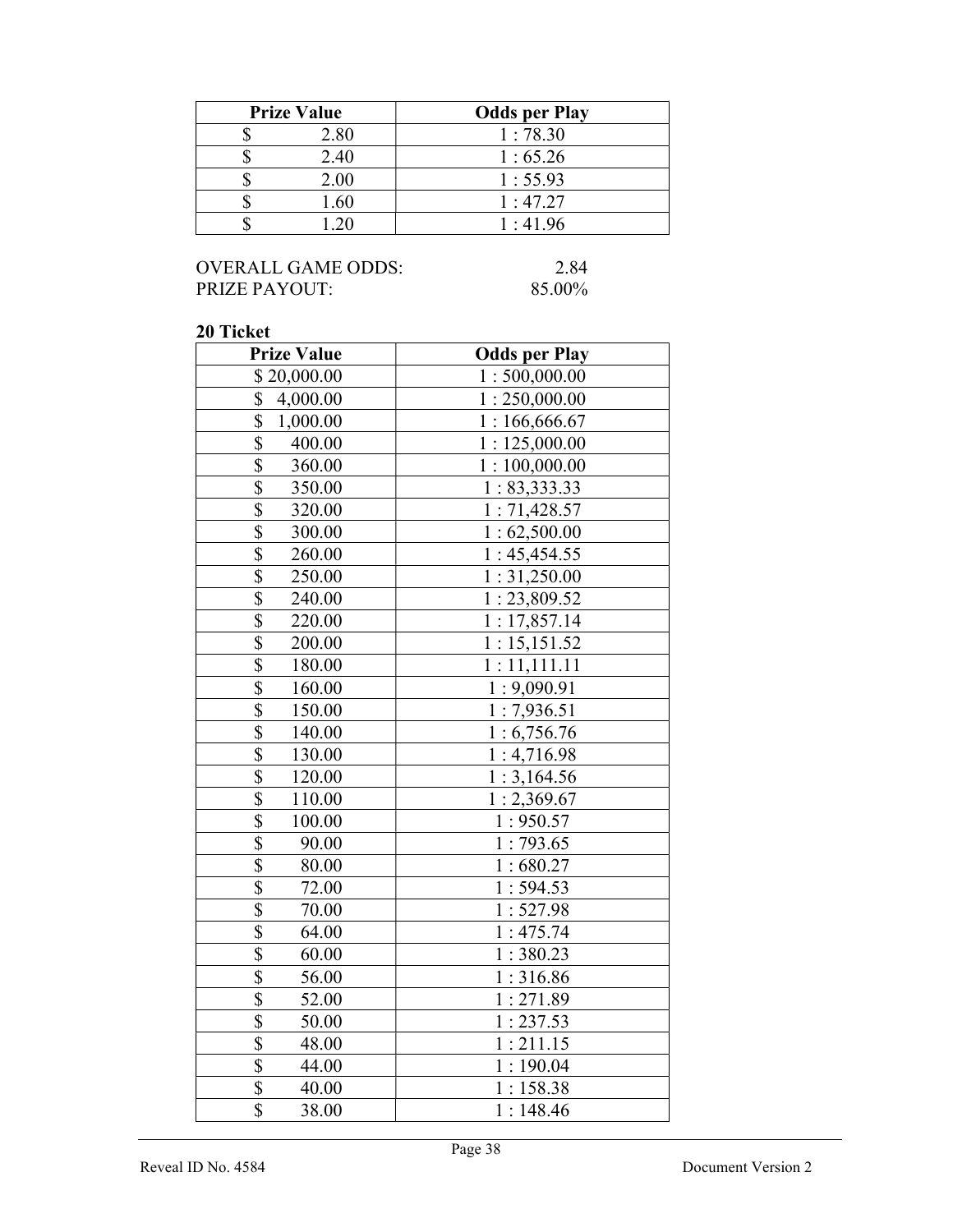| Prize Value | Odds per Play |
| --- | --- |
| $ 2.80 | 1 : 78.30 |
| $ 2.40 | 1 : 65.26 |
| $ 2.00 | 1 : 55.93 |
| $ 1.60 | 1 : 47.27 |
| $ 1.20 | 1 : 41.96 |

OVERALL GAME ODDS: 2.84
PRIZE PAYOUT: 85.00%

**20 Ticket**

| Prize Value | Odds per Play |
| --- | --- |
| $ 20,000.00 | 1 : 500,000.00 |
| $ 4,000.00 | 1 : 250,000.00 |
| $ 1,000.00 | 1 : 166,666.67 |
| $ 400.00 | 1 : 125,000.00 |
| $ 360.00 | 1 : 100,000.00 |
| $ 350.00 | 1 : 83,333.33 |
| $ 320.00 | 1 : 71,428.57 |
| $ 300.00 | 1 : 62,500.00 |
| $ 260.00 | 1 : 45,454.55 |
| $ 250.00 | 1 : 31,250.00 |
| $ 240.00 | 1 : 23,809.52 |
| $ 220.00 | 1 : 17,857.14 |
| $ 200.00 | 1 : 15,151.52 |
| $ 180.00 | 1 : 11,111.11 |
| $ 160.00 | 1 : 9,090.91 |
| $ 150.00 | 1 : 7,936.51 |
| $ 140.00 | 1 : 6,756.76 |
| $ 130.00 | 1 : 4,716.98 |
| $ 120.00 | 1 : 3,164.56 |
| $ 110.00 | 1 : 2,369.67 |
| $ 100.00 | 1 : 950.57 |
| $ 90.00 | 1 : 793.65 |
| $ 80.00 | 1 : 680.27 |
| $ 72.00 | 1 : 594.53 |
| $ 70.00 | 1 : 527.98 |
| $ 64.00 | 1 : 475.74 |
| $ 60.00 | 1 : 380.23 |
| $ 56.00 | 1 : 316.86 |
| $ 52.00 | 1 : 271.89 |
| $ 50.00 | 1 : 237.53 |
| $ 48.00 | 1 : 211.15 |
| $ 44.00 | 1 : 190.04 |
| $ 40.00 | 1 : 158.38 |
| $ 38.00 | 1 : 148.46 |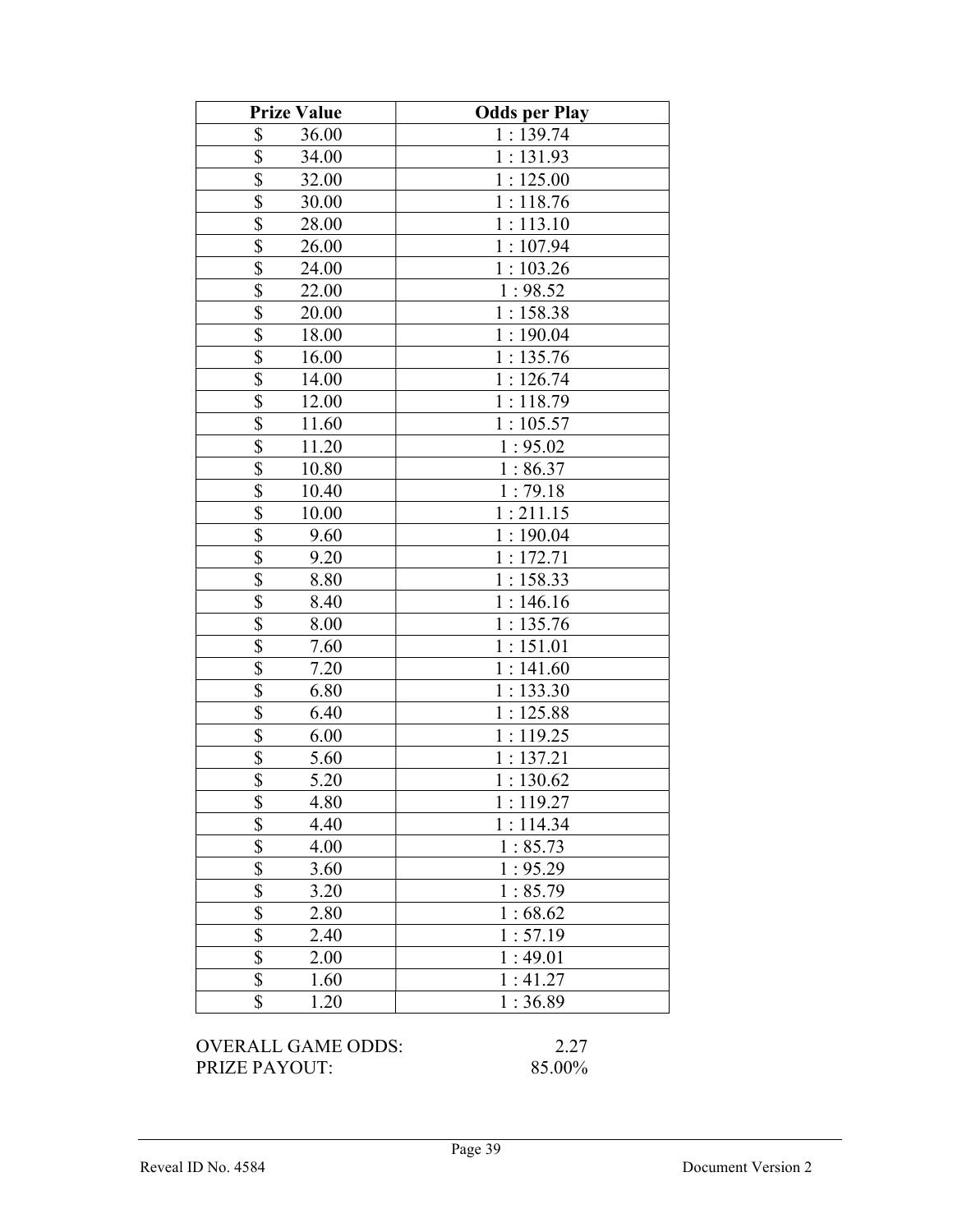| Prize Value | Odds per Play |
|---|---|
| $ 36.00 | 1 : 139.74 |
| $ 34.00 | 1 : 131.93 |
| $ 32.00 | 1 : 125.00 |
| $ 30.00 | 1 : 118.76 |
| $ 28.00 | 1 : 113.10 |
| $ 26.00 | 1 : 107.94 |
| $ 24.00 | 1 : 103.26 |
| $ 22.00 | 1 : 98.52 |
| $ 20.00 | 1 : 158.38 |
| $ 18.00 | 1 : 190.04 |
| $ 16.00 | 1 : 135.76 |
| $ 14.00 | 1 : 126.74 |
| $ 12.00 | 1 : 118.79 |
| $ 11.60 | 1 : 105.57 |
| $ 11.20 | 1 : 95.02 |
| $ 10.80 | 1 : 86.37 |
| $ 10.40 | 1 : 79.18 |
| $ 10.00 | 1 : 211.15 |
| $ 9.60 | 1 : 190.04 |
| $ 9.20 | 1 : 172.71 |
| $ 8.80 | 1 : 158.33 |
| $ 8.40 | 1 : 146.16 |
| $ 8.00 | 1 : 135.76 |
| $ 7.60 | 1 : 151.01 |
| $ 7.20 | 1 : 141.60 |
| $ 6.80 | 1 : 133.30 |
| $ 6.40 | 1 : 125.88 |
| $ 6.00 | 1 : 119.25 |
| $ 5.60 | 1 : 137.21 |
| $ 5.20 | 1 : 130.62 |
| $ 4.80 | 1 : 119.27 |
| $ 4.40 | 1 : 114.34 |
| $ 4.00 | 1 : 85.73 |
| $ 3.60 | 1 : 95.29 |
| $ 3.20 | 1 : 85.79 |
| $ 2.80 | 1 : 68.62 |
| $ 2.40 | 1 : 57.19 |
| $ 2.00 | 1 : 49.01 |
| $ 1.60 | 1 : 41.27 |
| $ 1.20 | 1 : 36.89 |

OVERALL GAME ODDS: 2.27
PRIZE PAYOUT: 85.00%

Reveal ID No. 4584 — Document Version 2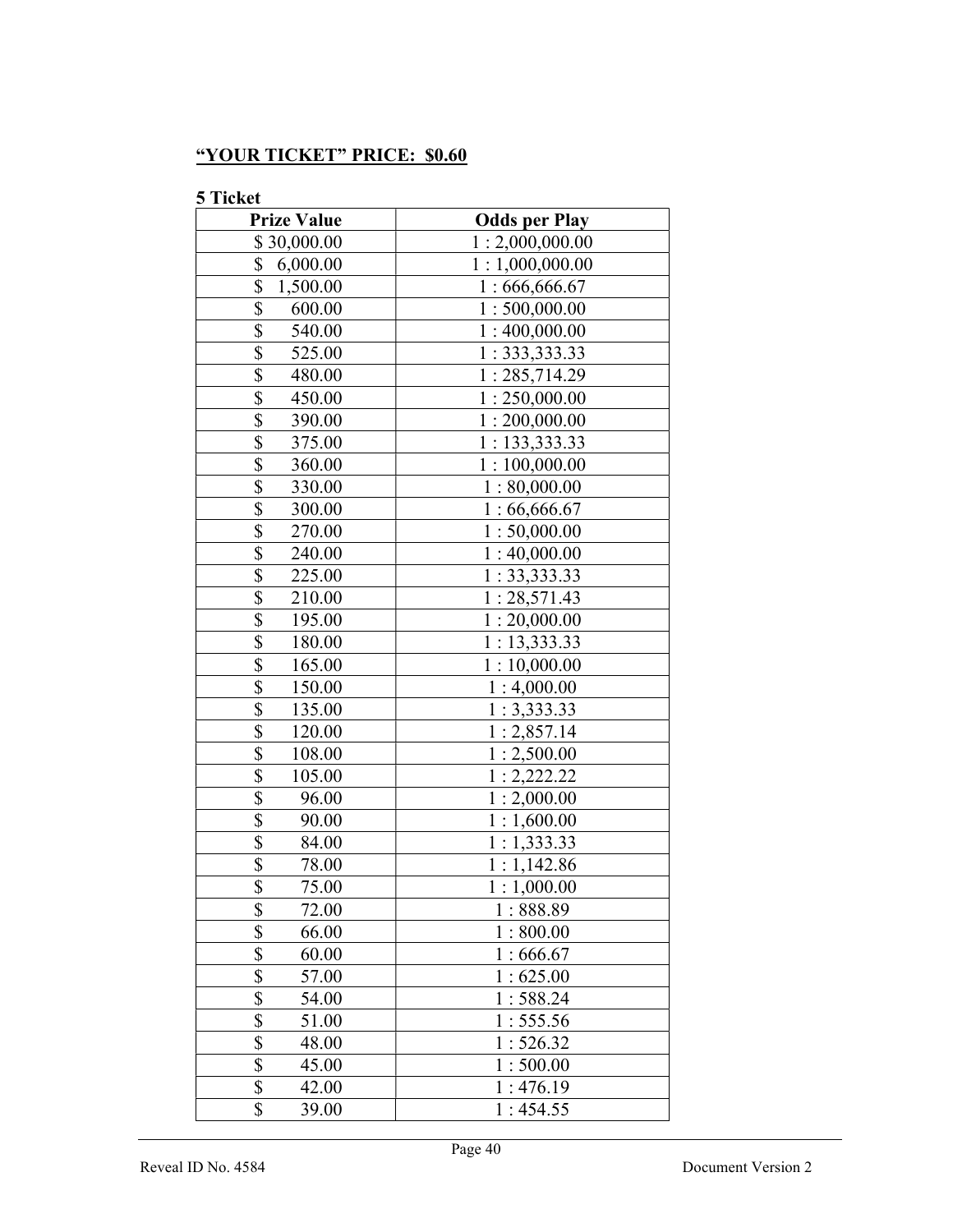**"YOUR TICKET" PRICE: $0.60**

**5 Ticket**

| Prize Value | Odds per Play |
|---|---|
| $ 30,000.00 | 1 : 2,000,000.00 |
| $ 6,000.00 | 1 : 1,000,000.00 |
| $ 1,500.00 | 1 : 666,666.67 |
| $ 600.00 | 1 : 500,000.00 |
| $ 540.00 | 1 : 400,000.00 |
| $ 525.00 | 1 : 333,333.33 |
| $ 480.00 | 1 : 285,714.29 |
| $ 450.00 | 1 : 250,000.00 |
| $ 390.00 | 1 : 200,000.00 |
| $ 375.00 | 1 : 133,333.33 |
| $ 360.00 | 1 : 100,000.00 |
| $ 330.00 | 1 : 80,000.00 |
| $ 300.00 | 1 : 66,666.67 |
| $ 270.00 | 1 : 50,000.00 |
| $ 240.00 | 1 : 40,000.00 |
| $ 225.00 | 1 : 33,333.33 |
| $ 210.00 | 1 : 28,571.43 |
| $ 195.00 | 1 : 20,000.00 |
| $ 180.00 | 1 : 13,333.33 |
| $ 165.00 | 1 : 10,000.00 |
| $ 150.00 | 1 : 4,000.00 |
| $ 135.00 | 1 : 3,333.33 |
| $ 120.00 | 1 : 2,857.14 |
| $ 108.00 | 1 : 2,500.00 |
| $ 105.00 | 1 : 2,222.22 |
| $ 96.00 | 1 : 2,000.00 |
| $ 90.00 | 1 : 1,600.00 |
| $ 84.00 | 1 : 1,333.33 |
| $ 78.00 | 1 : 1,142.86 |
| $ 75.00 | 1 : 1,000.00 |
| $ 72.00 | 1 : 888.89 |
| $ 66.00 | 1 : 800.00 |
| $ 60.00 | 1 : 666.67 |
| $ 57.00 | 1 : 625.00 |
| $ 54.00 | 1 : 588.24 |
| $ 51.00 | 1 : 555.56 |
| $ 48.00 | 1 : 526.32 |
| $ 45.00 | 1 : 500.00 |
| $ 42.00 | 1 : 476.19 |
| $ 39.00 | 1 : 454.55 |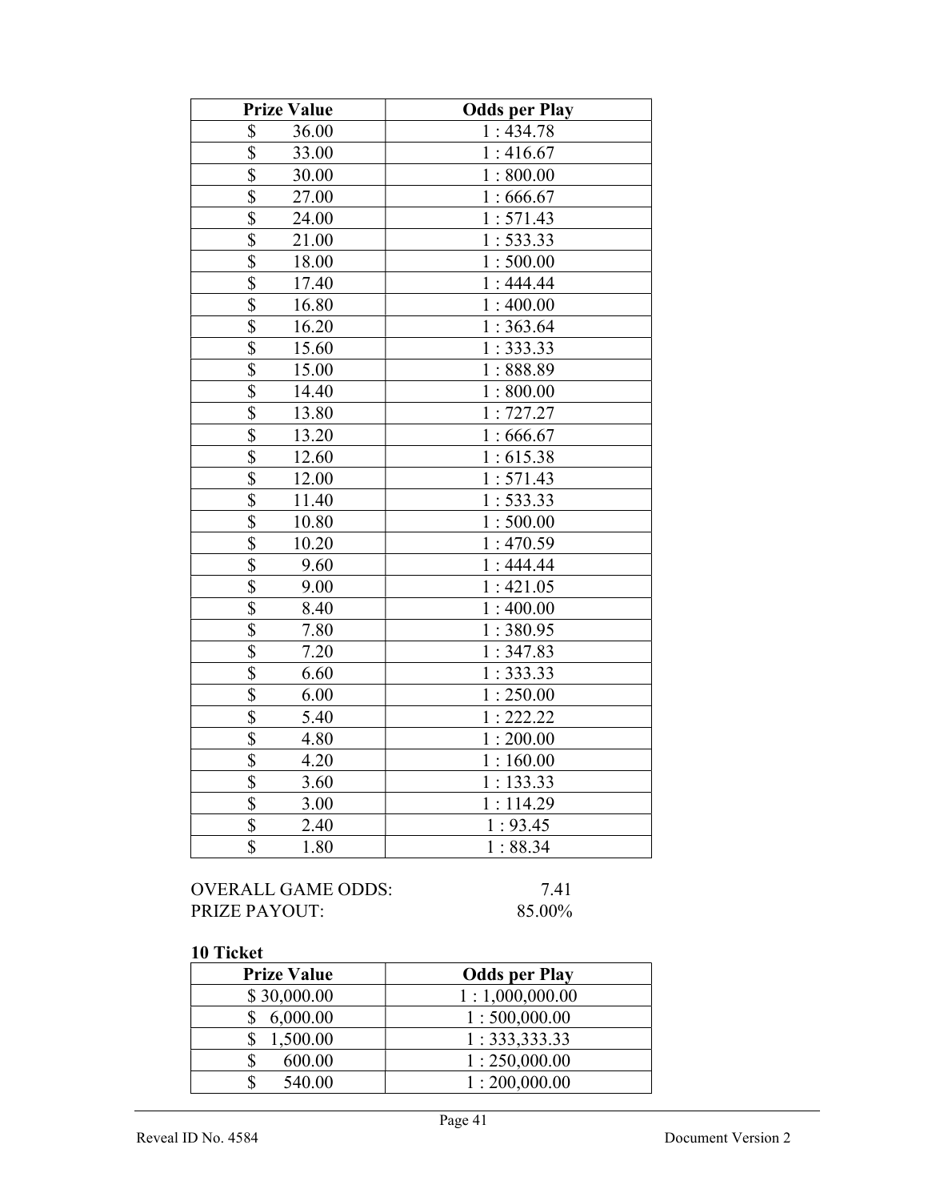| Prize Value | Odds per Play |
|---|---|
| $ 36.00 | 1 : 434.78 |
| $ 33.00 | 1 : 416.67 |
| $ 30.00 | 1 : 800.00 |
| $ 27.00 | 1 : 666.67 |
| $ 24.00 | 1 : 571.43 |
| $ 21.00 | 1 : 533.33 |
| $ 18.00 | 1 : 500.00 |
| $ 17.40 | 1 : 444.44 |
| $ 16.80 | 1 : 400.00 |
| $ 16.20 | 1 : 363.64 |
| $ 15.60 | 1 : 333.33 |
| $ 15.00 | 1 : 888.89 |
| $ 14.40 | 1 : 800.00 |
| $ 13.80 | 1 : 727.27 |
| $ 13.20 | 1 : 666.67 |
| $ 12.60 | 1 : 615.38 |
| $ 12.00 | 1 : 571.43 |
| $ 11.40 | 1 : 533.33 |
| $ 10.80 | 1 : 500.00 |
| $ 10.20 | 1 : 470.59 |
| $ 9.60 | 1 : 444.44 |
| $ 9.00 | 1 : 421.05 |
| $ 8.40 | 1 : 400.00 |
| $ 7.80 | 1 : 380.95 |
| $ 7.20 | 1 : 347.83 |
| $ 6.60 | 1 : 333.33 |
| $ 6.00 | 1 : 250.00 |
| $ 5.40 | 1 : 222.22 |
| $ 4.80 | 1 : 200.00 |
| $ 4.20 | 1 : 160.00 |
| $ 3.60 | 1 : 133.33 |
| $ 3.00 | 1 : 114.29 |
| $ 2.40 | 1 : 93.45 |
| $ 1.80 | 1 : 88.34 |

OVERALL GAME ODDS: 7.41
PRIZE PAYOUT: 85.00%

**10 Ticket**

| Prize Value | Odds per Play |
|---|---|
| $ 30,000.00 | 1 : 1,000,000.00 |
| $ 6,000.00 | 1 : 500,000.00 |
| $ 1,500.00 | 1 : 333,333.33 |
| $ 600.00 | 1 : 250,000.00 |
| $ 540.00 | 1 : 200,000.00 |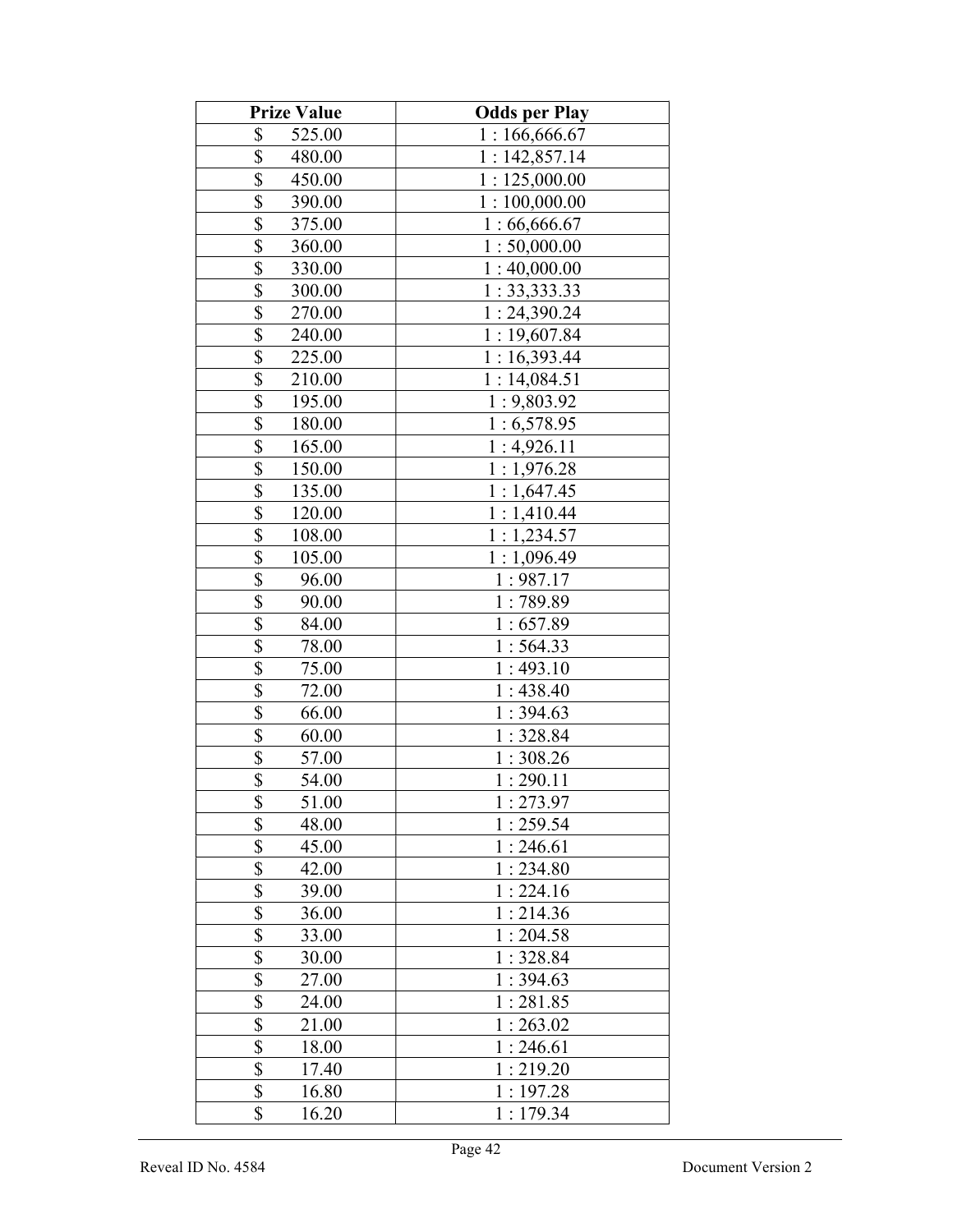| Prize Value | Odds per Play |
|---|---|
| $ 525.00 | 1 : 166,666.67 |
| $ 480.00 | 1 : 142,857.14 |
| $ 450.00 | 1 : 125,000.00 |
| $ 390.00 | 1 : 100,000.00 |
| $ 375.00 | 1 : 66,666.67 |
| $ 360.00 | 1 : 50,000.00 |
| $ 330.00 | 1 : 40,000.00 |
| $ 300.00 | 1 : 33,333.33 |
| $ 270.00 | 1 : 24,390.24 |
| $ 240.00 | 1 : 19,607.84 |
| $ 225.00 | 1 : 16,393.44 |
| $ 210.00 | 1 : 14,084.51 |
| $ 195.00 | 1 : 9,803.92 |
| $ 180.00 | 1 : 6,578.95 |
| $ 165.00 | 1 : 4,926.11 |
| $ 150.00 | 1 : 1,976.28 |
| $ 135.00 | 1 : 1,647.45 |
| $ 120.00 | 1 : 1,410.44 |
| $ 108.00 | 1 : 1,234.57 |
| $ 105.00 | 1 : 1,096.49 |
| $ 96.00 | 1 : 987.17 |
| $ 90.00 | 1 : 789.89 |
| $ 84.00 | 1 : 657.89 |
| $ 78.00 | 1 : 564.33 |
| $ 75.00 | 1 : 493.10 |
| $ 72.00 | 1 : 438.40 |
| $ 66.00 | 1 : 394.63 |
| $ 60.00 | 1 : 328.84 |
| $ 57.00 | 1 : 308.26 |
| $ 54.00 | 1 : 290.11 |
| $ 51.00 | 1 : 273.97 |
| $ 48.00 | 1 : 259.54 |
| $ 45.00 | 1 : 246.61 |
| $ 42.00 | 1 : 234.80 |
| $ 39.00 | 1 : 224.16 |
| $ 36.00 | 1 : 214.36 |
| $ 33.00 | 1 : 204.58 |
| $ 30.00 | 1 : 328.84 |
| $ 27.00 | 1 : 394.63 |
| $ 24.00 | 1 : 281.85 |
| $ 21.00 | 1 : 263.02 |
| $ 18.00 | 1 : 246.61 |
| $ 17.40 | 1 : 219.20 |
| $ 16.80 | 1 : 197.28 |
| $ 16.20 | 1 : 179.34 |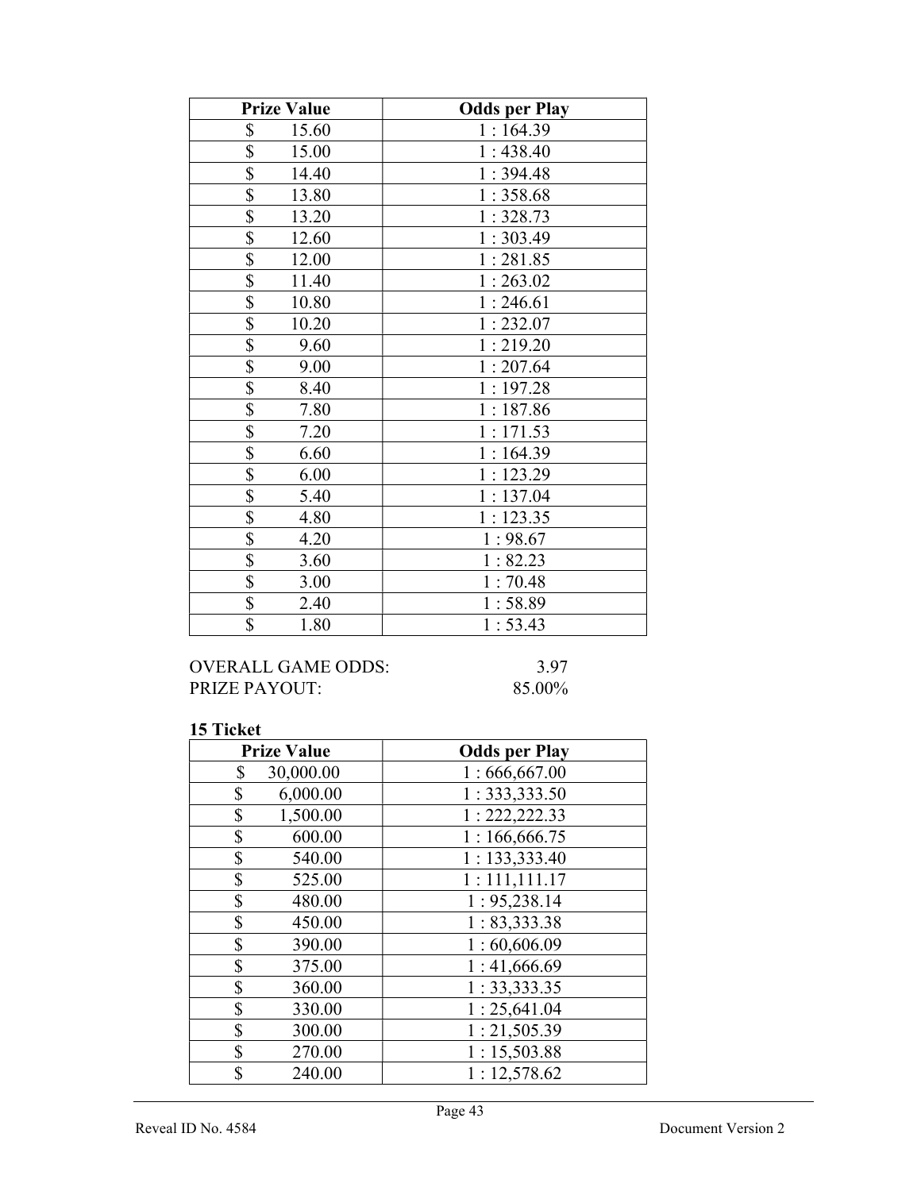| Prize Value | Odds per Play |
|---|---|
| $ 15.60 | 1 : 164.39 |
| $ 15.00 | 1 : 438.40 |
| $ 14.40 | 1 : 394.48 |
| $ 13.80 | 1 : 358.68 |
| $ 13.20 | 1 : 328.73 |
| $ 12.60 | 1 : 303.49 |
| $ 12.00 | 1 : 281.85 |
| $ 11.40 | 1 : 263.02 |
| $ 10.80 | 1 : 246.61 |
| $ 10.20 | 1 : 232.07 |
| $ 9.60 | 1 : 219.20 |
| $ 9.00 | 1 : 207.64 |
| $ 8.40 | 1 : 197.28 |
| $ 7.80 | 1 : 187.86 |
| $ 7.20 | 1 : 171.53 |
| $ 6.60 | 1 : 164.39 |
| $ 6.00 | 1 : 123.29 |
| $ 5.40 | 1 : 137.04 |
| $ 4.80 | 1 : 123.35 |
| $ 4.20 | 1 : 98.67 |
| $ 3.60 | 1 : 82.23 |
| $ 3.00 | 1 : 70.48 |
| $ 2.40 | 1 : 58.89 |
| $ 1.80 | 1 : 53.43 |

OVERALL GAME ODDS: 3.97
PRIZE PAYOUT: 85.00%

**15 Ticket**

| Prize Value | Odds per Play |
|---|---|
| $ 30,000.00 | 1 : 666,667.00 |
| $ 6,000.00 | 1 : 333,333.50 |
| $ 1,500.00 | 1 : 222,222.33 |
| $ 600.00 | 1 : 166,666.75 |
| $ 540.00 | 1 : 133,333.40 |
| $ 525.00 | 1 : 111,111.17 |
| $ 480.00 | 1 : 95,238.14 |
| $ 450.00 | 1 : 83,333.38 |
| $ 390.00 | 1 : 60,606.09 |
| $ 375.00 | 1 : 41,666.69 |
| $ 360.00 | 1 : 33,333.35 |
| $ 330.00 | 1 : 25,641.04 |
| $ 300.00 | 1 : 21,505.39 |
| $ 270.00 | 1 : 15,503.88 |
| $ 240.00 | 1 : 12,578.62 |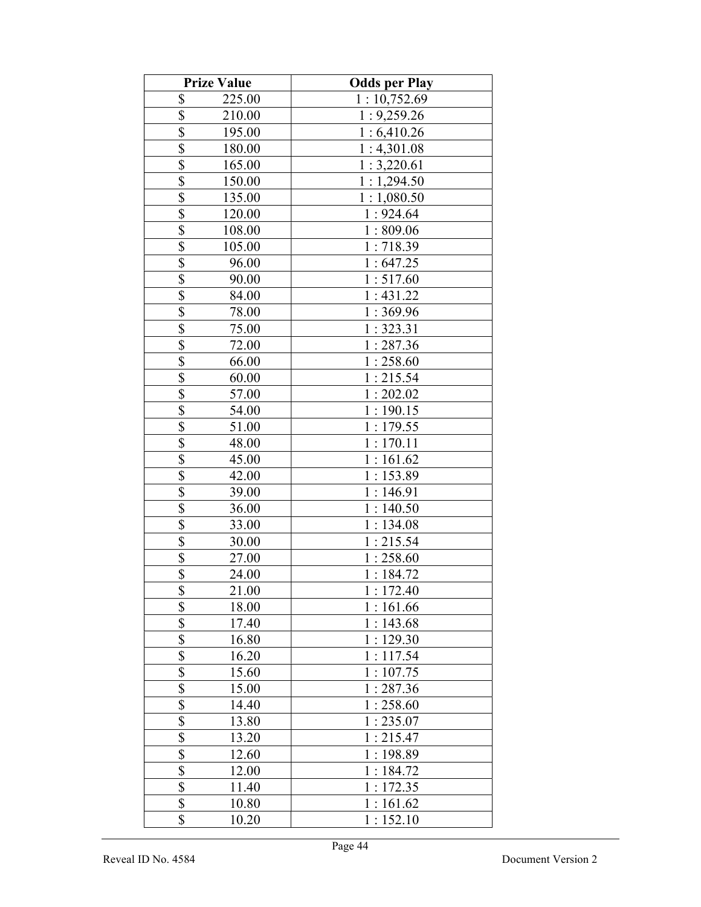| Prize Value | Odds per Play |
|---|---|
| $ 225.00 | 1 : 10,752.69 |
| $ 210.00 | 1 : 9,259.26 |
| $ 195.00 | 1 : 6,410.26 |
| $ 180.00 | 1 : 4,301.08 |
| $ 165.00 | 1 : 3,220.61 |
| $ 150.00 | 1 : 1,294.50 |
| $ 135.00 | 1 : 1,080.50 |
| $ 120.00 | 1 : 924.64 |
| $ 108.00 | 1 : 809.06 |
| $ 105.00 | 1 : 718.39 |
| $ 96.00 | 1 : 647.25 |
| $ 90.00 | 1 : 517.60 |
| $ 84.00 | 1 : 431.22 |
| $ 78.00 | 1 : 369.96 |
| $ 75.00 | 1 : 323.31 |
| $ 72.00 | 1 : 287.36 |
| $ 66.00 | 1 : 258.60 |
| $ 60.00 | 1 : 215.54 |
| $ 57.00 | 1 : 202.02 |
| $ 54.00 | 1 : 190.15 |
| $ 51.00 | 1 : 179.55 |
| $ 48.00 | 1 : 170.11 |
| $ 45.00 | 1 : 161.62 |
| $ 42.00 | 1 : 153.89 |
| $ 39.00 | 1 : 146.91 |
| $ 36.00 | 1 : 140.50 |
| $ 33.00 | 1 : 134.08 |
| $ 30.00 | 1 : 215.54 |
| $ 27.00 | 1 : 258.60 |
| $ 24.00 | 1 : 184.72 |
| $ 21.00 | 1 : 172.40 |
| $ 18.00 | 1 : 161.66 |
| $ 17.40 | 1 : 143.68 |
| $ 16.80 | 1 : 129.30 |
| $ 16.20 | 1 : 117.54 |
| $ 15.60 | 1 : 107.75 |
| $ 15.00 | 1 : 287.36 |
| $ 14.40 | 1 : 258.60 |
| $ 13.80 | 1 : 235.07 |
| $ 13.20 | 1 : 215.47 |
| $ 12.60 | 1 : 198.89 |
| $ 12.00 | 1 : 184.72 |
| $ 11.40 | 1 : 172.35 |
| $ 10.80 | 1 : 161.62 |
| $ 10.20 | 1 : 152.10 |

Reveal ID No. 4584 Document Version 2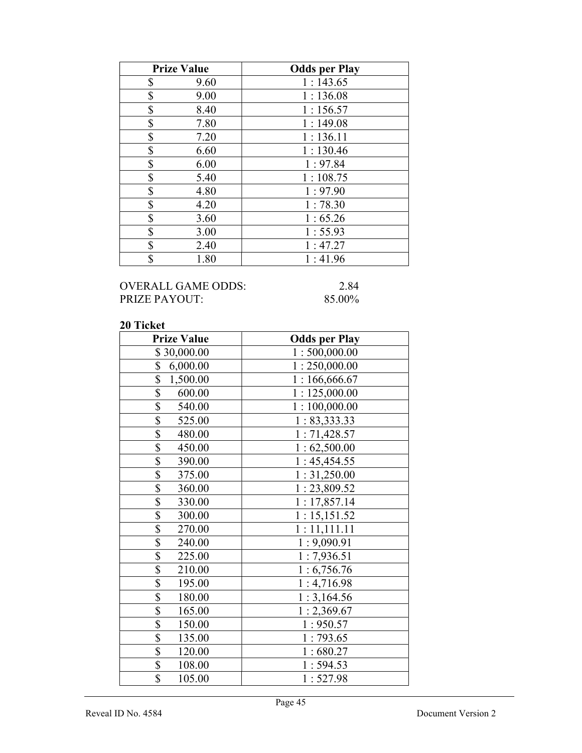| Prize Value | Odds per Play |
|---|---|
| $ 9.60 | 1 : 143.65 |
| $ 9.00 | 1 : 136.08 |
| $ 8.40 | 1 : 156.57 |
| $ 7.80 | 1 : 149.08 |
| $ 7.20 | 1 : 136.11 |
| $ 6.60 | 1 : 130.46 |
| $ 6.00 | 1 : 97.84 |
| $ 5.40 | 1 : 108.75 |
| $ 4.80 | 1 : 97.90 |
| $ 4.20 | 1 : 78.30 |
| $ 3.60 | 1 : 65.26 |
| $ 3.00 | 1 : 55.93 |
| $ 2.40 | 1 : 47.27 |
| $ 1.80 | 1 : 41.96 |

OVERALL GAME ODDS: 2.84
PRIZE PAYOUT: 85.00%

**20 Ticket**

| Prize Value | Odds per Play |
|---|---|
| $ 30,000.00 | 1 : 500,000.00 |
| $ 6,000.00 | 1 : 250,000.00 |
| $ 1,500.00 | 1 : 166,666.67 |
| $ 600.00 | 1 : 125,000.00 |
| $ 540.00 | 1 : 100,000.00 |
| $ 525.00 | 1 : 83,333.33 |
| $ 480.00 | 1 : 71,428.57 |
| $ 450.00 | 1 : 62,500.00 |
| $ 390.00 | 1 : 45,454.55 |
| $ 375.00 | 1 : 31,250.00 |
| $ 360.00 | 1 : 23,809.52 |
| $ 330.00 | 1 : 17,857.14 |
| $ 300.00 | 1 : 15,151.52 |
| $ 270.00 | 1 : 11,111.11 |
| $ 240.00 | 1 : 9,090.91 |
| $ 225.00 | 1 : 7,936.51 |
| $ 210.00 | 1 : 6,756.76 |
| $ 195.00 | 1 : 4,716.98 |
| $ 180.00 | 1 : 3,164.56 |
| $ 165.00 | 1 : 2,369.67 |
| $ 150.00 | 1 : 950.57 |
| $ 135.00 | 1 : 793.65 |
| $ 120.00 | 1 : 680.27 |
| $ 108.00 | 1 : 594.53 |
| $ 105.00 | 1 : 527.98 |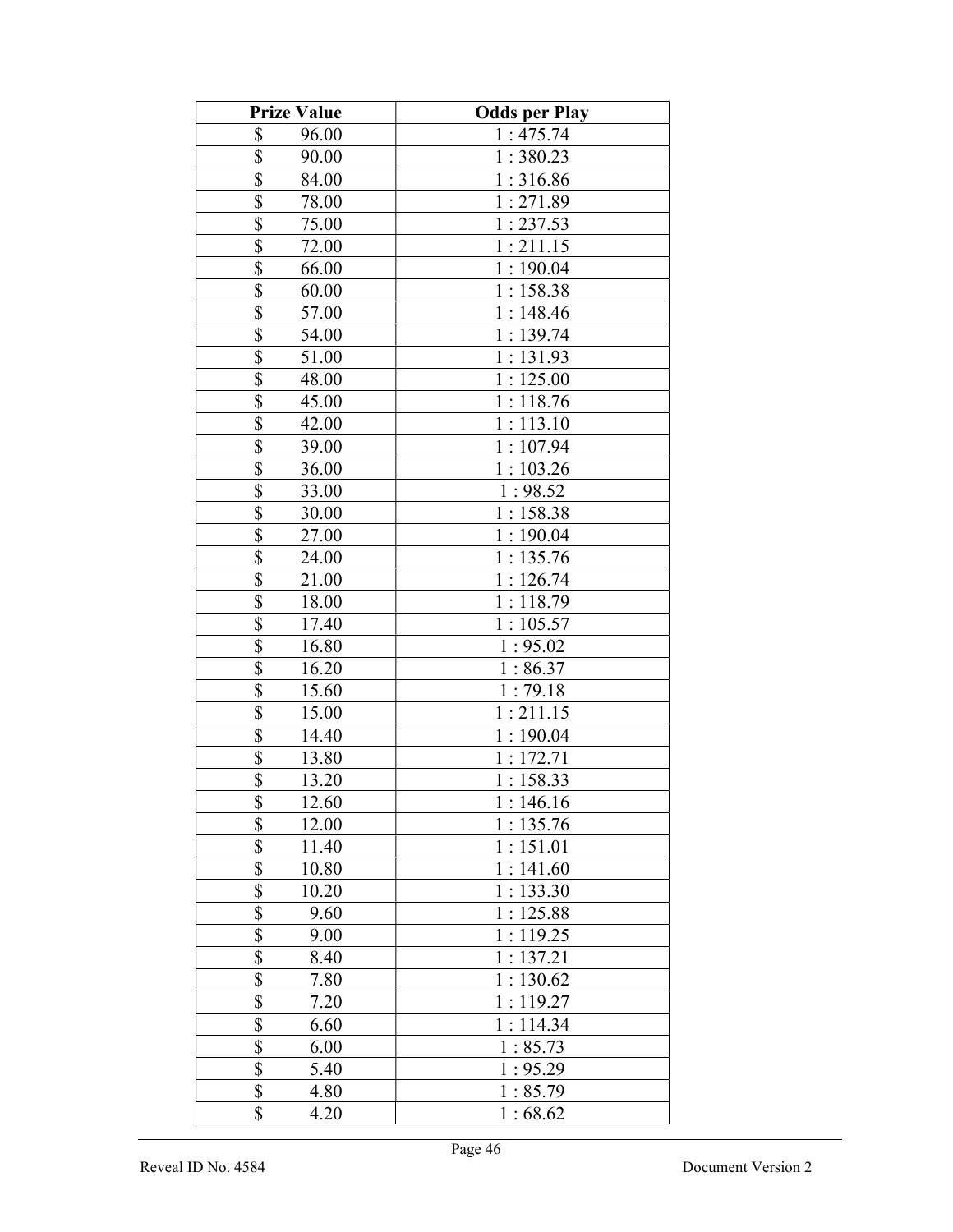| Prize Value | Odds per Play |
|---|---|
| $ 96.00 | 1 : 475.74 |
| $ 90.00 | 1 : 380.23 |
| $ 84.00 | 1 : 316.86 |
| $ 78.00 | 1 : 271.89 |
| $ 75.00 | 1 : 237.53 |
| $ 72.00 | 1 : 211.15 |
| $ 66.00 | 1 : 190.04 |
| $ 60.00 | 1 : 158.38 |
| $ 57.00 | 1 : 148.46 |
| $ 54.00 | 1 : 139.74 |
| $ 51.00 | 1 : 131.93 |
| $ 48.00 | 1 : 125.00 |
| $ 45.00 | 1 : 118.76 |
| $ 42.00 | 1 : 113.10 |
| $ 39.00 | 1 : 107.94 |
| $ 36.00 | 1 : 103.26 |
| $ 33.00 | 1 : 98.52 |
| $ 30.00 | 1 : 158.38 |
| $ 27.00 | 1 : 190.04 |
| $ 24.00 | 1 : 135.76 |
| $ 21.00 | 1 : 126.74 |
| $ 18.00 | 1 : 118.79 |
| $ 17.40 | 1 : 105.57 |
| $ 16.80 | 1 : 95.02 |
| $ 16.20 | 1 : 86.37 |
| $ 15.60 | 1 : 79.18 |
| $ 15.00 | 1 : 211.15 |
| $ 14.40 | 1 : 190.04 |
| $ 13.80 | 1 : 172.71 |
| $ 13.20 | 1 : 158.33 |
| $ 12.60 | 1 : 146.16 |
| $ 12.00 | 1 : 135.76 |
| $ 11.40 | 1 : 151.01 |
| $ 10.80 | 1 : 141.60 |
| $ 10.20 | 1 : 133.30 |
| $ 9.60 | 1 : 125.88 |
| $ 9.00 | 1 : 119.25 |
| $ 8.40 | 1 : 137.21 |
| $ 7.80 | 1 : 130.62 |
| $ 7.20 | 1 : 119.27 |
| $ 6.60 | 1 : 114.34 |
| $ 6.00 | 1 : 85.73 |
| $ 5.40 | 1 : 95.29 |
| $ 4.80 | 1 : 85.79 |
| $ 4.20 | 1 : 68.62 |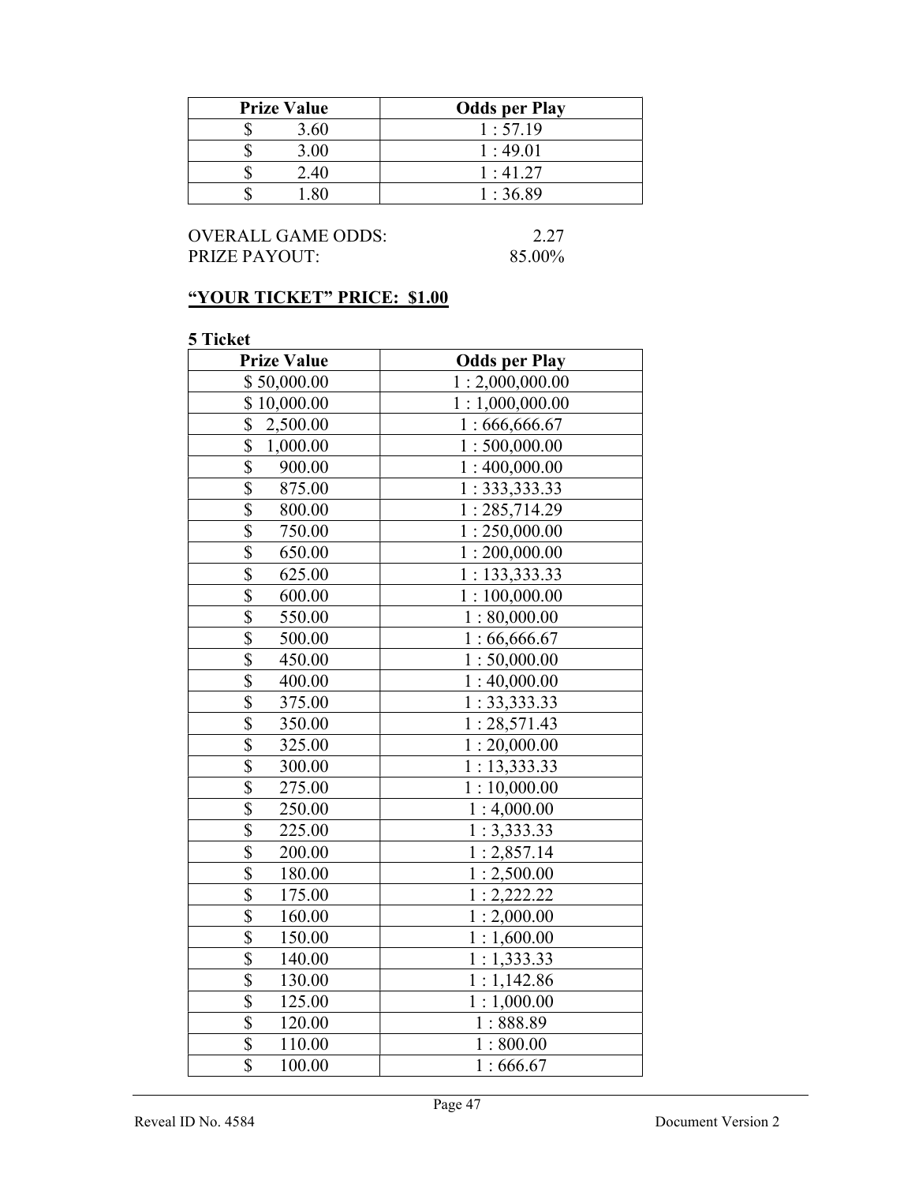| Prize Value | Odds per Play |
|---|---|
| $ 3.60 | 1 : 57.19 |
| $ 3.00 | 1 : 49.01 |
| $ 2.40 | 1 : 41.27 |
| $ 1.80 | 1 : 36.89 |

OVERALL GAME ODDS: 2.27
PRIZE PAYOUT: 85.00%

## **"YOUR TICKET" PRICE: $1.00**

**5 Ticket**

| Prize Value | Odds per Play |
|---|---|
| $ 50,000.00 | 1 : 2,000,000.00 |
| $ 10,000.00 | 1 : 1,000,000.00 |
| $ 2,500.00 | 1 : 666,666.67 |
| $ 1,000.00 | 1 : 500,000.00 |
| $ 900.00 | 1 : 400,000.00 |
| $ 875.00 | 1 : 333,333.33 |
| $ 800.00 | 1 : 285,714.29 |
| $ 750.00 | 1 : 250,000.00 |
| $ 650.00 | 1 : 200,000.00 |
| $ 625.00 | 1 : 133,333.33 |
| $ 600.00 | 1 : 100,000.00 |
| $ 550.00 | 1 : 80,000.00 |
| $ 500.00 | 1 : 66,666.67 |
| $ 450.00 | 1 : 50,000.00 |
| $ 400.00 | 1 : 40,000.00 |
| $ 375.00 | 1 : 33,333.33 |
| $ 350.00 | 1 : 28,571.43 |
| $ 325.00 | 1 : 20,000.00 |
| $ 300.00 | 1 : 13,333.33 |
| $ 275.00 | 1 : 10,000.00 |
| $ 250.00 | 1 : 4,000.00 |
| $ 225.00 | 1 : 3,333.33 |
| $ 200.00 | 1 : 2,857.14 |
| $ 180.00 | 1 : 2,500.00 |
| $ 175.00 | 1 : 2,222.22 |
| $ 160.00 | 1 : 2,000.00 |
| $ 150.00 | 1 : 1,600.00 |
| $ 140.00 | 1 : 1,333.33 |
| $ 130.00 | 1 : 1,142.86 |
| $ 125.00 | 1 : 1,000.00 |
| $ 120.00 | 1 : 888.89 |
| $ 110.00 | 1 : 800.00 |
| $ 100.00 | 1 : 666.67 |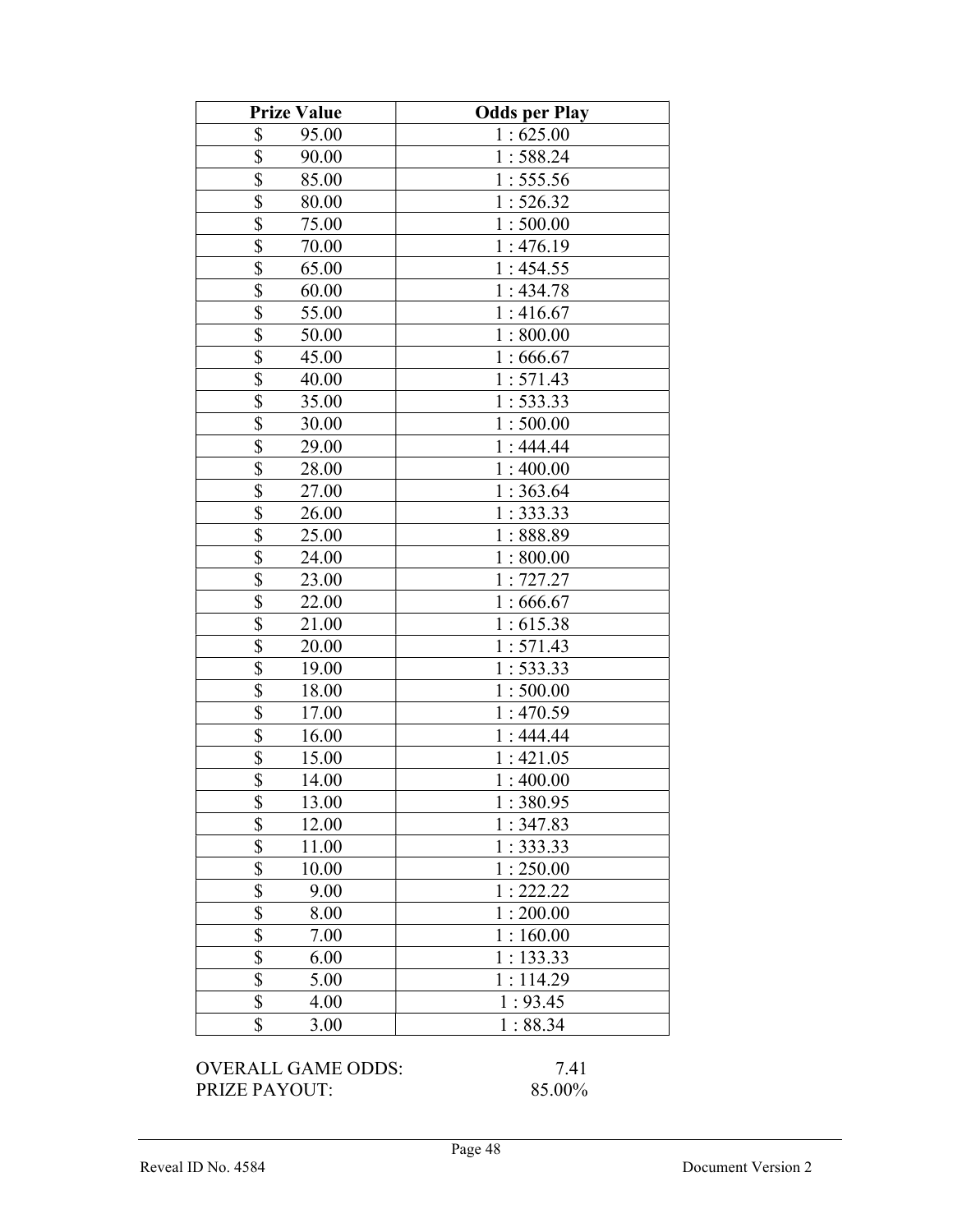| Prize Value | Odds per Play |
|---|---|
| $ 95.00 | 1 : 625.00 |
| $ 90.00 | 1 : 588.24 |
| $ 85.00 | 1 : 555.56 |
| $ 80.00 | 1 : 526.32 |
| $ 75.00 | 1 : 500.00 |
| $ 70.00 | 1 : 476.19 |
| $ 65.00 | 1 : 454.55 |
| $ 60.00 | 1 : 434.78 |
| $ 55.00 | 1 : 416.67 |
| $ 50.00 | 1 : 800.00 |
| $ 45.00 | 1 : 666.67 |
| $ 40.00 | 1 : 571.43 |
| $ 35.00 | 1 : 533.33 |
| $ 30.00 | 1 : 500.00 |
| $ 29.00 | 1 : 444.44 |
| $ 28.00 | 1 : 400.00 |
| $ 27.00 | 1 : 363.64 |
| $ 26.00 | 1 : 333.33 |
| $ 25.00 | 1 : 888.89 |
| $ 24.00 | 1 : 800.00 |
| $ 23.00 | 1 : 727.27 |
| $ 22.00 | 1 : 666.67 |
| $ 21.00 | 1 : 615.38 |
| $ 20.00 | 1 : 571.43 |
| $ 19.00 | 1 : 533.33 |
| $ 18.00 | 1 : 500.00 |
| $ 17.00 | 1 : 470.59 |
| $ 16.00 | 1 : 444.44 |
| $ 15.00 | 1 : 421.05 |
| $ 14.00 | 1 : 400.00 |
| $ 13.00 | 1 : 380.95 |
| $ 12.00 | 1 : 347.83 |
| $ 11.00 | 1 : 333.33 |
| $ 10.00 | 1 : 250.00 |
| $ 9.00 | 1 : 222.22 |
| $ 8.00 | 1 : 200.00 |
| $ 7.00 | 1 : 160.00 |
| $ 6.00 | 1 : 133.33 |
| $ 5.00 | 1 : 114.29 |
| $ 4.00 | 1 : 93.45 |
| $ 3.00 | 1 : 88.34 |

OVERALL GAME ODDS: 7.41
PRIZE PAYOUT: 85.00%

Reveal ID No. 4584 Document Version 2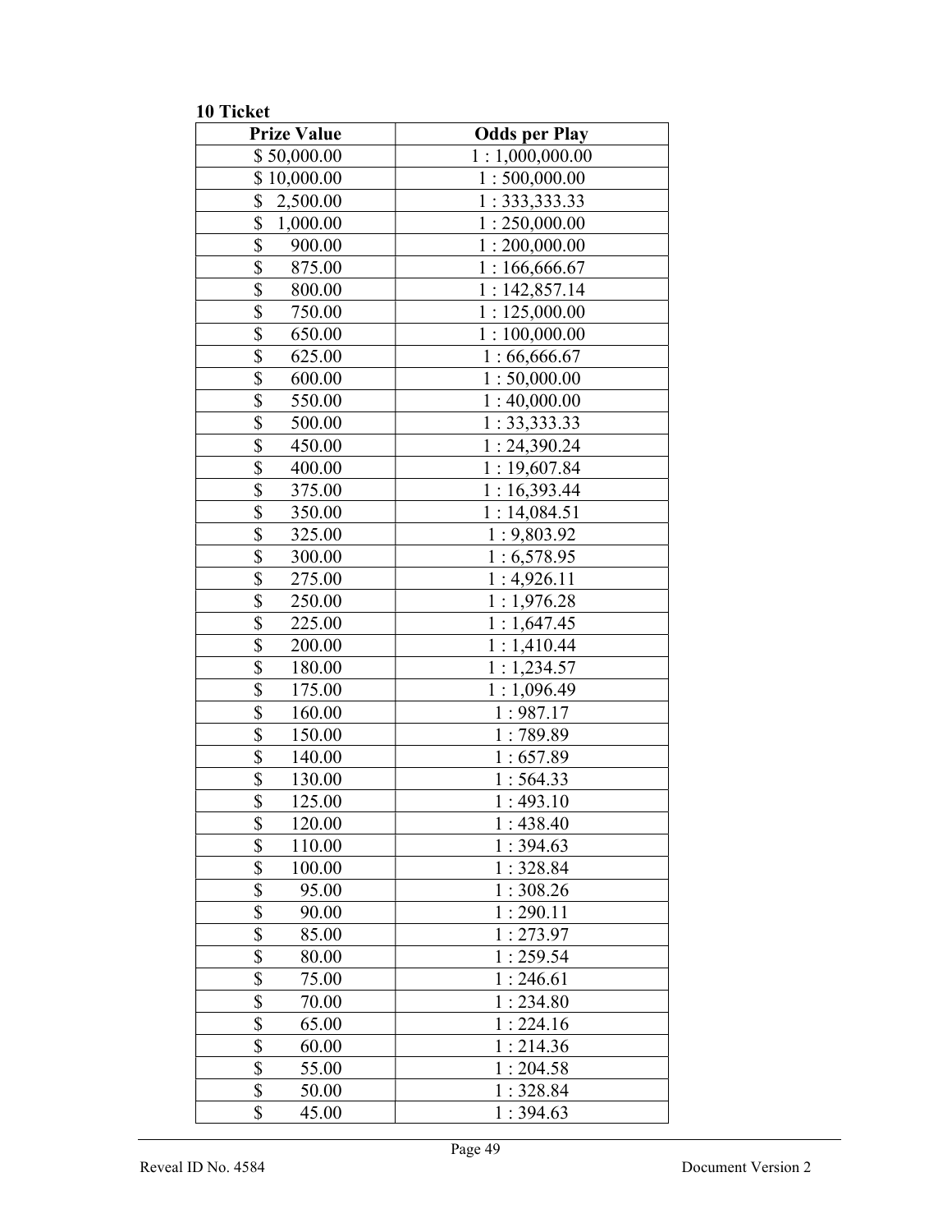**10 Ticket**

| Prize Value | Odds per Play |
|---|---|
| $ 50,000.00 | 1 : 1,000,000.00 |
| $ 10,000.00 | 1 : 500,000.00 |
| $ 2,500.00 | 1 : 333,333.33 |
| $ 1,000.00 | 1 : 250,000.00 |
| $ 900.00 | 1 : 200,000.00 |
| $ 875.00 | 1 : 166,666.67 |
| $ 800.00 | 1 : 142,857.14 |
| $ 750.00 | 1 : 125,000.00 |
| $ 650.00 | 1 : 100,000.00 |
| $ 625.00 | 1 : 66,666.67 |
| $ 600.00 | 1 : 50,000.00 |
| $ 550.00 | 1 : 40,000.00 |
| $ 500.00 | 1 : 33,333.33 |
| $ 450.00 | 1 : 24,390.24 |
| $ 400.00 | 1 : 19,607.84 |
| $ 375.00 | 1 : 16,393.44 |
| $ 350.00 | 1 : 14,084.51 |
| $ 325.00 | 1 : 9,803.92 |
| $ 300.00 | 1 : 6,578.95 |
| $ 275.00 | 1 : 4,926.11 |
| $ 250.00 | 1 : 1,976.28 |
| $ 225.00 | 1 : 1,647.45 |
| $ 200.00 | 1 : 1,410.44 |
| $ 180.00 | 1 : 1,234.57 |
| $ 175.00 | 1 : 1,096.49 |
| $ 160.00 | 1 : 987.17 |
| $ 150.00 | 1 : 789.89 |
| $ 140.00 | 1 : 657.89 |
| $ 130.00 | 1 : 564.33 |
| $ 125.00 | 1 : 493.10 |
| $ 120.00 | 1 : 438.40 |
| $ 110.00 | 1 : 394.63 |
| $ 100.00 | 1 : 328.84 |
| $ 95.00 | 1 : 308.26 |
| $ 90.00 | 1 : 290.11 |
| $ 85.00 | 1 : 273.97 |
| $ 80.00 | 1 : 259.54 |
| $ 75.00 | 1 : 246.61 |
| $ 70.00 | 1 : 234.80 |
| $ 65.00 | 1 : 224.16 |
| $ 60.00 | 1 : 214.36 |
| $ 55.00 | 1 : 204.58 |
| $ 50.00 | 1 : 328.84 |
| $ 45.00 | 1 : 394.63 |

Reveal ID No. 4584 Document Version 2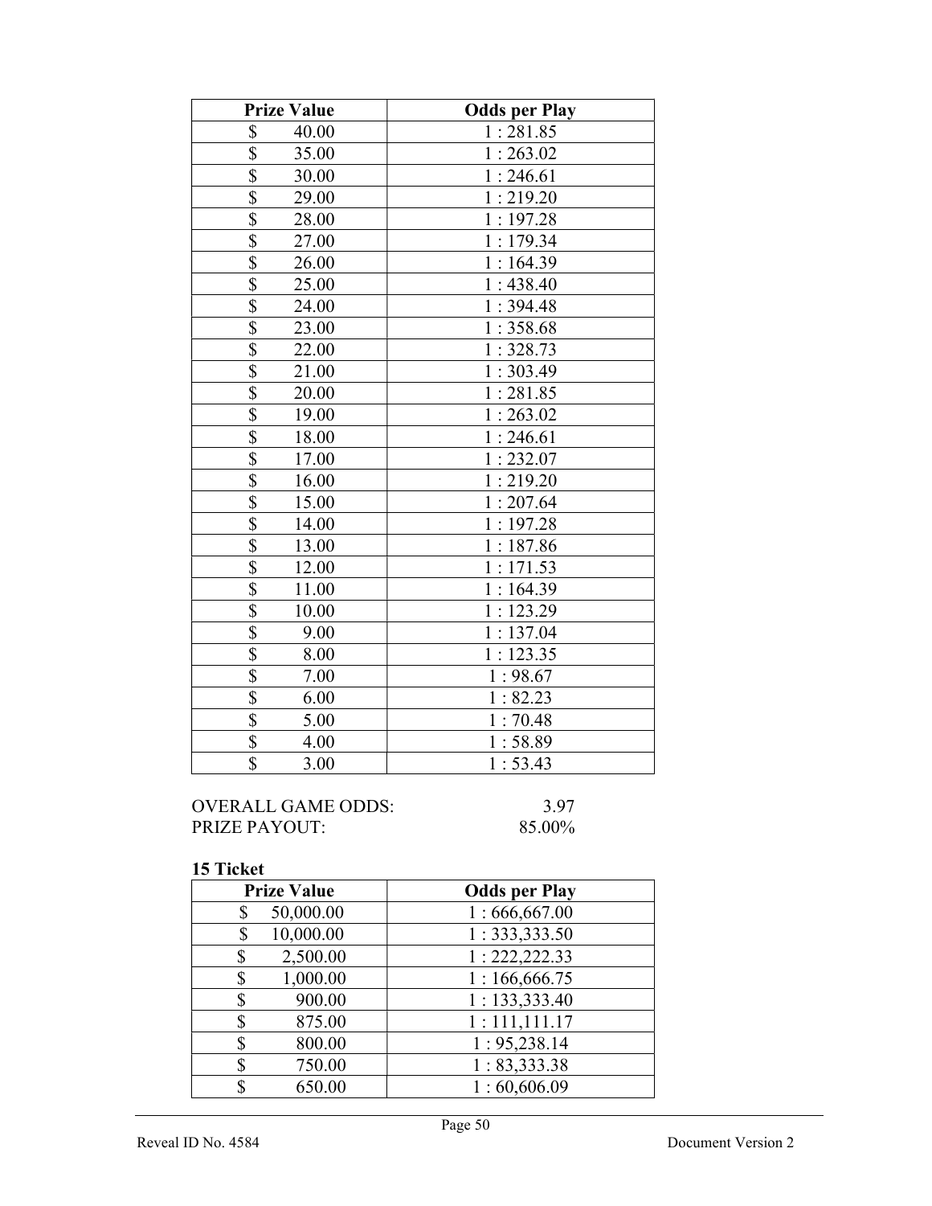| Prize Value | Odds per Play |
|---|---|
| $ 40.00 | 1 : 281.85 |
| $ 35.00 | 1 : 263.02 |
| $ 30.00 | 1 : 246.61 |
| $ 29.00 | 1 : 219.20 |
| $ 28.00 | 1 : 197.28 |
| $ 27.00 | 1 : 179.34 |
| $ 26.00 | 1 : 164.39 |
| $ 25.00 | 1 : 438.40 |
| $ 24.00 | 1 : 394.48 |
| $ 23.00 | 1 : 358.68 |
| $ 22.00 | 1 : 328.73 |
| $ 21.00 | 1 : 303.49 |
| $ 20.00 | 1 : 281.85 |
| $ 19.00 | 1 : 263.02 |
| $ 18.00 | 1 : 246.61 |
| $ 17.00 | 1 : 232.07 |
| $ 16.00 | 1 : 219.20 |
| $ 15.00 | 1 : 207.64 |
| $ 14.00 | 1 : 197.28 |
| $ 13.00 | 1 : 187.86 |
| $ 12.00 | 1 : 171.53 |
| $ 11.00 | 1 : 164.39 |
| $ 10.00 | 1 : 123.29 |
| $ 9.00 | 1 : 137.04 |
| $ 8.00 | 1 : 123.35 |
| $ 7.00 | 1 : 98.67 |
| $ 6.00 | 1 : 82.23 |
| $ 5.00 | 1 : 70.48 |
| $ 4.00 | 1 : 58.89 |
| $ 3.00 | 1 : 53.43 |

OVERALL GAME ODDS: 3.97
PRIZE PAYOUT: 85.00%

**15 Ticket**

| Prize Value | Odds per Play |
|---|---|
| $ 50,000.00 | 1 : 666,667.00 |
| $ 10,000.00 | 1 : 333,333.50 |
| $ 2,500.00 | 1 : 222,222.33 |
| $ 1,000.00 | 1 : 166,666.75 |
| $ 900.00 | 1 : 133,333.40 |
| $ 875.00 | 1 : 111,111.17 |
| $ 800.00 | 1 : 95,238.14 |
| $ 750.00 | 1 : 83,333.38 |
| $ 650.00 | 1 : 60,606.09 |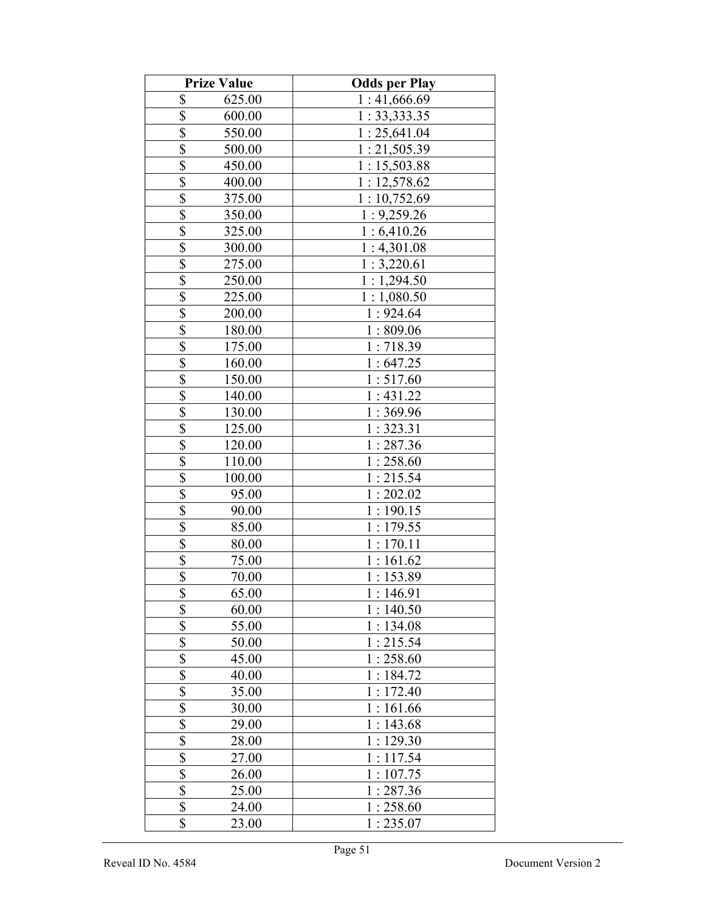| Prize Value | Odds per Play |
| --- | --- |
| $ 625.00 | 1 : 41,666.69 |
| $ 600.00 | 1 : 33,333.35 |
| $ 550.00 | 1 : 25,641.04 |
| $ 500.00 | 1 : 21,505.39 |
| $ 450.00 | 1 : 15,503.88 |
| $ 400.00 | 1 : 12,578.62 |
| $ 375.00 | 1 : 10,752.69 |
| $ 350.00 | 1 : 9,259.26 |
| $ 325.00 | 1 : 6,410.26 |
| $ 300.00 | 1 : 4,301.08 |
| $ 275.00 | 1 : 3,220.61 |
| $ 250.00 | 1 : 1,294.50 |
| $ 225.00 | 1 : 1,080.50 |
| $ 200.00 | 1 : 924.64 |
| $ 180.00 | 1 : 809.06 |
| $ 175.00 | 1 : 718.39 |
| $ 160.00 | 1 : 647.25 |
| $ 150.00 | 1 : 517.60 |
| $ 140.00 | 1 : 431.22 |
| $ 130.00 | 1 : 369.96 |
| $ 125.00 | 1 : 323.31 |
| $ 120.00 | 1 : 287.36 |
| $ 110.00 | 1 : 258.60 |
| $ 100.00 | 1 : 215.54 |
| $ 95.00 | 1 : 202.02 |
| $ 90.00 | 1 : 190.15 |
| $ 85.00 | 1 : 179.55 |
| $ 80.00 | 1 : 170.11 |
| $ 75.00 | 1 : 161.62 |
| $ 70.00 | 1 : 153.89 |
| $ 65.00 | 1 : 146.91 |
| $ 60.00 | 1 : 140.50 |
| $ 55.00 | 1 : 134.08 |
| $ 50.00 | 1 : 215.54 |
| $ 45.00 | 1 : 258.60 |
| $ 40.00 | 1 : 184.72 |
| $ 35.00 | 1 : 172.40 |
| $ 30.00 | 1 : 161.66 |
| $ 29.00 | 1 : 143.68 |
| $ 28.00 | 1 : 129.30 |
| $ 27.00 | 1 : 117.54 |
| $ 26.00 | 1 : 107.75 |
| $ 25.00 | 1 : 287.36 |
| $ 24.00 | 1 : 258.60 |
| $ 23.00 | 1 : 235.07 |

Reveal ID No. 4584 Document Version 2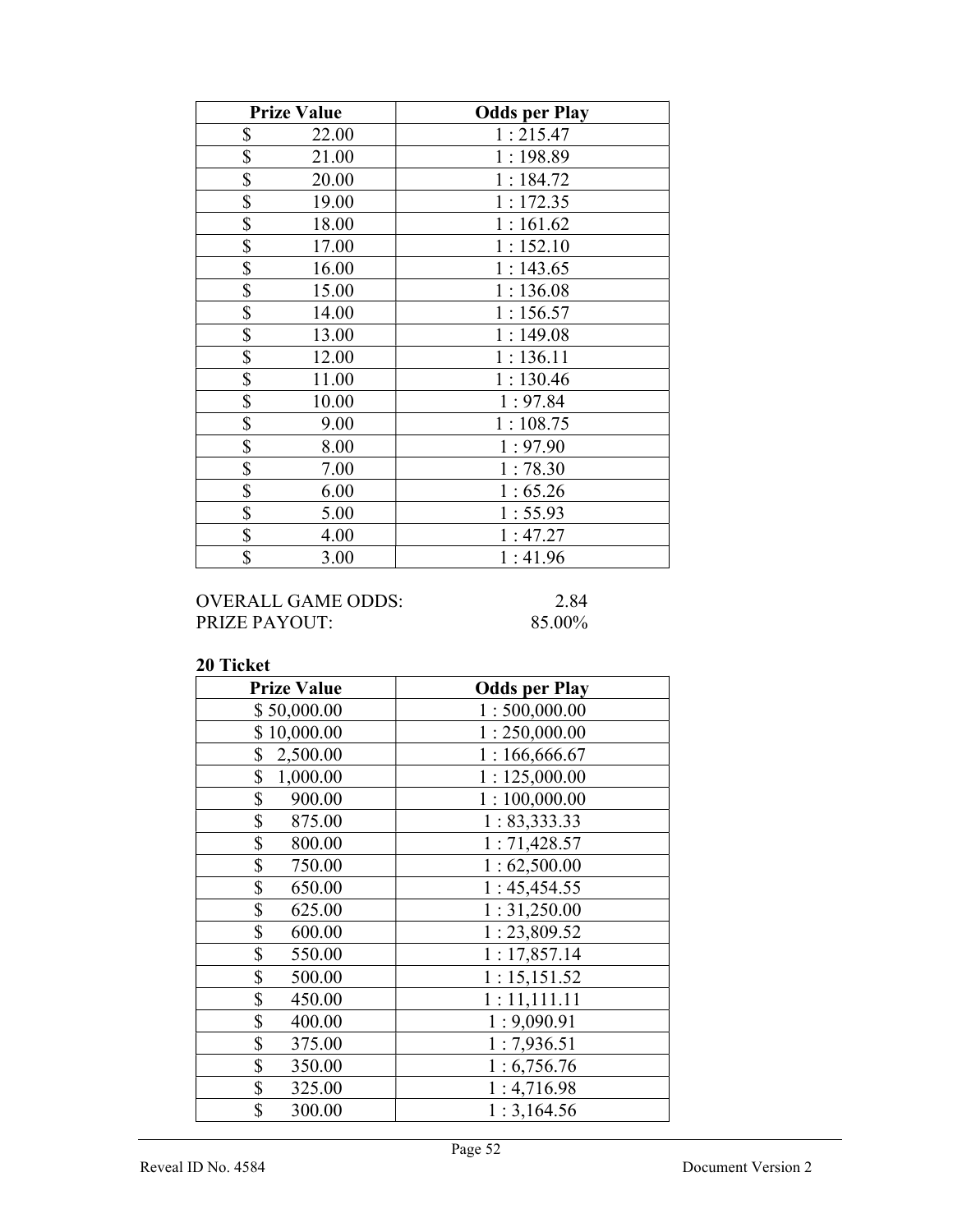| Prize Value | Odds per Play |
|---|---|
| $ 22.00 | 1 : 215.47 |
| $ 21.00 | 1 : 198.89 |
| $ 20.00 | 1 : 184.72 |
| $ 19.00 | 1 : 172.35 |
| $ 18.00 | 1 : 161.62 |
| $ 17.00 | 1 : 152.10 |
| $ 16.00 | 1 : 143.65 |
| $ 15.00 | 1 : 136.08 |
| $ 14.00 | 1 : 156.57 |
| $ 13.00 | 1 : 149.08 |
| $ 12.00 | 1 : 136.11 |
| $ 11.00 | 1 : 130.46 |
| $ 10.00 | 1 : 97.84 |
| $ 9.00 | 1 : 108.75 |
| $ 8.00 | 1 : 97.90 |
| $ 7.00 | 1 : 78.30 |
| $ 6.00 | 1 : 65.26 |
| $ 5.00 | 1 : 55.93 |
| $ 4.00 | 1 : 47.27 |
| $ 3.00 | 1 : 41.96 |

OVERALL GAME ODDS: 2.84
PRIZE PAYOUT: 85.00%

**20 Ticket**

| Prize Value | Odds per Play |
|---|---|
| $ 50,000.00 | 1 : 500,000.00 |
| $ 10,000.00 | 1 : 250,000.00 |
| $ 2,500.00 | 1 : 166,666.67 |
| $ 1,000.00 | 1 : 125,000.00 |
| $ 900.00 | 1 : 100,000.00 |
| $ 875.00 | 1 : 83,333.33 |
| $ 800.00 | 1 : 71,428.57 |
| $ 750.00 | 1 : 62,500.00 |
| $ 650.00 | 1 : 45,454.55 |
| $ 625.00 | 1 : 31,250.00 |
| $ 600.00 | 1 : 23,809.52 |
| $ 550.00 | 1 : 17,857.14 |
| $ 500.00 | 1 : 15,151.52 |
| $ 450.00 | 1 : 11,111.11 |
| $ 400.00 | 1 : 9,090.91 |
| $ 375.00 | 1 : 7,936.51 |
| $ 350.00 | 1 : 6,756.76 |
| $ 325.00 | 1 : 4,716.98 |
| $ 300.00 | 1 : 3,164.56 |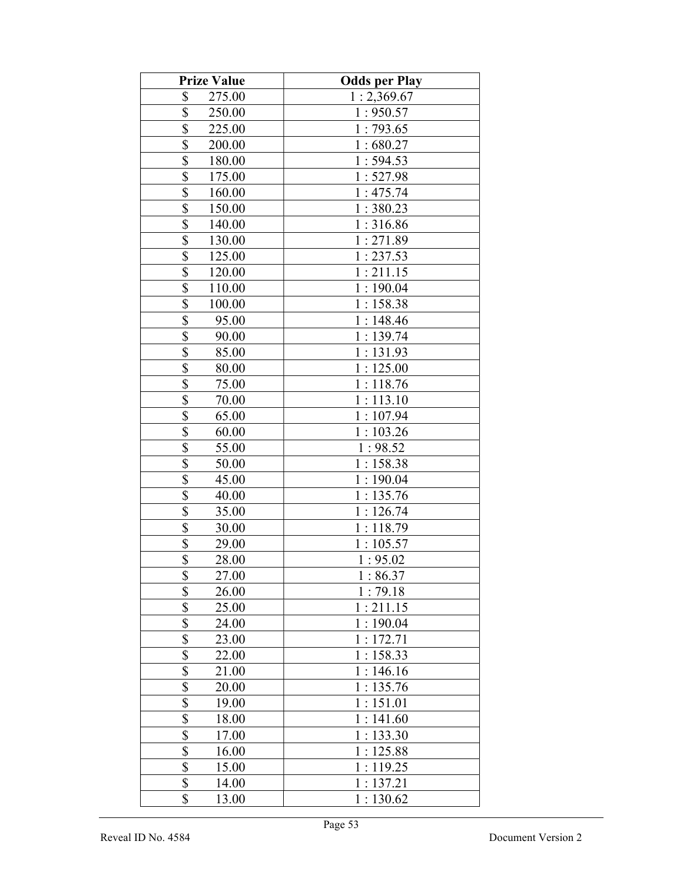| Prize Value | Odds per Play |
|---|---|
| $ 275.00 | 1 : 2,369.67 |
| $ 250.00 | 1 : 950.57 |
| $ 225.00 | 1 : 793.65 |
| $ 200.00 | 1 : 680.27 |
| $ 180.00 | 1 : 594.53 |
| $ 175.00 | 1 : 527.98 |
| $ 160.00 | 1 : 475.74 |
| $ 150.00 | 1 : 380.23 |
| $ 140.00 | 1 : 316.86 |
| $ 130.00 | 1 : 271.89 |
| $ 125.00 | 1 : 237.53 |
| $ 120.00 | 1 : 211.15 |
| $ 110.00 | 1 : 190.04 |
| $ 100.00 | 1 : 158.38 |
| $ 95.00 | 1 : 148.46 |
| $ 90.00 | 1 : 139.74 |
| $ 85.00 | 1 : 131.93 |
| $ 80.00 | 1 : 125.00 |
| $ 75.00 | 1 : 118.76 |
| $ 70.00 | 1 : 113.10 |
| $ 65.00 | 1 : 107.94 |
| $ 60.00 | 1 : 103.26 |
| $ 55.00 | 1 : 98.52 |
| $ 50.00 | 1 : 158.38 |
| $ 45.00 | 1 : 190.04 |
| $ 40.00 | 1 : 135.76 |
| $ 35.00 | 1 : 126.74 |
| $ 30.00 | 1 : 118.79 |
| $ 29.00 | 1 : 105.57 |
| $ 28.00 | 1 : 95.02 |
| $ 27.00 | 1 : 86.37 |
| $ 26.00 | 1 : 79.18 |
| $ 25.00 | 1 : 211.15 |
| $ 24.00 | 1 : 190.04 |
| $ 23.00 | 1 : 172.71 |
| $ 22.00 | 1 : 158.33 |
| $ 21.00 | 1 : 146.16 |
| $ 20.00 | 1 : 135.76 |
| $ 19.00 | 1 : 151.01 |
| $ 18.00 | 1 : 141.60 |
| $ 17.00 | 1 : 133.30 |
| $ 16.00 | 1 : 125.88 |
| $ 15.00 | 1 : 119.25 |
| $ 14.00 | 1 : 137.21 |
| $ 13.00 | 1 : 130.62 |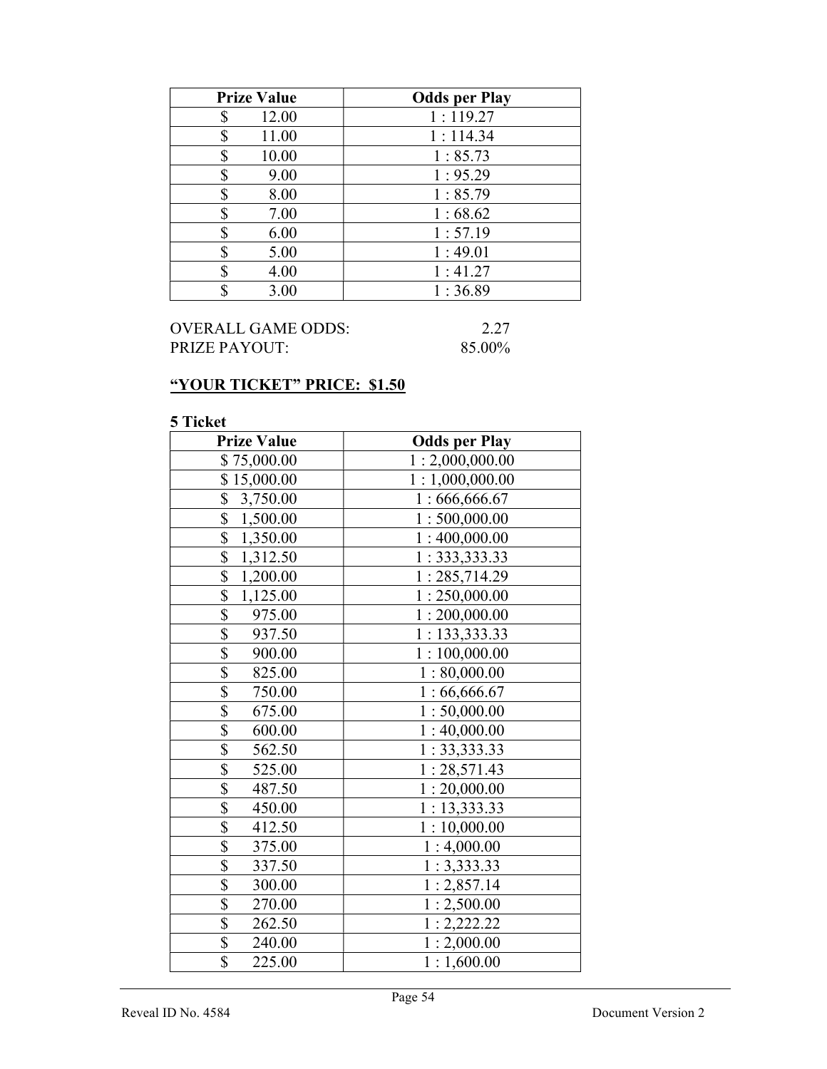| Prize Value | Odds per Play |
|---|---|
| $ 12.00 | 1 : 119.27 |
| $ 11.00 | 1 : 114.34 |
| $ 10.00 | 1 : 85.73 |
| $ 9.00 | 1 : 95.29 |
| $ 8.00 | 1 : 85.79 |
| $ 7.00 | 1 : 68.62 |
| $ 6.00 | 1 : 57.19 |
| $ 5.00 | 1 : 49.01 |
| $ 4.00 | 1 : 41.27 |
| $ 3.00 | 1 : 36.89 |

OVERALL GAME ODDS: 2.27
PRIZE PAYOUT: 85.00%

**"YOUR TICKET" PRICE: $1.50**

**5 Ticket**

| Prize Value | Odds per Play |
|---|---|
| $ 75,000.00 | 1 : 2,000,000.00 |
| $ 15,000.00 | 1 : 1,000,000.00 |
| $ 3,750.00 | 1 : 666,666.67 |
| $ 1,500.00 | 1 : 500,000.00 |
| $ 1,350.00 | 1 : 400,000.00 |
| $ 1,312.50 | 1 : 333,333.33 |
| $ 1,200.00 | 1 : 285,714.29 |
| $ 1,125.00 | 1 : 250,000.00 |
| $ 975.00 | 1 : 200,000.00 |
| $ 937.50 | 1 : 133,333.33 |
| $ 900.00 | 1 : 100,000.00 |
| $ 825.00 | 1 : 80,000.00 |
| $ 750.00 | 1 : 66,666.67 |
| $ 675.00 | 1 : 50,000.00 |
| $ 600.00 | 1 : 40,000.00 |
| $ 562.50 | 1 : 33,333.33 |
| $ 525.00 | 1 : 28,571.43 |
| $ 487.50 | 1 : 20,000.00 |
| $ 450.00 | 1 : 13,333.33 |
| $ 412.50 | 1 : 10,000.00 |
| $ 375.00 | 1 : 4,000.00 |
| $ 337.50 | 1 : 3,333.33 |
| $ 300.00 | 1 : 2,857.14 |
| $ 270.00 | 1 : 2,500.00 |
| $ 262.50 | 1 : 2,222.22 |
| $ 240.00 | 1 : 2,000.00 |
| $ 225.00 | 1 : 1,600.00 |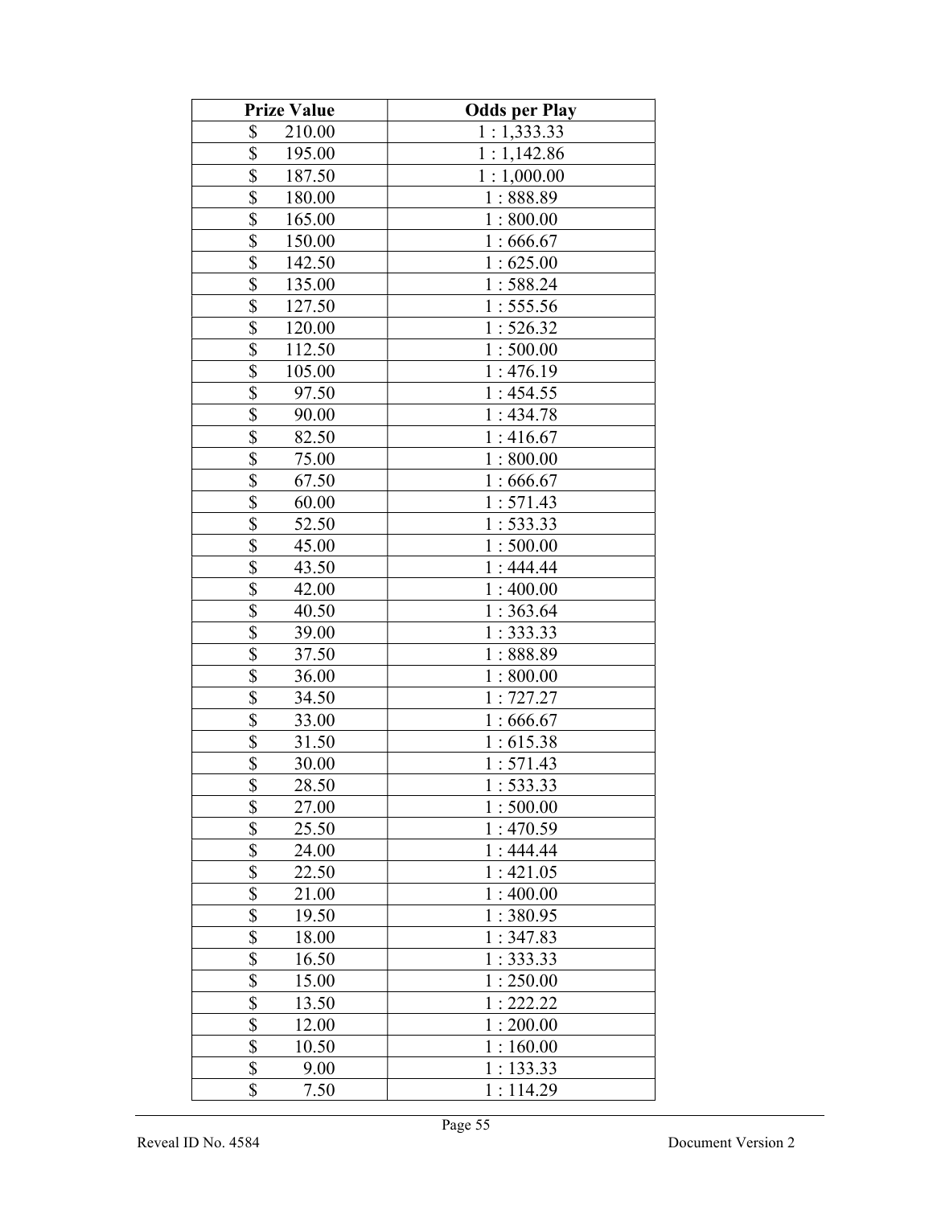| Prize Value | Odds per Play |
|---|---|
| $ 210.00 | 1 : 1,333.33 |
| $ 195.00 | 1 : 1,142.86 |
| $ 187.50 | 1 : 1,000.00 |
| $ 180.00 | 1 : 888.89 |
| $ 165.00 | 1 : 800.00 |
| $ 150.00 | 1 : 666.67 |
| $ 142.50 | 1 : 625.00 |
| $ 135.00 | 1 : 588.24 |
| $ 127.50 | 1 : 555.56 |
| $ 120.00 | 1 : 526.32 |
| $ 112.50 | 1 : 500.00 |
| $ 105.00 | 1 : 476.19 |
| $ 97.50 | 1 : 454.55 |
| $ 90.00 | 1 : 434.78 |
| $ 82.50 | 1 : 416.67 |
| $ 75.00 | 1 : 800.00 |
| $ 67.50 | 1 : 666.67 |
| $ 60.00 | 1 : 571.43 |
| $ 52.50 | 1 : 533.33 |
| $ 45.00 | 1 : 500.00 |
| $ 43.50 | 1 : 444.44 |
| $ 42.00 | 1 : 400.00 |
| $ 40.50 | 1 : 363.64 |
| $ 39.00 | 1 : 333.33 |
| $ 37.50 | 1 : 888.89 |
| $ 36.00 | 1 : 800.00 |
| $ 34.50 | 1 : 727.27 |
| $ 33.00 | 1 : 666.67 |
| $ 31.50 | 1 : 615.38 |
| $ 30.00 | 1 : 571.43 |
| $ 28.50 | 1 : 533.33 |
| $ 27.00 | 1 : 500.00 |
| $ 25.50 | 1 : 470.59 |
| $ 24.00 | 1 : 444.44 |
| $ 22.50 | 1 : 421.05 |
| $ 21.00 | 1 : 400.00 |
| $ 19.50 | 1 : 380.95 |
| $ 18.00 | 1 : 347.83 |
| $ 16.50 | 1 : 333.33 |
| $ 15.00 | 1 : 250.00 |
| $ 13.50 | 1 : 222.22 |
| $ 12.00 | 1 : 200.00 |
| $ 10.50 | 1 : 160.00 |
| $ 9.00 | 1 : 133.33 |
| $ 7.50 | 1 : 114.29 |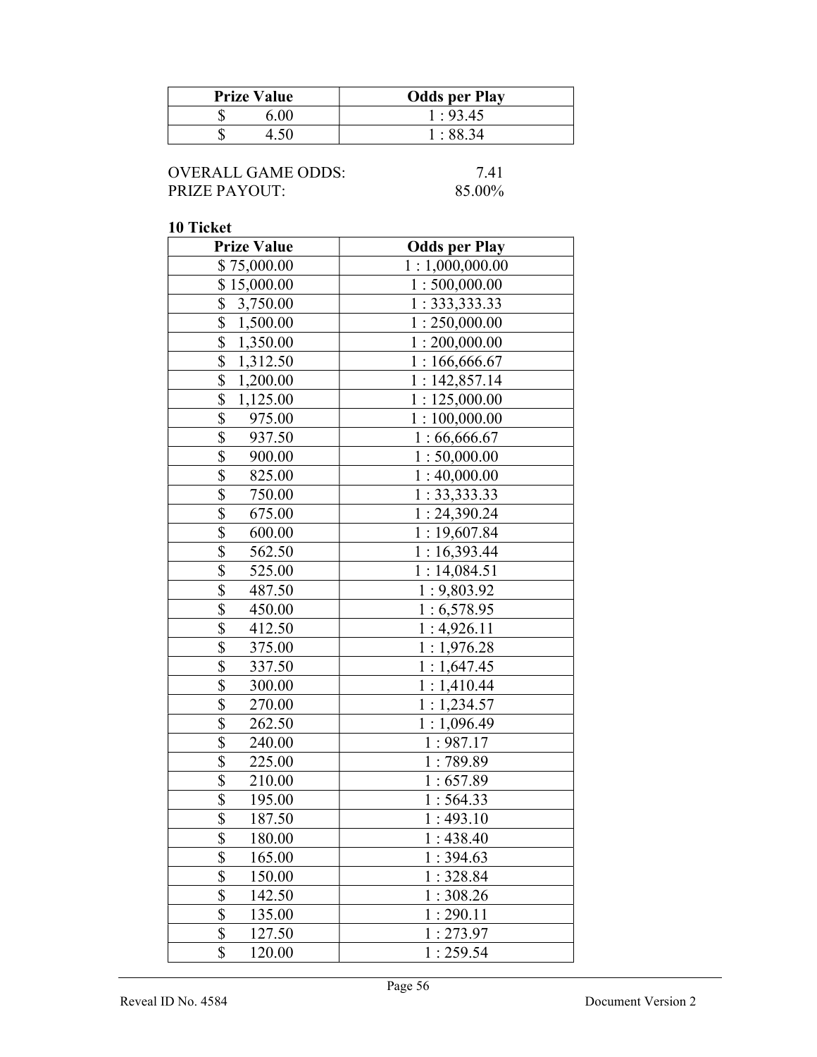| Prize Value | Odds per Play |
|---|---|
| $ 6.00 | 1 : 93.45 |
| $ 4.50 | 1 : 88.34 |

OVERALL GAME ODDS: 7.41
PRIZE PAYOUT: 85.00%

**10 Ticket**

| Prize Value | Odds per Play |
|---|---|
| $ 75,000.00 | 1 : 1,000,000.00 |
| $ 15,000.00 | 1 : 500,000.00 |
| $ 3,750.00 | 1 : 333,333.33 |
| $ 1,500.00 | 1 : 250,000.00 |
| $ 1,350.00 | 1 : 200,000.00 |
| $ 1,312.50 | 1 : 166,666.67 |
| $ 1,200.00 | 1 : 142,857.14 |
| $ 1,125.00 | 1 : 125,000.00 |
| $ 975.00 | 1 : 100,000.00 |
| $ 937.50 | 1 : 66,666.67 |
| $ 900.00 | 1 : 50,000.00 |
| $ 825.00 | 1 : 40,000.00 |
| $ 750.00 | 1 : 33,333.33 |
| $ 675.00 | 1 : 24,390.24 |
| $ 600.00 | 1 : 19,607.84 |
| $ 562.50 | 1 : 16,393.44 |
| $ 525.00 | 1 : 14,084.51 |
| $ 487.50 | 1 : 9,803.92 |
| $ 450.00 | 1 : 6,578.95 |
| $ 412.50 | 1 : 4,926.11 |
| $ 375.00 | 1 : 1,976.28 |
| $ 337.50 | 1 : 1,647.45 |
| $ 300.00 | 1 : 1,410.44 |
| $ 270.00 | 1 : 1,234.57 |
| $ 262.50 | 1 : 1,096.49 |
| $ 240.00 | 1 : 987.17 |
| $ 225.00 | 1 : 789.89 |
| $ 210.00 | 1 : 657.89 |
| $ 195.00 | 1 : 564.33 |
| $ 187.50 | 1 : 493.10 |
| $ 180.00 | 1 : 438.40 |
| $ 165.00 | 1 : 394.63 |
| $ 150.00 | 1 : 328.84 |
| $ 142.50 | 1 : 308.26 |
| $ 135.00 | 1 : 290.11 |
| $ 127.50 | 1 : 273.97 |
| $ 120.00 | 1 : 259.54 |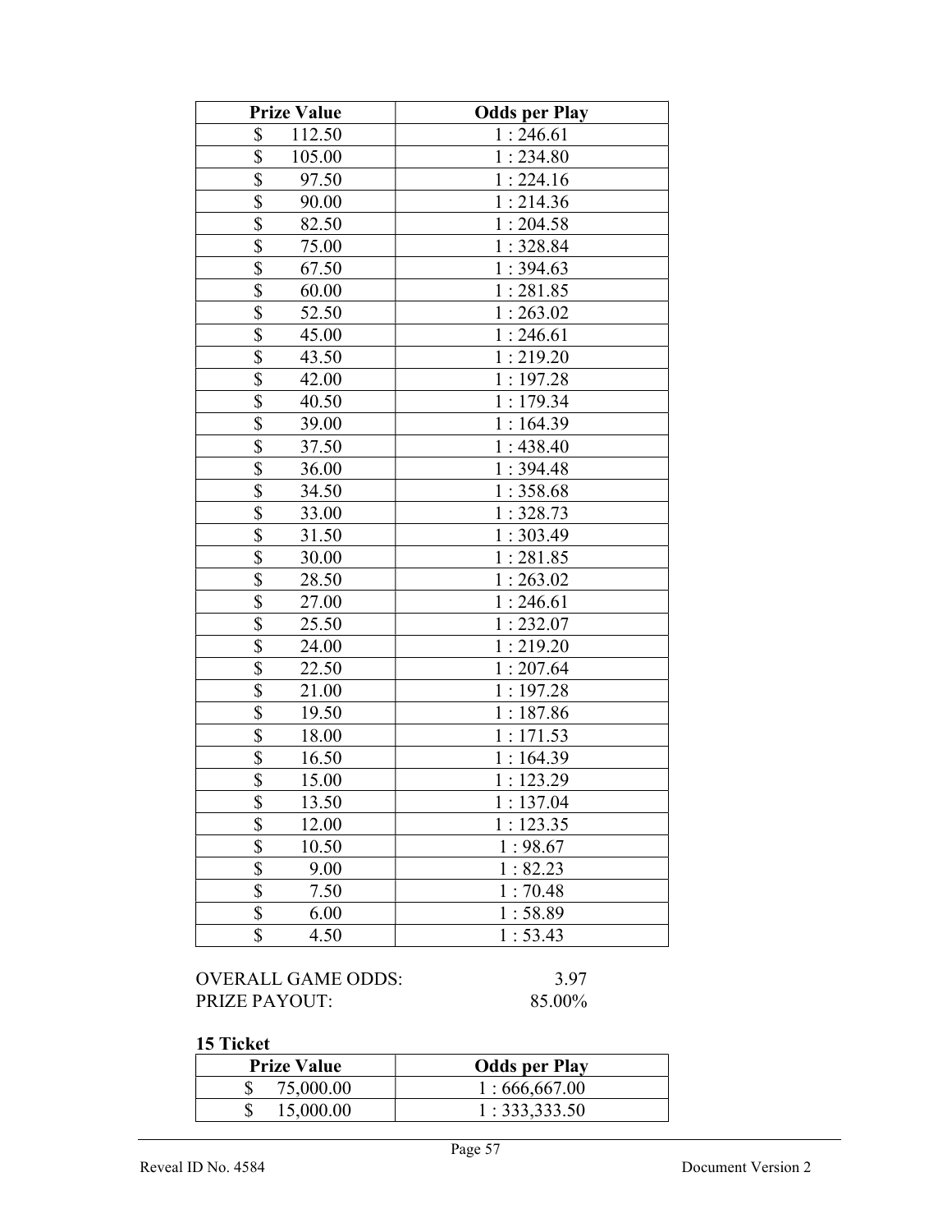| Prize Value | Odds per Play |
|---|---|
| $ 112.50 | 1 : 246.61 |
| $ 105.00 | 1 : 234.80 |
| $ 97.50 | 1 : 224.16 |
| $ 90.00 | 1 : 214.36 |
| $ 82.50 | 1 : 204.58 |
| $ 75.00 | 1 : 328.84 |
| $ 67.50 | 1 : 394.63 |
| $ 60.00 | 1 : 281.85 |
| $ 52.50 | 1 : 263.02 |
| $ 45.00 | 1 : 246.61 |
| $ 43.50 | 1 : 219.20 |
| $ 42.00 | 1 : 197.28 |
| $ 40.50 | 1 : 179.34 |
| $ 39.00 | 1 : 164.39 |
| $ 37.50 | 1 : 438.40 |
| $ 36.00 | 1 : 394.48 |
| $ 34.50 | 1 : 358.68 |
| $ 33.00 | 1 : 328.73 |
| $ 31.50 | 1 : 303.49 |
| $ 30.00 | 1 : 281.85 |
| $ 28.50 | 1 : 263.02 |
| $ 27.00 | 1 : 246.61 |
| $ 25.50 | 1 : 232.07 |
| $ 24.00 | 1 : 219.20 |
| $ 22.50 | 1 : 207.64 |
| $ 21.00 | 1 : 197.28 |
| $ 19.50 | 1 : 187.86 |
| $ 18.00 | 1 : 171.53 |
| $ 16.50 | 1 : 164.39 |
| $ 15.00 | 1 : 123.29 |
| $ 13.50 | 1 : 137.04 |
| $ 12.00 | 1 : 123.35 |
| $ 10.50 | 1 : 98.67 |
| $ 9.00 | 1 : 82.23 |
| $ 7.50 | 1 : 70.48 |
| $ 6.00 | 1 : 58.89 |
| $ 4.50 | 1 : 53.43 |

OVERALL GAME ODDS: 3.97
PRIZE PAYOUT: 85.00%

**15 Ticket**

| Prize Value | Odds per Play |
|---|---|
| $ 75,000.00 | 1 : 666,667.00 |
| $ 15,000.00 | 1 : 333,333.50 |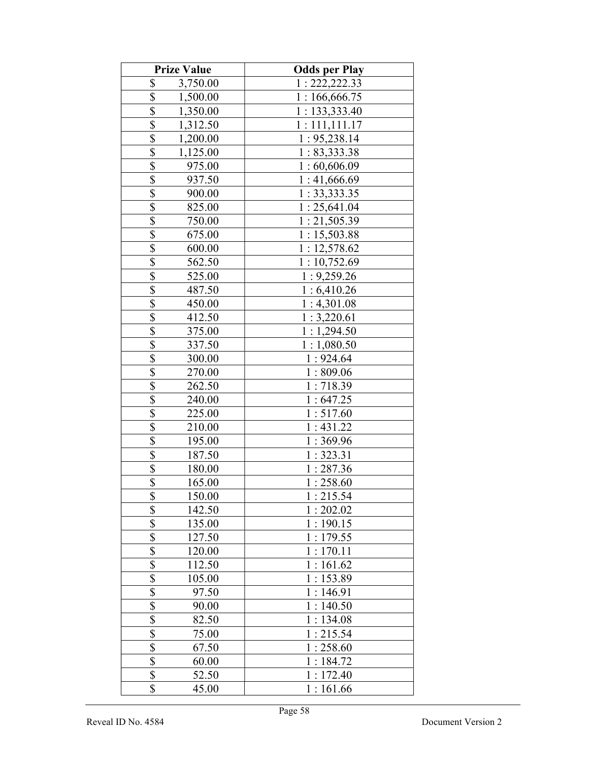| Prize Value | Odds per Play |
|---|---|
| $ 3,750.00 | 1 : 222,222.33 |
| $ 1,500.00 | 1 : 166,666.75 |
| $ 1,350.00 | 1 : 133,333.40 |
| $ 1,312.50 | 1 : 111,111.17 |
| $ 1,200.00 | 1 : 95,238.14 |
| $ 1,125.00 | 1 : 83,333.38 |
| $ 975.00 | 1 : 60,606.09 |
| $ 937.50 | 1 : 41,666.69 |
| $ 900.00 | 1 : 33,333.35 |
| $ 825.00 | 1 : 25,641.04 |
| $ 750.00 | 1 : 21,505.39 |
| $ 675.00 | 1 : 15,503.88 |
| $ 600.00 | 1 : 12,578.62 |
| $ 562.50 | 1 : 10,752.69 |
| $ 525.00 | 1 : 9,259.26 |
| $ 487.50 | 1 : 6,410.26 |
| $ 450.00 | 1 : 4,301.08 |
| $ 412.50 | 1 : 3,220.61 |
| $ 375.00 | 1 : 1,294.50 |
| $ 337.50 | 1 : 1,080.50 |
| $ 300.00 | 1 : 924.64 |
| $ 270.00 | 1 : 809.06 |
| $ 262.50 | 1 : 718.39 |
| $ 240.00 | 1 : 647.25 |
| $ 225.00 | 1 : 517.60 |
| $ 210.00 | 1 : 431.22 |
| $ 195.00 | 1 : 369.96 |
| $ 187.50 | 1 : 323.31 |
| $ 180.00 | 1 : 287.36 |
| $ 165.00 | 1 : 258.60 |
| $ 150.00 | 1 : 215.54 |
| $ 142.50 | 1 : 202.02 |
| $ 135.00 | 1 : 190.15 |
| $ 127.50 | 1 : 179.55 |
| $ 120.00 | 1 : 170.11 |
| $ 112.50 | 1 : 161.62 |
| $ 105.00 | 1 : 153.89 |
| $ 97.50 | 1 : 146.91 |
| $ 90.00 | 1 : 140.50 |
| $ 82.50 | 1 : 134.08 |
| $ 75.00 | 1 : 215.54 |
| $ 67.50 | 1 : 258.60 |
| $ 60.00 | 1 : 184.72 |
| $ 52.50 | 1 : 172.40 |
| $ 45.00 | 1 : 161.66 |

Reveal ID No. 4584

Document Version 2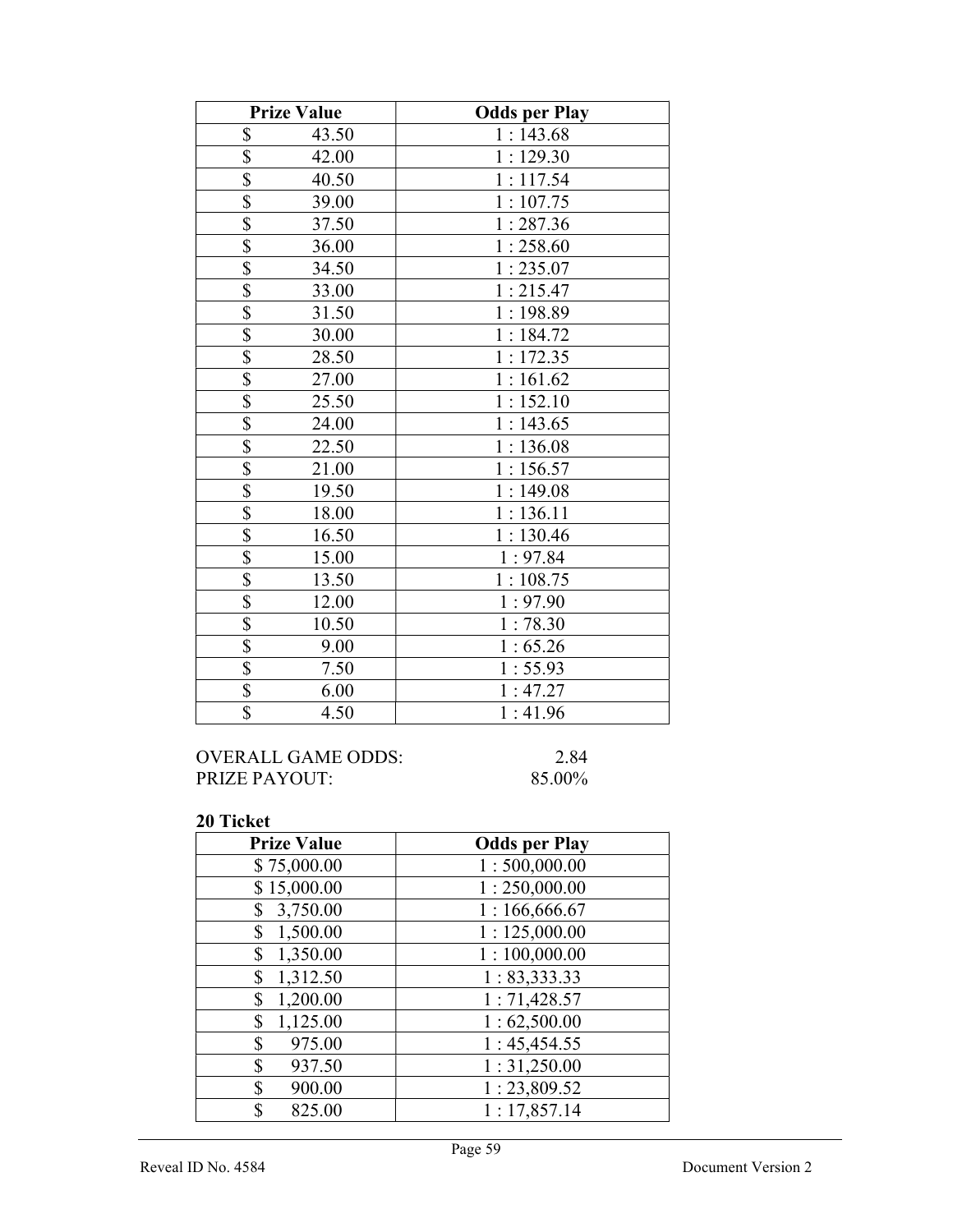| Prize Value | Odds per Play |
| --- | --- |
| $ 43.50 | 1 : 143.68 |
| $ 42.00 | 1 : 129.30 |
| $ 40.50 | 1 : 117.54 |
| $ 39.00 | 1 : 107.75 |
| $ 37.50 | 1 : 287.36 |
| $ 36.00 | 1 : 258.60 |
| $ 34.50 | 1 : 235.07 |
| $ 33.00 | 1 : 215.47 |
| $ 31.50 | 1 : 198.89 |
| $ 30.00 | 1 : 184.72 |
| $ 28.50 | 1 : 172.35 |
| $ 27.00 | 1 : 161.62 |
| $ 25.50 | 1 : 152.10 |
| $ 24.00 | 1 : 143.65 |
| $ 22.50 | 1 : 136.08 |
| $ 21.00 | 1 : 156.57 |
| $ 19.50 | 1 : 149.08 |
| $ 18.00 | 1 : 136.11 |
| $ 16.50 | 1 : 130.46 |
| $ 15.00 | 1 : 97.84 |
| $ 13.50 | 1 : 108.75 |
| $ 12.00 | 1 : 97.90 |
| $ 10.50 | 1 : 78.30 |
| $ 9.00 | 1 : 65.26 |
| $ 7.50 | 1 : 55.93 |
| $ 6.00 | 1 : 47.27 |
| $ 4.50 | 1 : 41.96 |

OVERALL GAME ODDS: 2.84
PRIZE PAYOUT: 85.00%

**20 Ticket**

| Prize Value | Odds per Play |
| --- | --- |
| $ 75,000.00 | 1 : 500,000.00 |
| $ 15,000.00 | 1 : 250,000.00 |
| $ 3,750.00 | 1 : 166,666.67 |
| $ 1,500.00 | 1 : 125,000.00 |
| $ 1,350.00 | 1 : 100,000.00 |
| $ 1,312.50 | 1 : 83,333.33 |
| $ 1,200.00 | 1 : 71,428.57 |
| $ 1,125.00 | 1 : 62,500.00 |
| $ 975.00 | 1 : 45,454.55 |
| $ 937.50 | 1 : 31,250.00 |
| $ 900.00 | 1 : 23,809.52 |
| $ 825.00 | 1 : 17,857.14 |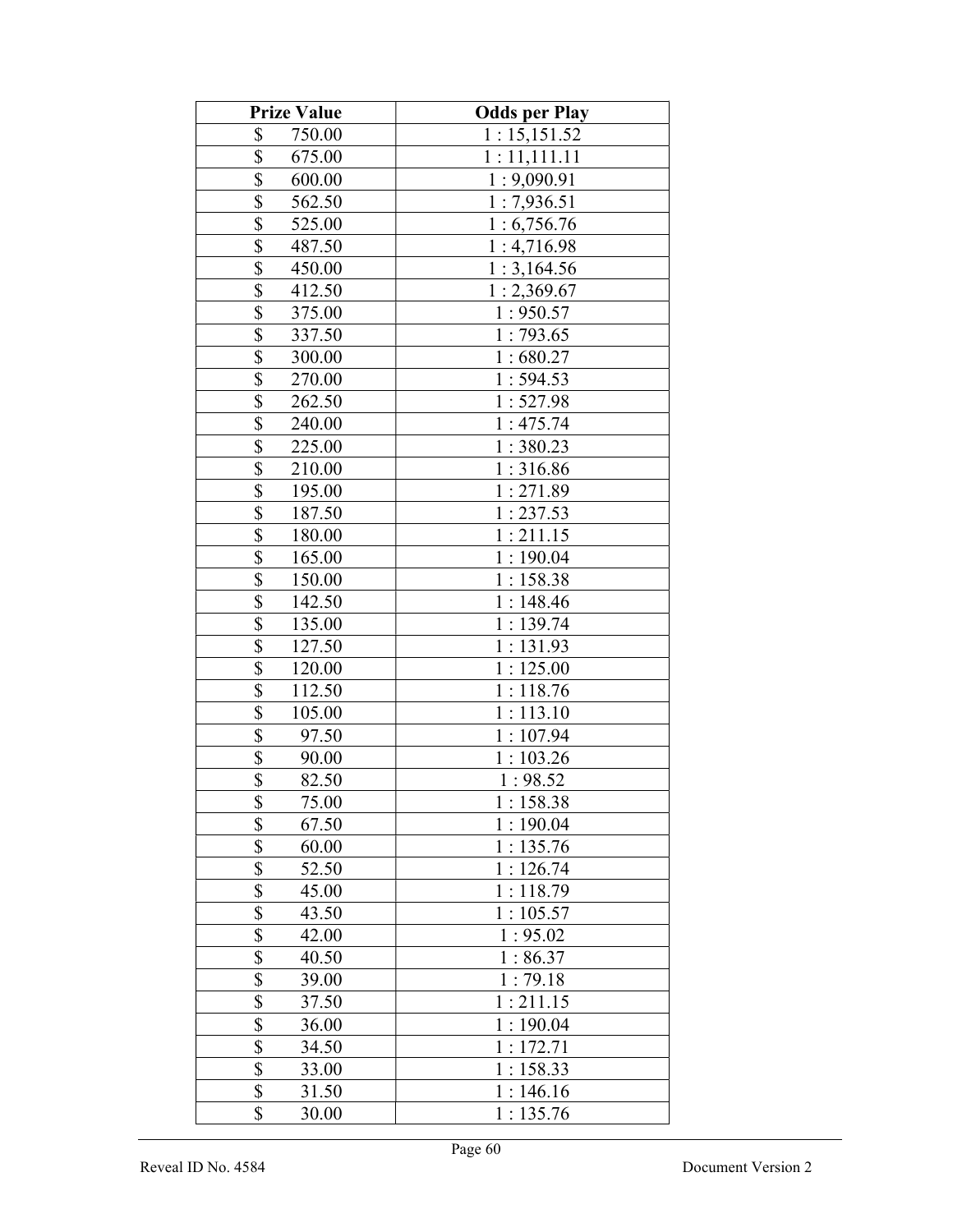| Prize Value | Odds per Play |
| --- | --- |
| $ 750.00 | 1 : 15,151.52 |
| $ 675.00 | 1 : 11,111.11 |
| $ 600.00 | 1 : 9,090.91 |
| $ 562.50 | 1 : 7,936.51 |
| $ 525.00 | 1 : 6,756.76 |
| $ 487.50 | 1 : 4,716.98 |
| $ 450.00 | 1 : 3,164.56 |
| $ 412.50 | 1 : 2,369.67 |
| $ 375.00 | 1 : 950.57 |
| $ 337.50 | 1 : 793.65 |
| $ 300.00 | 1 : 680.27 |
| $ 270.00 | 1 : 594.53 |
| $ 262.50 | 1 : 527.98 |
| $ 240.00 | 1 : 475.74 |
| $ 225.00 | 1 : 380.23 |
| $ 210.00 | 1 : 316.86 |
| $ 195.00 | 1 : 271.89 |
| $ 187.50 | 1 : 237.53 |
| $ 180.00 | 1 : 211.15 |
| $ 165.00 | 1 : 190.04 |
| $ 150.00 | 1 : 158.38 |
| $ 142.50 | 1 : 148.46 |
| $ 135.00 | 1 : 139.74 |
| $ 127.50 | 1 : 131.93 |
| $ 120.00 | 1 : 125.00 |
| $ 112.50 | 1 : 118.76 |
| $ 105.00 | 1 : 113.10 |
| $ 97.50 | 1 : 107.94 |
| $ 90.00 | 1 : 103.26 |
| $ 82.50 | 1 : 98.52 |
| $ 75.00 | 1 : 158.38 |
| $ 67.50 | 1 : 190.04 |
| $ 60.00 | 1 : 135.76 |
| $ 52.50 | 1 : 126.74 |
| $ 45.00 | 1 : 118.79 |
| $ 43.50 | 1 : 105.57 |
| $ 42.00 | 1 : 95.02 |
| $ 40.50 | 1 : 86.37 |
| $ 39.00 | 1 : 79.18 |
| $ 37.50 | 1 : 211.15 |
| $ 36.00 | 1 : 190.04 |
| $ 34.50 | 1 : 172.71 |
| $ 33.00 | 1 : 158.33 |
| $ 31.50 | 1 : 146.16 |
| $ 30.00 | 1 : 135.76 |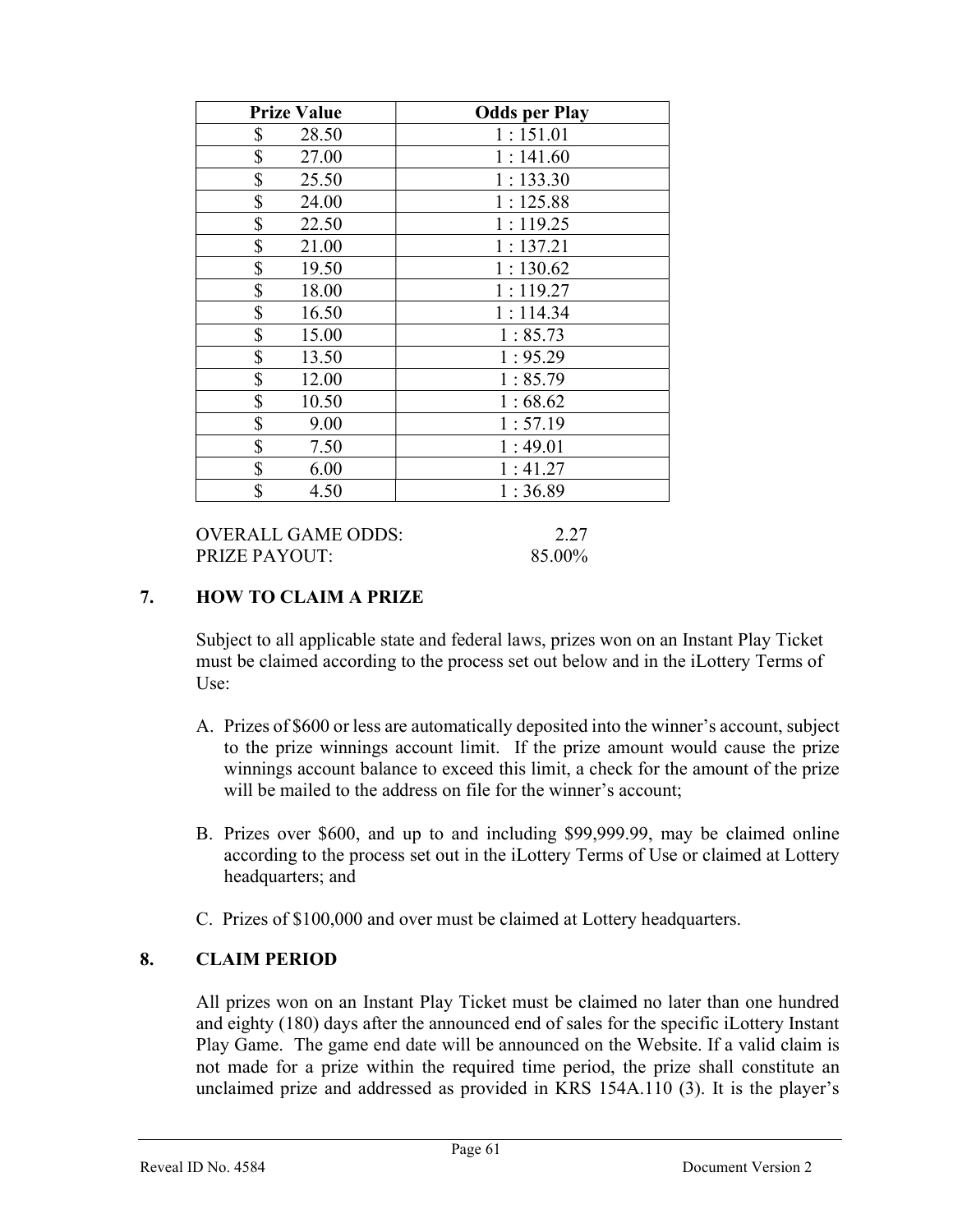| Prize Value | Odds per Play |
|---|---|
| $ 28.50 | 1 : 151.01 |
| $ 27.00 | 1 : 141.60 |
| $ 25.50 | 1 : 133.30 |
| $ 24.00 | 1 : 125.88 |
| $ 22.50 | 1 : 119.25 |
| $ 21.00 | 1 : 137.21 |
| $ 19.50 | 1 : 130.62 |
| $ 18.00 | 1 : 119.27 |
| $ 16.50 | 1 : 114.34 |
| $ 15.00 | 1 : 85.73 |
| $ 13.50 | 1 : 95.29 |
| $ 12.00 | 1 : 85.79 |
| $ 10.50 | 1 : 68.62 |
| $ 9.00 | 1 : 57.19 |
| $ 7.50 | 1 : 49.01 |
| $ 6.00 | 1 : 41.27 |
| $ 4.50 | 1 : 36.89 |

OVERALL GAME ODDS: 2.27
PRIZE PAYOUT: 85.00%

## 7. HOW TO CLAIM A PRIZE

Subject to all applicable state and federal laws, prizes won on an Instant Play Ticket must be claimed according to the process set out below and in the iLottery Terms of Use:

A. Prizes of $600 or less are automatically deposited into the winner's account, subject to the prize winnings account limit. If the prize amount would cause the prize winnings account balance to exceed this limit, a check for the amount of the prize will be mailed to the address on file for the winner's account;

B. Prizes over $600, and up to and including $99,999.99, may be claimed online according to the process set out in the iLottery Terms of Use or claimed at Lottery headquarters; and

C. Prizes of $100,000 and over must be claimed at Lottery headquarters.

## 8. CLAIM PERIOD

All prizes won on an Instant Play Ticket must be claimed no later than one hundred and eighty (180) days after the announced end of sales for the specific iLottery Instant Play Game. The game end date will be announced on the Website. If a valid claim is not made for a prize within the required time period, the prize shall constitute an unclaimed prize and addressed as provided in KRS 154A.110 (3). It is the player's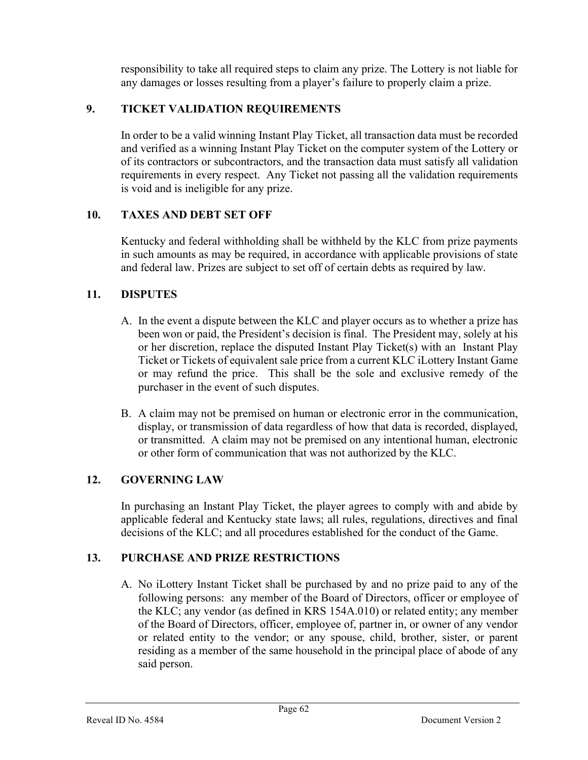responsibility to take all required steps to claim any prize. The Lottery is not liable for any damages or losses resulting from a player's failure to properly claim a prize.

## 9. TICKET VALIDATION REQUIREMENTS

In order to be a valid winning Instant Play Ticket, all transaction data must be recorded and verified as a winning Instant Play Ticket on the computer system of the Lottery or of its contractors or subcontractors, and the transaction data must satisfy all validation requirements in every respect. Any Ticket not passing all the validation requirements is void and is ineligible for any prize.

## 10. TAXES AND DEBT SET OFF

Kentucky and federal withholding shall be withheld by the KLC from prize payments in such amounts as may be required, in accordance with applicable provisions of state and federal law. Prizes are subject to set off of certain debts as required by law.

## 11. DISPUTES

A. In the event a dispute between the KLC and player occurs as to whether a prize has been won or paid, the President's decision is final. The President may, solely at his or her discretion, replace the disputed Instant Play Ticket(s) with an Instant Play Ticket or Tickets of equivalent sale price from a current KLC iLottery Instant Game or may refund the price. This shall be the sole and exclusive remedy of the purchaser in the event of such disputes.

B. A claim may not be premised on human or electronic error in the communication, display, or transmission of data regardless of how that data is recorded, displayed, or transmitted. A claim may not be premised on any intentional human, electronic or other form of communication that was not authorized by the KLC.

## 12. GOVERNING LAW

In purchasing an Instant Play Ticket, the player agrees to comply with and abide by applicable federal and Kentucky state laws; all rules, regulations, directives and final decisions of the KLC; and all procedures established for the conduct of the Game.

## 13. PURCHASE AND PRIZE RESTRICTIONS

A. No iLottery Instant Ticket shall be purchased by and no prize paid to any of the following persons: any member of the Board of Directors, officer or employee of the KLC; any vendor (as defined in KRS 154A.010) or related entity; any member of the Board of Directors, officer, employee of, partner in, or owner of any vendor or related entity to the vendor; or any spouse, child, brother, sister, or parent residing as a member of the same household in the principal place of abode of any said person.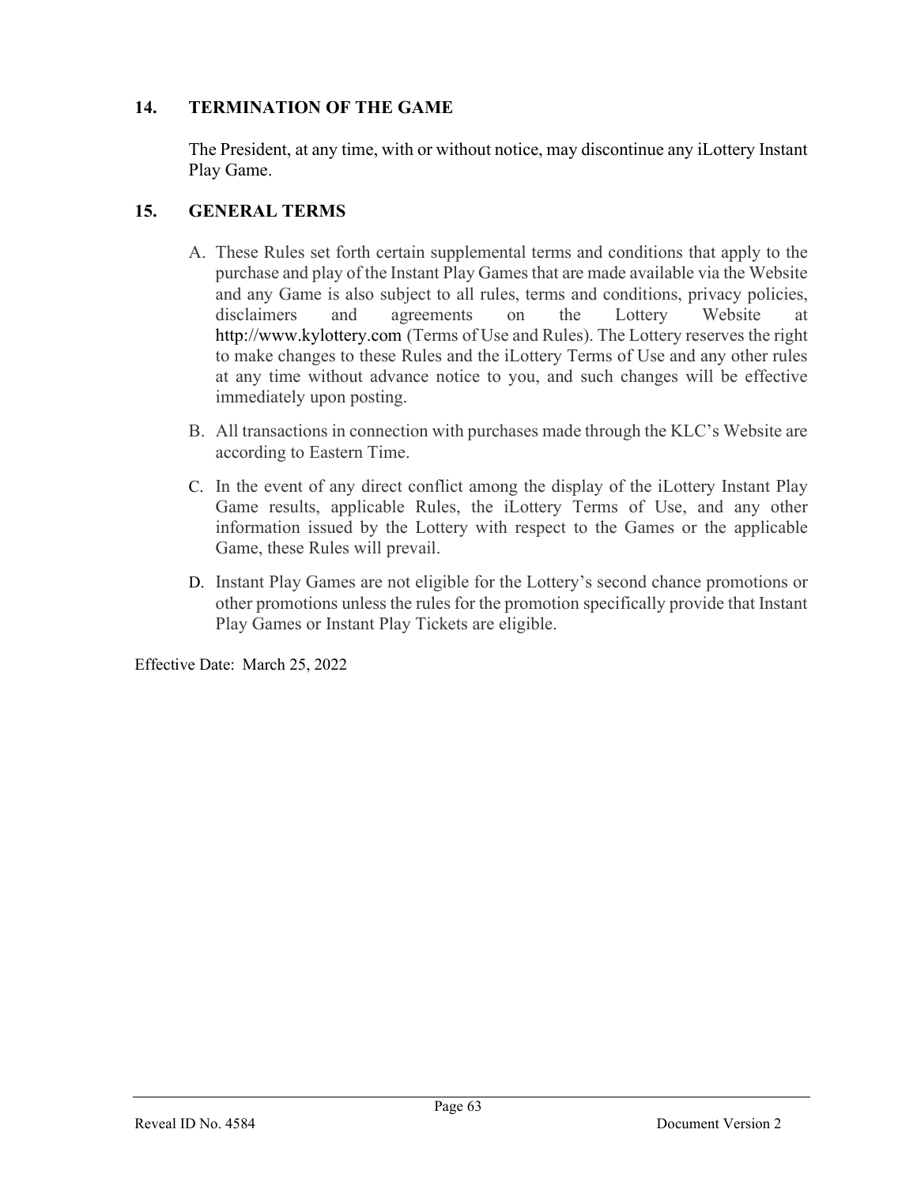## 14. TERMINATION OF THE GAME

The President, at any time, with or without notice, may discontinue any iLottery Instant Play Game.

## 15. GENERAL TERMS

A. These Rules set forth certain supplemental terms and conditions that apply to the purchase and play of the Instant Play Games that are made available via the Website and any Game is also subject to all rules, terms and conditions, privacy policies, disclaimers and agreements on the Lottery Website at http://www.kylottery.com (Terms of Use and Rules). The Lottery reserves the right to make changes to these Rules and the iLottery Terms of Use and any other rules at any time without advance notice to you, and such changes will be effective immediately upon posting.

B. All transactions in connection with purchases made through the KLC's Website are according to Eastern Time.

C. In the event of any direct conflict among the display of the iLottery Instant Play Game results, applicable Rules, the iLottery Terms of Use, and any other information issued by the Lottery with respect to the Games or the applicable Game, these Rules will prevail.

D. Instant Play Games are not eligible for the Lottery's second chance promotions or other promotions unless the rules for the promotion specifically provide that Instant Play Games or Instant Play Tickets are eligible.

Effective Date: March 25, 2022